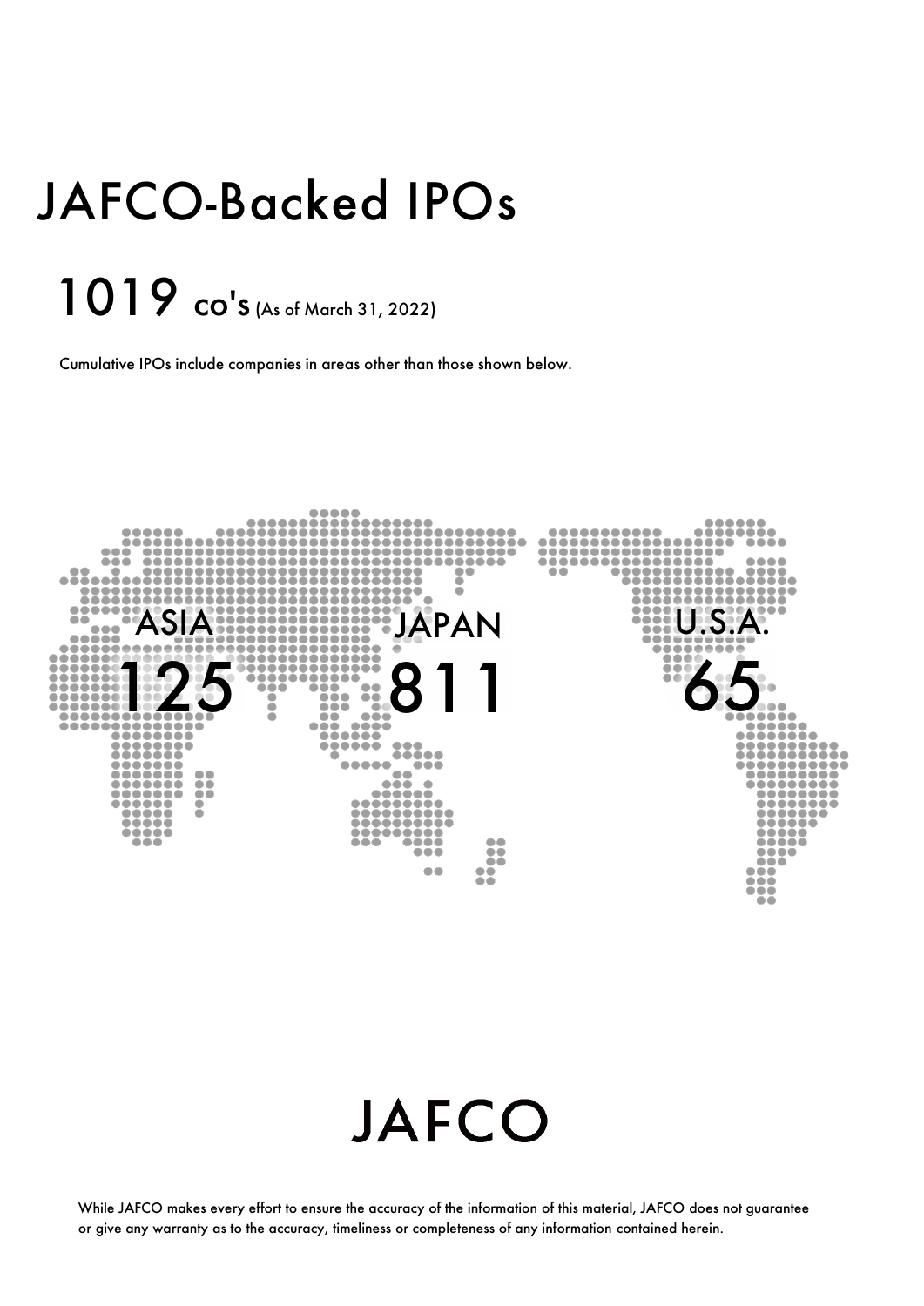# JAFCO-Backed IPOs

## 1019 CO'S (As of March 31, 2022)

Cumulative IPOs include companies in areas other than those shown below.

ASIA
125

JAPAN
811

U.S.A.
65

JAFCO

While JAFCO makes every effort to ensure the accuracy of the information of this material, JAFCO does not guarantee or give any warranty as to the accuracy, timeliness or completeness of any information contained herein.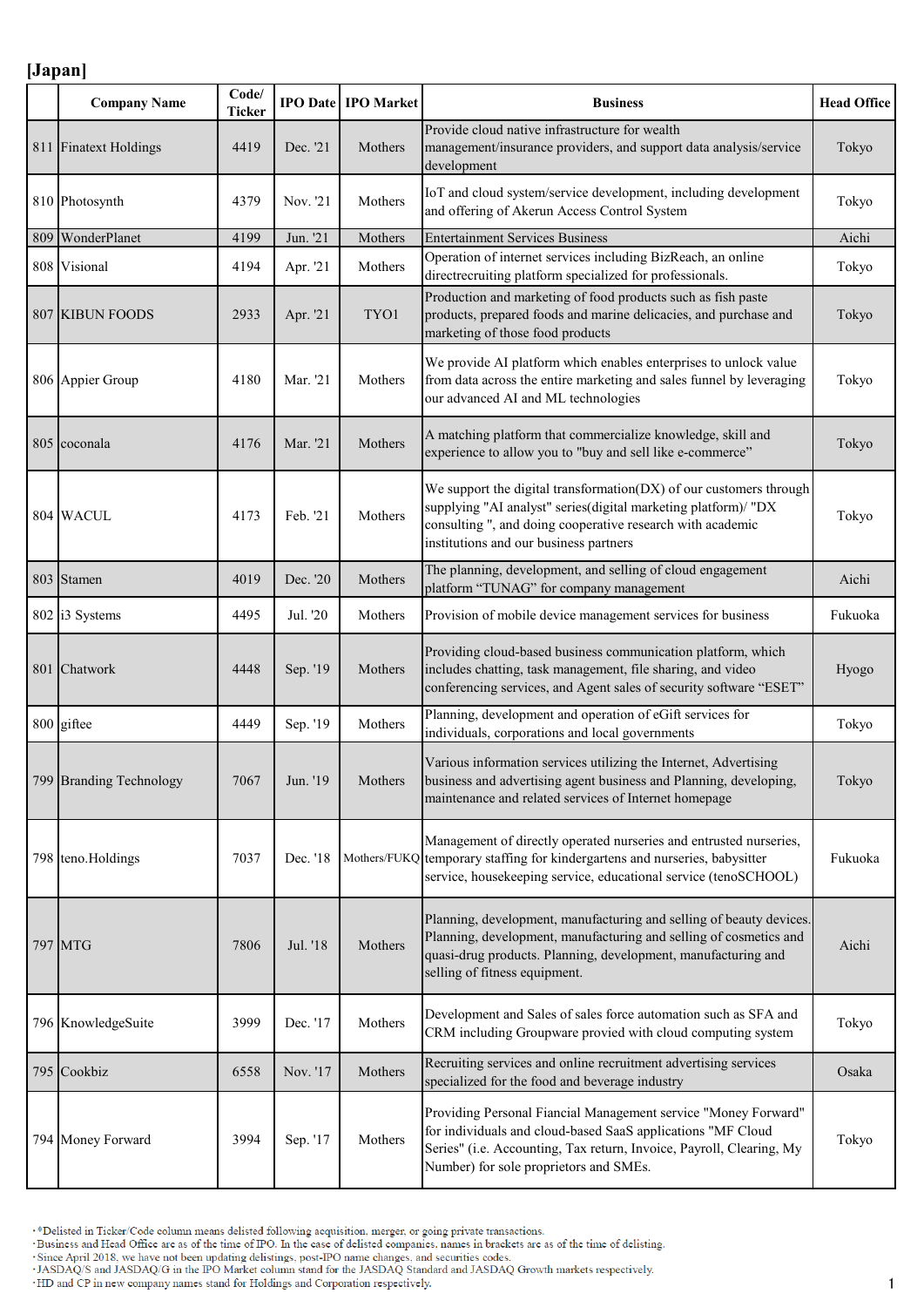**[Japan]**

| | Company Name | Code/ Ticker | IPO Date | IPO Market | Business | Head Office |
|---|---|---|---|---|---|---|
| 811 | Finatext Holdings | 4419 | Dec. '21 | Mothers | Provide cloud native infrastructure for wealth management/insurance providers, and support data analysis/service development | Tokyo |
| 810 | Photosynth | 4379 | Nov. '21 | Mothers | IoT and cloud system/service development, including development and offering of Akerun Access Control System | Tokyo |
| 809 | WonderPlanet | 4199 | Jun. '21 | Mothers | Entertainment Services Business | Aichi |
| 808 | Visional | 4194 | Apr. '21 | Mothers | Operation of internet services including BizReach, an online directrecruiting platform specialized for professionals. | Tokyo |
| 807 | KIBUN FOODS | 2933 | Apr. '21 | TYO1 | Production and marketing of food products such as fish paste products, prepared foods and marine delicacies, and purchase and marketing of those food products | Tokyo |
| 806 | Appier Group | 4180 | Mar. '21 | Mothers | We provide AI platform which enables enterprises to unlock value from data across the entire marketing and sales funnel by leveraging our advanced AI and ML technologies | Tokyo |
| 805 | coconala | 4176 | Mar. '21 | Mothers | A matching platform that commercialize knowledge, skill and experience to allow you to "buy and sell like e-commerce" | Tokyo |
| 804 | WACUL | 4173 | Feb. '21 | Mothers | We support the digital transformation(DX) of our customers through supplying "AI analyst" series(digital marketing platform)/ "DX consulting ", and doing cooperative research with academic institutions and our business partners | Tokyo |
| 803 | Stamen | 4019 | Dec. '20 | Mothers | The planning, development, and selling of cloud engagement platform "TUNAG" for company management | Aichi |
| 802 | i3 Systems | 4495 | Jul. '20 | Mothers | Provision of mobile device management services for business | Fukuoka |
| 801 | Chatwork | 4448 | Sep. '19 | Mothers | Providing cloud-based business communication platform, which includes chatting, task management, file sharing, and video conferencing services, and Agent sales of security software "ESET" | Hyogo |
| 800 | giftee | 4449 | Sep. '19 | Mothers | Planning, development and operation of eGift services for individuals, corporations and local governments | Tokyo |
| 799 | Branding Technology | 7067 | Jun. '19 | Mothers | Various information services utilizing the Internet, Advertising business and advertising agent business and Planning, developing, maintenance and related services of Internet homepage | Tokyo |
| 798 | teno.Holdings | 7037 | Dec. '18 | Mothers/FUKQ | Management of directly operated nurseries and entrusted nurseries, temporary staffing for kindergartens and nurseries, babysitter service, housekeeping service, educational service (tenoSCHOOL) | Fukuoka |
| 797 | MTG | 7806 | Jul. '18 | Mothers | Planning, development, manufacturing and selling of beauty devices. Planning, development, manufacturing and selling of cosmetics and quasi-drug products. Planning, development, manufacturing and selling of fitness equipment. | Aichi |
| 796 | KnowledgeSuite | 3999 | Dec. '17 | Mothers | Development and Sales of sales force automation such as SFA and CRM including Groupware provied with cloud computing system | Tokyo |
| 795 | Cookbiz | 6558 | Nov. '17 | Mothers | Recruiting services and online recruitment advertising services specialized for the food and beverage industry | Osaka |
| 794 | Money Forward | 3994 | Sep. '17 | Mothers | Providing Personal Fiancial Management service "Money Forward" for individuals and cloud-based SaaS applications "MF Cloud Series" (i.e. Accounting, Tax return, Invoice, Payroll, Clearing, My Number) for sole proprietors and SMEs. | Tokyo |

- *Delisted in Ticker/Code column means delisted following acquisition, merger, or going private transactions.
- Business and Head Office are as of the time of IPO. In the case of delisted companies, names in brackets are as of the time of delisting.
- Since April 2018, we have not been updating delistings, post-IPO name changes, and securities codes.
- JASDAQ/S and JASDAQ/G in the IPO Market column stand for the JASDAQ Standard and JASDAQ Growth markets respectively.
- HD and CP in new company names stand for Holdings and Corporation respectively.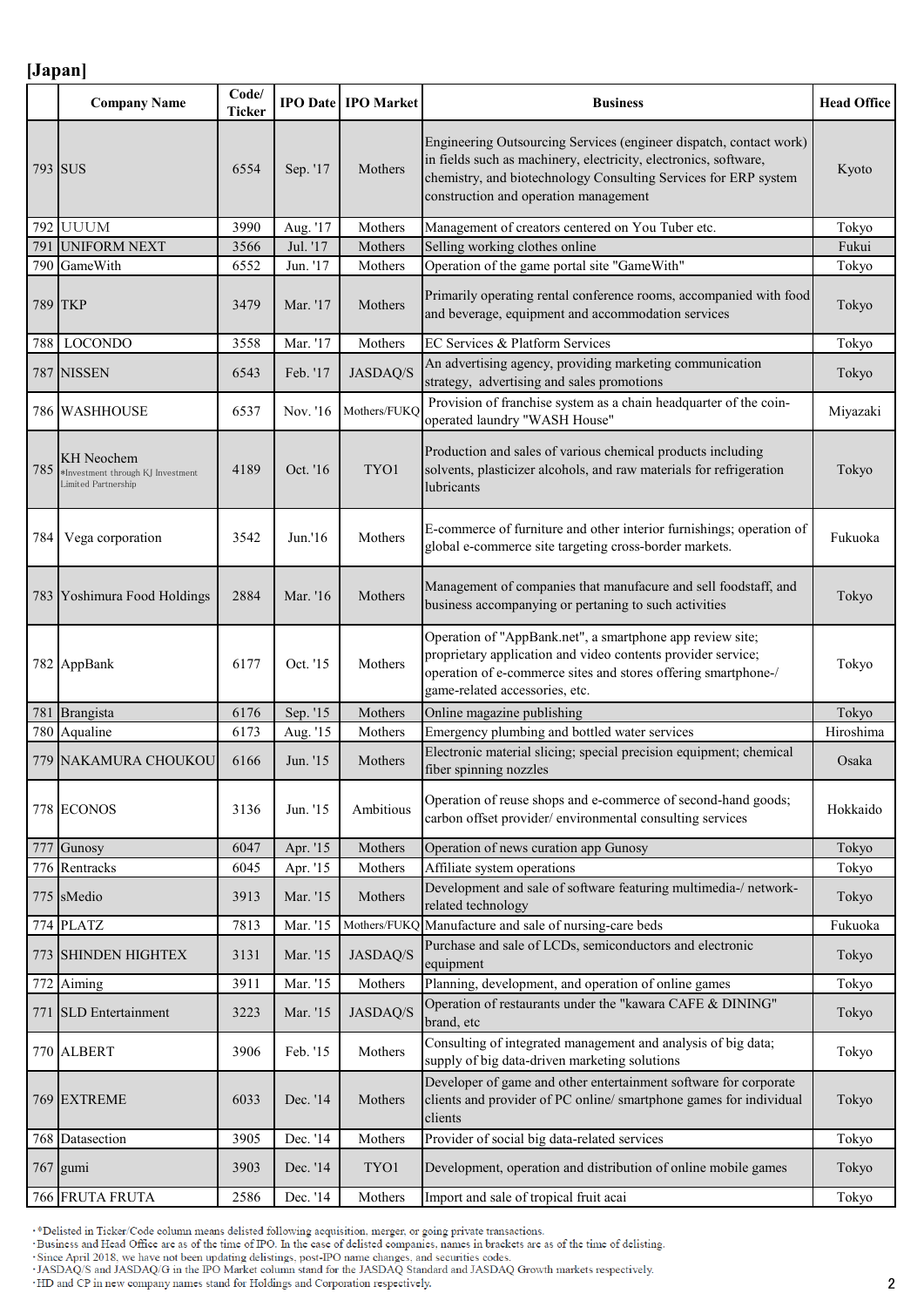## [Japan]

| | Company Name | Code/ Ticker | IPO Date | IPO Market | Business | Head Office |
|---|---|---|---|---|---|---|
| 793 | SUS | 6554 | Sep. '17 | Mothers | Engineering Outsourcing Services (engineer dispatch, contact work) in fields such as machinery, electricity, electronics, software, chemistry, and biotechnology Consulting Services for ERP system construction and operation management | Kyoto |
| 792 | UUUM | 3990 | Aug. '17 | Mothers | Management of creators centered on You Tuber etc. | Tokyo |
| 791 | UNIFORM NEXT | 3566 | Jul. '17 | Mothers | Selling working clothes online | Fukui |
| 790 | GameWith | 6552 | Jun. '17 | Mothers | Operation of the game portal site "GameWith" | Tokyo |
| 789 | TKP | 3479 | Mar. '17 | Mothers | Primarily operating rental conference rooms, accompanied with food and beverage, equipment and accommodation services | Tokyo |
| 788 | LOCONDO | 3558 | Mar. '17 | Mothers | EC Services & Platform Services | Tokyo |
| 787 | NISSEN | 6543 | Feb. '17 | JASDAQ/S | An advertising agency, providing marketing communication strategy, advertising and sales promotions | Tokyo |
| 786 | WASHHOUSE | 6537 | Nov. '16 | Mothers/FUKQ | Provision of franchise system as a chain headquarter of the coin-operated laundry "WASH House" | Miyazaki |
| 785 | KH Neochem *Investment through KJ Investment Limited Partnership | 4189 | Oct. '16 | TYO1 | Production and sales of various chemical products including solvents, plasticizer alcohols, and raw materials for refrigeration lubricants | Tokyo |
| 784 | Vega corporation | 3542 | Jun.'16 | Mothers | E-commerce of furniture and other interior furnishings; operation of global e-commerce site targeting cross-border markets. | Fukuoka |
| 783 | Yoshimura Food Holdings | 2884 | Mar. '16 | Mothers | Management of companies that manufacure and sell foodstaff, and business accompanying or pertaning to such activities | Tokyo |
| 782 | AppBank | 6177 | Oct. '15 | Mothers | Operation of "AppBank.net", a smartphone app review site; proprietary application and video contents provider service; operation of e-commerce sites and stores offering smartphone-/ game-related accessories, etc. | Tokyo |
| 781 | Brangista | 6176 | Sep. '15 | Mothers | Online magazine publishing | Tokyo |
| 780 | Aqualine | 6173 | Aug. '15 | Mothers | Emergency plumbing and bottled water services | Hiroshima |
| 779 | NAKAMURA CHOUKOU | 6166 | Jun. '15 | Mothers | Electronic material slicing; special precision equipment; chemical fiber spinning nozzles | Osaka |
| 778 | ECONOS | 3136 | Jun. '15 | Ambitious | Operation of reuse shops and e-commerce of second-hand goods; carbon offset provider/ environmental consulting services | Hokkaido |
| 777 | Gunosy | 6047 | Apr. '15 | Mothers | Operation of news curation app Gunosy | Tokyo |
| 776 | Rentracks | 6045 | Apr. '15 | Mothers | Affiliate system operations | Tokyo |
| 775 | sMedio | 3913 | Mar. '15 | Mothers | Development and sale of software featuring multimedia-/ network-related technology | Tokyo |
| 774 | PLATZ | 7813 | Mar. '15 | Mothers/FUKQ | Manufacture and sale of nursing-care beds | Fukuoka |
| 773 | SHINDEN HIGHTEX | 3131 | Mar. '15 | JASDAQ/S | Purchase and sale of LCDs, semiconductors and electronic equipment | Tokyo |
| 772 | Aiming | 3911 | Mar. '15 | Mothers | Planning, development, and operation of online games | Tokyo |
| 771 | SLD Entertainment | 3223 | Mar. '15 | JASDAQ/S | Operation of restaurants under the "kawara CAFE & DINING" brand, etc | Tokyo |
| 770 | ALBERT | 3906 | Feb. '15 | Mothers | Consulting of integrated management and analysis of big data; supply of big data-driven marketing solutions | Tokyo |
| 769 | EXTREME | 6033 | Dec. '14 | Mothers | Developer of game and other entertainment software for corporate clients and provider of PC online/ smartphone games for individual clients | Tokyo |
| 768 | Datasection | 3905 | Dec. '14 | Mothers | Provider of social big data-related services | Tokyo |
| 767 | gumi | 3903 | Dec. '14 | TYO1 | Development, operation and distribution of online mobile games | Tokyo |
| 766 | FRUTA FRUTA | 2586 | Dec. '14 | Mothers | Import and sale of tropical fruit acai | Tokyo |

- *Delisted in Ticker/Code column means delisted following acquisition, merger, or going private transactions.
- Business and Head Office are as of the time of IPO. In the case of delisted companies, names in brackets are as of the time of delisting.
- Since April 2018, we have not been updating delistings, post-IPO name changes, and securities codes.
- JASDAQ/S and JASDAQ/G in the IPO Market column stand for the JASDAQ Standard and JASDAQ Growth markets respectively.
- HD and CP in new company names stand for Holdings and Corporation respectively.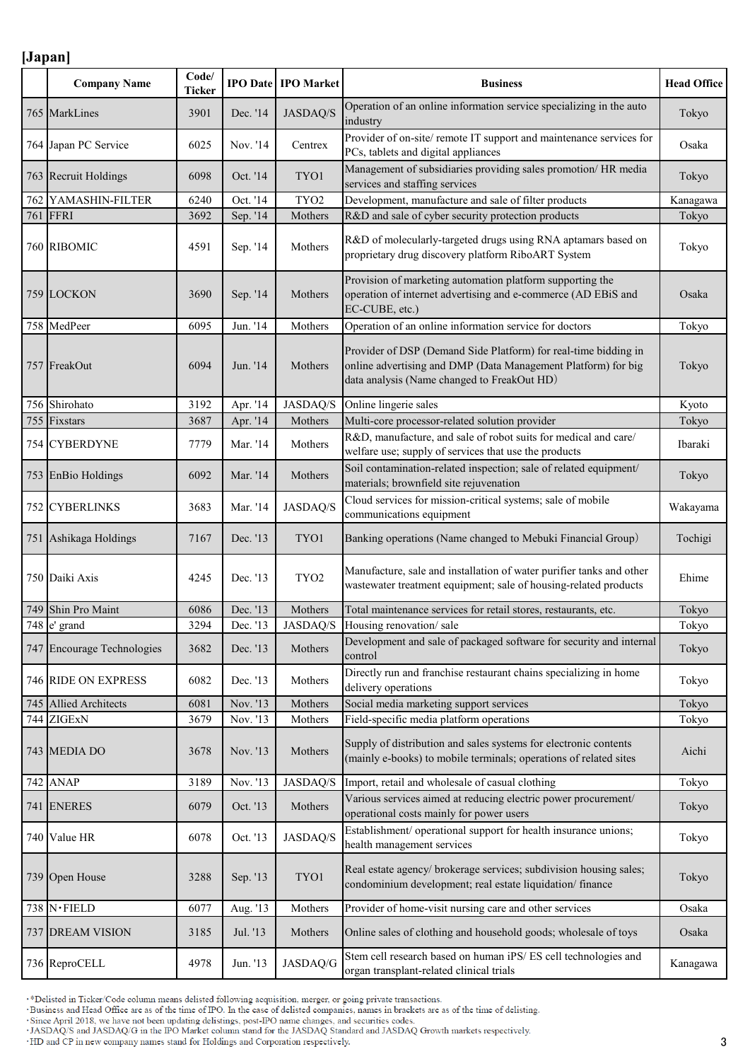## [Japan]

| | Company Name | Code/ Ticker | IPO Date | IPO Market | Business | Head Office |
|---|---|---|---|---|---|---|
| 765 | MarkLines | 3901 | Dec. '14 | JASDAQ/S | Operation of an online information service specializing in the auto industry | Tokyo |
| 764 | Japan PC Service | 6025 | Nov. '14 | Centrex | Provider of on-site/ remote IT support and maintenance services for PCs, tablets and digital appliances | Osaka |
| 763 | Recruit Holdings | 6098 | Oct. '14 | TYO1 | Management of subsidiaries providing sales promotion/ HR media services and staffing services | Tokyo |
| 762 | YAMASHIN-FILTER | 6240 | Oct. '14 | TYO2 | Development, manufacture and sale of filter products | Kanagawa |
| 761 | FFRI | 3692 | Sep. '14 | Mothers | R&D and sale of cyber security protection products | Tokyo |
| 760 | RIBOMIC | 4591 | Sep. '14 | Mothers | R&D of molecularly-targeted drugs using RNA aptamars based on proprietary drug discovery platform RiboART System | Tokyo |
| 759 | LOCKON | 3690 | Sep. '14 | Mothers | Provision of marketing automation platform supporting the operation of internet advertising and e-commerce (AD EBiS and EC-CUBE, etc.) | Osaka |
| 758 | MedPeer | 6095 | Jun. '14 | Mothers | Operation of an online information service for doctors | Tokyo |
| 757 | FreakOut | 6094 | Jun. '14 | Mothers | Provider of DSP (Demand Side Platform) for real-time bidding in online advertising and DMP (Data Management Platform) for big data analysis (Name changed to FreakOut HD) | Tokyo |
| 756 | Shirohato | 3192 | Apr. '14 | JASDAQ/S | Online lingerie sales | Kyoto |
| 755 | Fixstars | 3687 | Apr. '14 | Mothers | Multi-core processor-related solution provider | Tokyo |
| 754 | CYBERDYNE | 7779 | Mar. '14 | Mothers | R&D, manufacture, and sale of robot suits for medical and care/ welfare use; supply of services that use the products | Ibaraki |
| 753 | EnBio Holdings | 6092 | Mar. '14 | Mothers | Soil contamination-related inspection; sale of related equipment/ materials; brownfield site rejuvenation | Tokyo |
| 752 | CYBERLINKS | 3683 | Mar. '14 | JASDAQ/S | Cloud services for mission-critical systems; sale of mobile communications equipment | Wakayama |
| 751 | Ashikaga Holdings | 7167 | Dec. '13 | TYO1 | Banking operations (Name changed to Mebuki Financial Group) | Tochigi |
| 750 | Daiki Axis | 4245 | Dec. '13 | TYO2 | Manufacture, sale and installation of water purifier tanks and other wastewater treatment equipment; sale of housing-related products | Ehime |
| 749 | Shin Pro Maint | 6086 | Dec. '13 | Mothers | Total maintenance services for retail stores, restaurants, etc. | Tokyo |
| 748 | e' grand | 3294 | Dec. '13 | JASDAQ/S | Housing renovation/ sale | Tokyo |
| 747 | Encourage Technologies | 3682 | Dec. '13 | Mothers | Development and sale of packaged software for security and internal control | Tokyo |
| 746 | RIDE ON EXPRESS | 6082 | Dec. '13 | Mothers | Directly run and franchise restaurant chains specializing in home delivery operations | Tokyo |
| 745 | Allied Architects | 6081 | Nov. '13 | Mothers | Social media marketing support services | Tokyo |
| 744 | ZIGExN | 3679 | Nov. '13 | Mothers | Field-specific media platform operations | Tokyo |
| 743 | MEDIA DO | 3678 | Nov. '13 | Mothers | Supply of distribution and sales systems for electronic contents (mainly e-books) to mobile terminals; operations of related sites | Aichi |
| 742 | ANAP | 3189 | Nov. '13 | JASDAQ/S | Import, retail and wholesale of casual clothing | Tokyo |
| 741 | ENERES | 6079 | Oct. '13 | Mothers | Various services aimed at reducing electric power procurement/ operational costs mainly for power users | Tokyo |
| 740 | Value HR | 6078 | Oct. '13 | JASDAQ/S | Establishment/ operational support for health insurance unions; health management services | Tokyo |
| 739 | Open House | 3288 | Sep. '13 | TYO1 | Real estate agency/ brokerage services; subdivision housing sales; condominium development; real estate liquidation/ finance | Tokyo |
| 738 | N・FIELD | 6077 | Aug. '13 | Mothers | Provider of home-visit nursing care and other services | Osaka |
| 737 | DREAM VISION | 3185 | Jul. '13 | Mothers | Online sales of clothing and household goods; wholesale of toys | Osaka |
| 736 | ReproCELL | 4978 | Jun. '13 | JASDAQ/G | Stem cell research based on human iPS/ ES cell technologies and organ transplant-related clinical trials | Kanagawa |

・*Delisted in Ticker/Code column means delisted following acquisition, merger, or going private transactions.
・Business and Head Office are as of the time of IPO. In the case of delisted companies, names in brackets are as of the time of delisting.
・Since April 2018, we have not been updating delistings, post-IPO name changes, and securities codes.
・JASDAQ/S and JASDAQ/G in the IPO Market column stand for the JASDAQ Standard and JASDAQ Growth markets respectively.
・HD and CP in new company names stand for Holdings and Corporation respectively.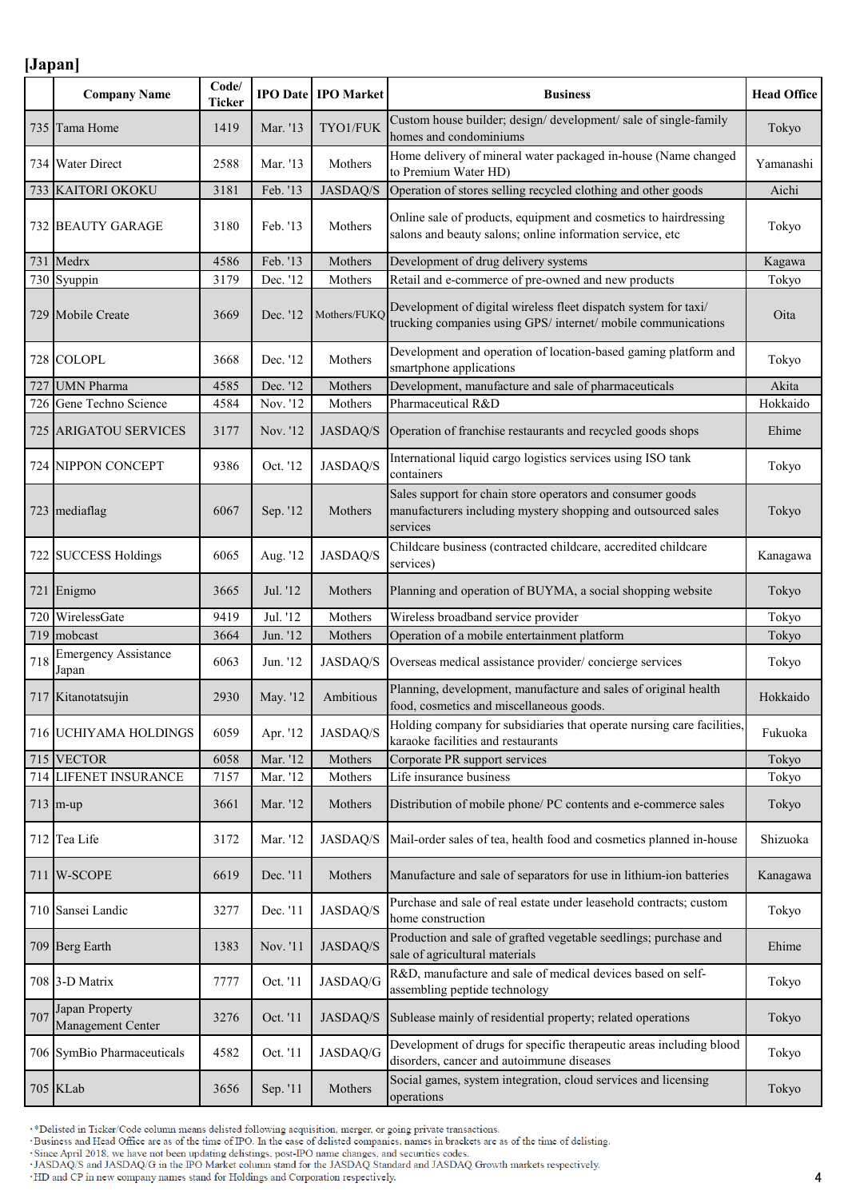**[Japan]**

| | Company Name | Code/ Ticker | IPO Date | IPO Market | Business | Head Office |
|---|---|---|---|---|---|---|
| 735 | Tama Home | 1419 | Mar. '13 | TYO1/FUK | Custom house builder; design/ development/ sale of single-family homes and condominiums | Tokyo |
| 734 | Water Direct | 2588 | Mar. '13 | Mothers | Home delivery of mineral water packaged in-house (Name changed to Premium Water HD) | Yamanashi |
| 733 | KAITORI OKOKU | 3181 | Feb. '13 | JASDAQ/S | Operation of stores selling recycled clothing and other goods | Aichi |
| 732 | BEAUTY GARAGE | 3180 | Feb. '13 | Mothers | Online sale of products, equipment and cosmetics to hairdressing salons and beauty salons; online information service, etc | Tokyo |
| 731 | Medrx | 4586 | Feb. '13 | Mothers | Development of drug delivery systems | Kagawa |
| 730 | Syuppin | 3179 | Dec. '12 | Mothers | Retail and e-commerce of pre-owned and new products | Tokyo |
| 729 | Mobile Create | 3669 | Dec. '12 | Mothers/FUKQ | Development of digital wireless fleet dispatch system for taxi/ trucking companies using GPS/ internet/ mobile communications | Oita |
| 728 | COLOPL | 3668 | Dec. '12 | Mothers | Development and operation of location-based gaming platform and smartphone applications | Tokyo |
| 727 | UMN Pharma | 4585 | Dec. '12 | Mothers | Development, manufacture and sale of pharmaceuticals | Akita |
| 726 | Gene Techno Science | 4584 | Nov. '12 | Mothers | Pharmaceutical R&D | Hokkaido |
| 725 | ARIGATOU SERVICES | 3177 | Nov. '12 | JASDAQ/S | Operation of franchise restaurants and recycled goods shops | Ehime |
| 724 | NIPPON CONCEPT | 9386 | Oct. '12 | JASDAQ/S | International liquid cargo logistics services using ISO tank containers | Tokyo |
| 723 | mediaflag | 6067 | Sep. '12 | Mothers | Sales support for chain store operators and consumer goods manufacturers including mystery shopping and outsourced sales services | Tokyo |
| 722 | SUCCESS Holdings | 6065 | Aug. '12 | JASDAQ/S | Childcare business (contracted childcare, accredited childcare services) | Kanagawa |
| 721 | Enigmo | 3665 | Jul. '12 | Mothers | Planning and operation of BUYMA, a social shopping website | Tokyo |
| 720 | WirelessGate | 9419 | Jul. '12 | Mothers | Wireless broadband service provider | Tokyo |
| 719 | mobcast | 3664 | Jun. '12 | Mothers | Operation of a mobile entertainment platform | Tokyo |
| 718 | Emergency Assistance Japan | 6063 | Jun. '12 | JASDAQ/S | Overseas medical assistance provider/ concierge services | Tokyo |
| 717 | Kitanotatsujin | 2930 | May. '12 | Ambitious | Planning, development, manufacture and sales of original health food, cosmetics and miscellaneous goods. | Hokkaido |
| 716 | UCHIYAMA HOLDINGS | 6059 | Apr. '12 | JASDAQ/S | Holding company for subsidiaries that operate nursing care facilities, karaoke facilities and restaurants | Fukuoka |
| 715 | VECTOR | 6058 | Mar. '12 | Mothers | Corporate PR support services | Tokyo |
| 714 | LIFENET INSURANCE | 7157 | Mar. '12 | Mothers | Life insurance business | Tokyo |
| 713 | m-up | 3661 | Mar. '12 | Mothers | Distribution of mobile phone/ PC contents and e-commerce sales | Tokyo |
| 712 | Tea Life | 3172 | Mar. '12 | JASDAQ/S | Mail-order sales of tea, health food and cosmetics planned in-house | Shizuoka |
| 711 | W-SCOPE | 6619 | Dec. '11 | Mothers | Manufacture and sale of separators for use in lithium-ion batteries | Kanagawa |
| 710 | Sansei Landic | 3277 | Dec. '11 | JASDAQ/S | Purchase and sale of real estate under leasehold contracts; custom home construction | Tokyo |
| 709 | Berg Earth | 1383 | Nov. '11 | JASDAQ/S | Production and sale of grafted vegetable seedlings; purchase and sale of agricultural materials | Ehime |
| 708 | 3-D Matrix | 7777 | Oct. '11 | JASDAQ/G | R&D, manufacture and sale of medical devices based on self-assembling peptide technology | Tokyo |
| 707 | Japan Property Management Center | 3276 | Oct. '11 | JASDAQ/S | Sublease mainly of residential property; related operations | Tokyo |
| 706 | SymBio Pharmaceuticals | 4582 | Oct. '11 | JASDAQ/G | Development of drugs for specific therapeutic areas including blood disorders, cancer and autoimmune diseases | Tokyo |
| 705 | KLab | 3656 | Sep. '11 | Mothers | Social games, system integration, cloud services and licensing operations | Tokyo |

- *Delisted in Ticker/Code column means delisted following acquisition, merger, or going private transactions.
- Business and Head Office are as of the time of IPO. In the case of delisted companies, names in brackets are as of the time of delisting.
- Since April 2018, we have not been updating delistings, post-IPO name changes, and securities codes.
- JASDAQ/S and JASDAQ/G in the IPO Market column stand for the JASDAQ Standard and JASDAQ Growth markets respectively.
- HD and CP in new company names stand for Holdings and Corporation respectively.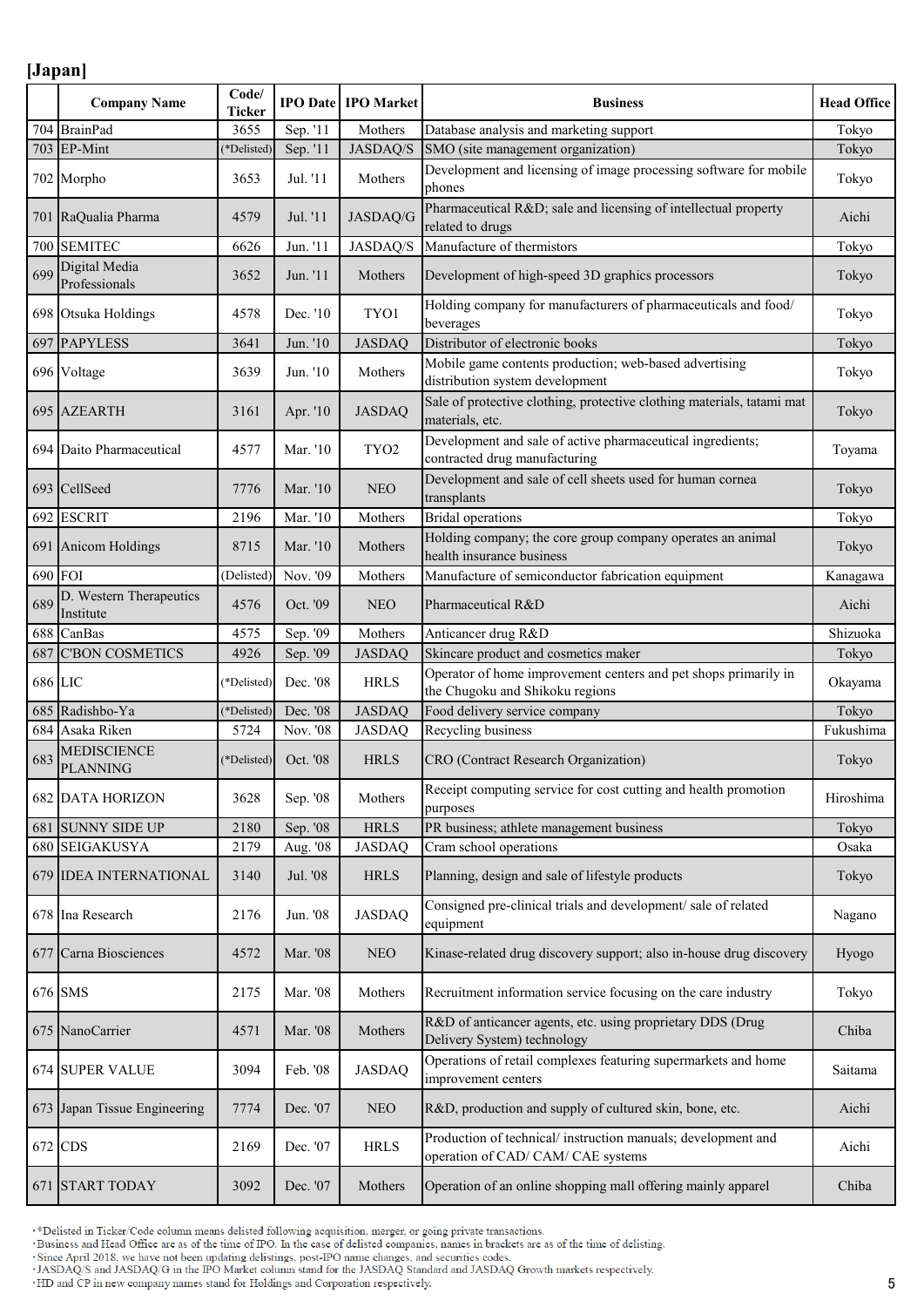## [Japan]

| | Company Name | Code/ Ticker | IPO Date | IPO Market | Business | Head Office |
|---|---|---|---|---|---|---|
| 704 | BrainPad | 3655 | Sep. '11 | Mothers | Database analysis and marketing support | Tokyo |
| 703 | EP-Mint | (*Delisted) | Sep. '11 | JASDAQ/S | SMO (site management organization) | Tokyo |
| 702 | Morpho | 3653 | Jul. '11 | Mothers | Development and licensing of image processing software for mobile phones | Tokyo |
| 701 | RaQualia Pharma | 4579 | Jul. '11 | JASDAQ/G | Pharmaceutical R&D; sale and licensing of intellectual property related to drugs | Aichi |
| 700 | SEMITEC | 6626 | Jun. '11 | JASDAQ/S | Manufacture of thermistors | Tokyo |
| 699 | Digital Media Professionals | 3652 | Jun. '11 | Mothers | Development of high-speed 3D graphics processors | Tokyo |
| 698 | Otsuka Holdings | 4578 | Dec. '10 | TYO1 | Holding company for manufacturers of pharmaceuticals and food/ beverages | Tokyo |
| 697 | PAPYLESS | 3641 | Jun. '10 | JASDAQ | Distributor of electronic books | Tokyo |
| 696 | Voltage | 3639 | Jun. '10 | Mothers | Mobile game contents production; web-based advertising distribution system development | Tokyo |
| 695 | AZEARTH | 3161 | Apr. '10 | JASDAQ | Sale of protective clothing, protective clothing materials, tatami mat materials, etc. | Tokyo |
| 694 | Daito Pharmaceutical | 4577 | Mar. '10 | TYO2 | Development and sale of active pharmaceutical ingredients; contracted drug manufacturing | Toyama |
| 693 | CellSeed | 7776 | Mar. '10 | NEO | Development and sale of cell sheets used for human cornea transplants | Tokyo |
| 692 | ESCRIT | 2196 | Mar. '10 | Mothers | Bridal operations | Tokyo |
| 691 | Anicom Holdings | 8715 | Mar. '10 | Mothers | Holding company; the core group company operates an animal health insurance business | Tokyo |
| 690 | FOI | (Delisted) | Nov. '09 | Mothers | Manufacture of semiconductor fabrication equipment | Kanagawa |
| 689 | D. Western Therapeutics Institute | 4576 | Oct. '09 | NEO | Pharmaceutical R&D | Aichi |
| 688 | CanBas | 4575 | Sep. '09 | Mothers | Anticancer drug R&D | Shizuoka |
| 687 | C'BON COSMETICS | 4926 | Sep. '09 | JASDAQ | Skincare product and cosmetics maker | Tokyo |
| 686 | LIC | (*Delisted) | Dec. '08 | HRLS | Operator of home improvement centers and pet shops primarily in the Chugoku and Shikoku regions | Okayama |
| 685 | Radishbo-Ya | (*Delisted) | Dec. '08 | JASDAQ | Food delivery service company | Tokyo |
| 684 | Asaka Riken | 5724 | Nov. '08 | JASDAQ | Recycling business | Fukushima |
| 683 | MEDISCIENCE PLANNING | (*Delisted) | Oct. '08 | HRLS | CRO (Contract Research Organization) | Tokyo |
| 682 | DATA HORIZON | 3628 | Sep. '08 | Mothers | Receipt computing service for cost cutting and health promotion purposes | Hiroshima |
| 681 | SUNNY SIDE UP | 2180 | Sep. '08 | HRLS | PR business; athlete management business | Tokyo |
| 680 | SEIGAKUSYA | 2179 | Aug. '08 | JASDAQ | Cram school operations | Osaka |
| 679 | IDEA INTERNATIONAL | 3140 | Jul. '08 | HRLS | Planning, design and sale of lifestyle products | Tokyo |
| 678 | Ina Research | 2176 | Jun. '08 | JASDAQ | Consigned pre-clinical trials and development/ sale of related equipment | Nagano |
| 677 | Carna Biosciences | 4572 | Mar. '08 | NEO | Kinase-related drug discovery support; also in-house drug discovery | Hyogo |
| 676 | SMS | 2175 | Mar. '08 | Mothers | Recruitment information service focusing on the care industry | Tokyo |
| 675 | NanoCarrier | 4571 | Mar. '08 | Mothers | R&D of anticancer agents, etc. using proprietary DDS (Drug Delivery System) technology | Chiba |
| 674 | SUPER VALUE | 3094 | Feb. '08 | JASDAQ | Operations of retail complexes featuring supermarkets and home improvement centers | Saitama |
| 673 | Japan Tissue Engineering | 7774 | Dec. '07 | NEO | R&D, production and supply of cultured skin, bone, etc. | Aichi |
| 672 | CDS | 2169 | Dec. '07 | HRLS | Production of technical/ instruction manuals; development and operation of CAD/ CAM/ CAE systems | Aichi |
| 671 | START TODAY | 3092 | Dec. '07 | Mothers | Operation of an online shopping mall offering mainly apparel | Chiba |

- *Delisted in Ticker/Code column means delisted following acquisition, merger, or going private transactions.
- Business and Head Office are as of the time of IPO. In the case of delisted companies, names in brackets are as of the time of delisting.
- Since April 2018, we have not been updating delistings, post-IPO name changes, and securities codes.
- JASDAQ/S and JASDAQ/G in the IPO Market column stand for the JASDAQ Standard and JASDAQ Growth markets respectively.
- HD and CP in new company names stand for Holdings and Corporation respectively.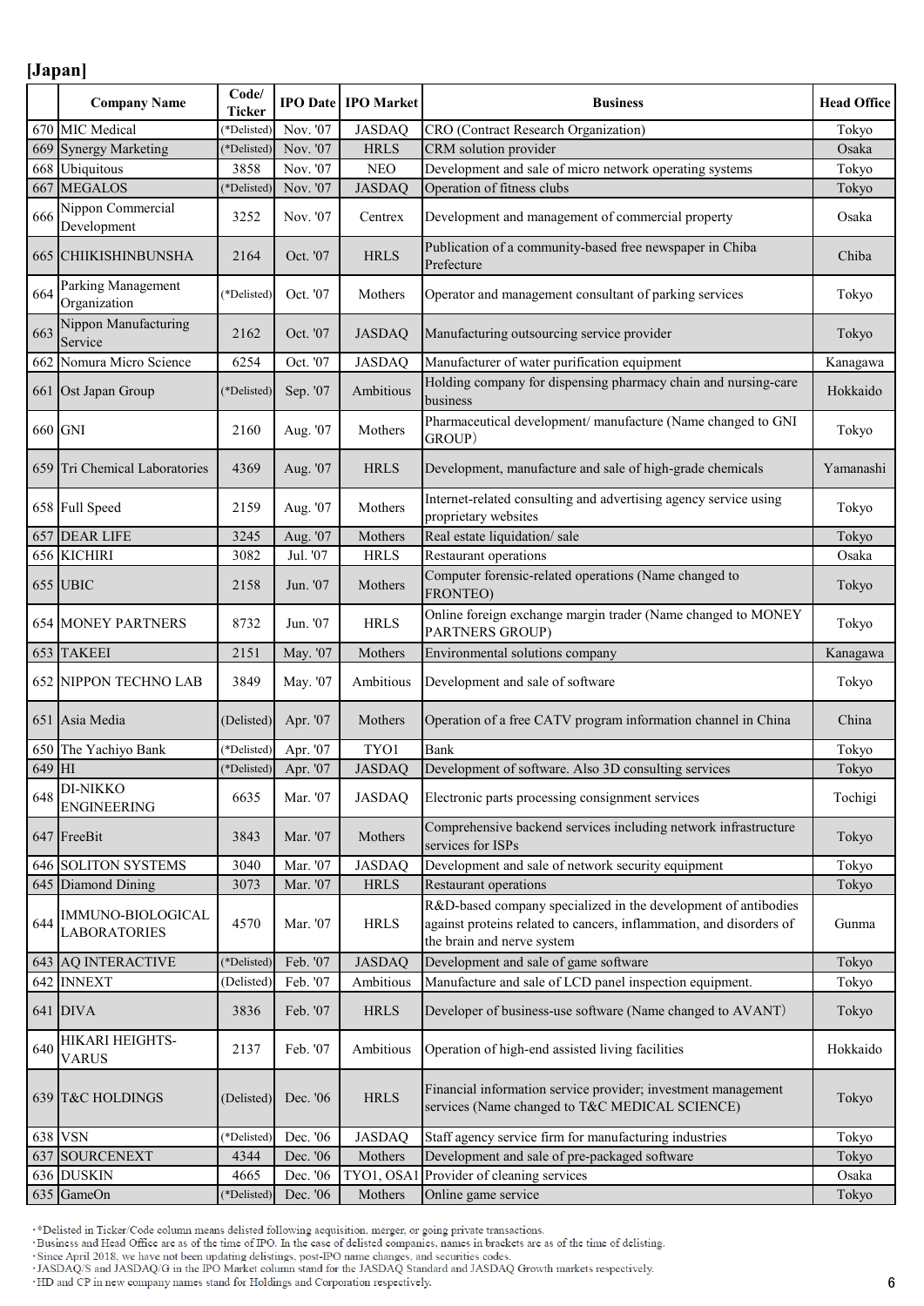## [Japan]

| | Company Name | Code/ Ticker | IPO Date | IPO Market | Business | Head Office |
|---|---|---|---|---|---|---|
| 670 | MIC Medical | (*Delisted) | Nov. '07 | JASDAQ | CRO (Contract Research Organization) | Tokyo |
| 669 | Synergy Marketing | (*Delisted) | Nov. '07 | HRLS | CRM solution provider | Osaka |
| 668 | Ubiquitous | 3858 | Nov. '07 | NEO | Development and sale of micro network operating systems | Tokyo |
| 667 | MEGALOS | (*Delisted) | Nov. '07 | JASDAQ | Operation of fitness clubs | Tokyo |
| 666 | Nippon Commercial Development | 3252 | Nov. '07 | Centrex | Development and management of commercial property | Osaka |
| 665 | CHIIKISHINBUNSHA | 2164 | Oct. '07 | HRLS | Publication of a community-based free newspaper in Chiba Prefecture | Chiba |
| 664 | Parking Management Organization | (*Delisted) | Oct. '07 | Mothers | Operator and management consultant of parking services | Tokyo |
| 663 | Nippon Manufacturing Service | 2162 | Oct. '07 | JASDAQ | Manufacturing outsourcing service provider | Tokyo |
| 662 | Nomura Micro Science | 6254 | Oct. '07 | JASDAQ | Manufacturer of water purification equipment | Kanagawa |
| 661 | Ost Japan Group | (*Delisted) | Sep. '07 | Ambitious | Holding company for dispensing pharmacy chain and nursing-care business | Hokkaido |
| 660 | GNI | 2160 | Aug. '07 | Mothers | Pharmaceutical development/ manufacture (Name changed to GNI GROUP) | Tokyo |
| 659 | Tri Chemical Laboratories | 4369 | Aug. '07 | HRLS | Development, manufacture and sale of high-grade chemicals | Yamanashi |
| 658 | Full Speed | 2159 | Aug. '07 | Mothers | Internet-related consulting and advertising agency service using proprietary websites | Tokyo |
| 657 | DEAR LIFE | 3245 | Aug. '07 | Mothers | Real estate liquidation/ sale | Tokyo |
| 656 | KICHIRI | 3082 | Jul. '07 | HRLS | Restaurant operations | Osaka |
| 655 | UBIC | 2158 | Jun. '07 | Mothers | Computer forensic-related operations (Name changed to FRONTEO) | Tokyo |
| 654 | MONEY PARTNERS | 8732 | Jun. '07 | HRLS | Online foreign exchange margin trader (Name changed to MONEY PARTNERS GROUP) | Tokyo |
| 653 | TAKEEI | 2151 | May. '07 | Mothers | Environmental solutions company | Kanagawa |
| 652 | NIPPON TECHNO LAB | 3849 | May. '07 | Ambitious | Development and sale of software | Tokyo |
| 651 | Asia Media | (Delisted) | Apr. '07 | Mothers | Operation of a free CATV program information channel in China | China |
| 650 | The Yachiyo Bank | (*Delisted) | Apr. '07 | TYO1 | Bank | Tokyo |
| 649 | HI | (*Delisted) | Apr. '07 | JASDAQ | Development of software. Also 3D consulting services | Tokyo |
| 648 | DI-NIKKO ENGINEERING | 6635 | Mar. '07 | JASDAQ | Electronic parts processing consignment services | Tochigi |
| 647 | FreeBit | 3843 | Mar. '07 | Mothers | Comprehensive backend services including network infrastructure services for ISPs | Tokyo |
| 646 | SOLITON SYSTEMS | 3040 | Mar. '07 | JASDAQ | Development and sale of network security equipment | Tokyo |
| 645 | Diamond Dining | 3073 | Mar. '07 | HRLS | Restaurant operations | Tokyo |
| 644 | IMMUNO-BIOLOGICAL LABORATORIES | 4570 | Mar. '07 | HRLS | R&D-based company specialized in the development of antibodies against proteins related to cancers, inflammation, and disorders of the brain and nerve system | Gunma |
| 643 | AQ INTERACTIVE | (*Delisted) | Feb. '07 | JASDAQ | Development and sale of game software | Tokyo |
| 642 | INNEXT | (Delisted) | Feb. '07 | Ambitious | Manufacture and sale of LCD panel inspection equipment. | Tokyo |
| 641 | DIVA | 3836 | Feb. '07 | HRLS | Developer of business-use software (Name changed to AVANT) | Tokyo |
| 640 | HIKARI HEIGHTS-VARUS | 2137 | Feb. '07 | Ambitious | Operation of high-end assisted living facilities | Hokkaido |
| 639 | T&C HOLDINGS | (Delisted) | Dec. '06 | HRLS | Financial information service provider; investment management services (Name changed to T&C MEDICAL SCIENCE) | Tokyo |
| 638 | VSN | (*Delisted) | Dec. '06 | JASDAQ | Staff agency service firm for manufacturing industries | Tokyo |
| 637 | SOURCENEXT | 4344 | Dec. '06 | Mothers | Development and sale of pre-packaged software | Tokyo |
| 636 | DUSKIN | 4665 | Dec. '06 | TYO1, OSA1 | Provider of cleaning services | Osaka |
| 635 | GameOn | (*Delisted) | Dec. '06 | Mothers | Online game service | Tokyo |

- *Delisted in Ticker/Code column means delisted following acquisition, merger, or going private transactions.
- Business and Head Office are as of the time of IPO. In the case of delisted companies, names in brackets are as of the time of delisting.
- Since April 2018, we have not been updating delistings, post-IPO name changes, and securities codes.
- JASDAQ/S and JASDAQ/G in the IPO Market column stand for the JASDAQ Standard and JASDAQ Growth markets respectively.
- HD and CP in new company names stand for Holdings and Corporation respectively.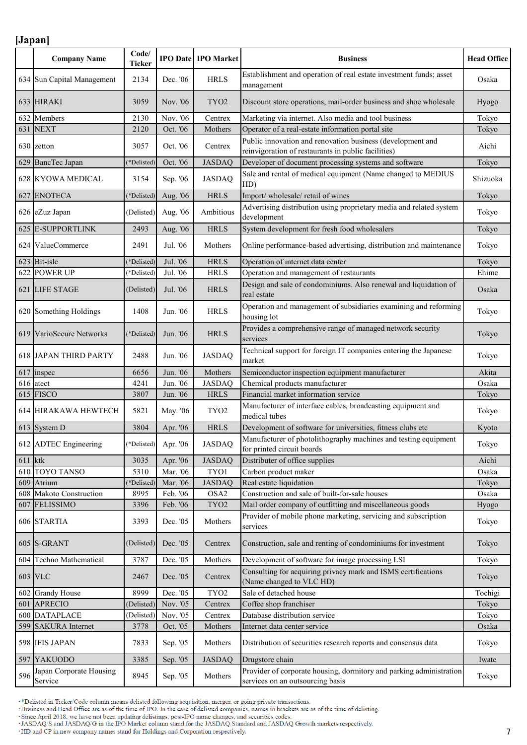## [Japan]

| | Company Name | Code/ Ticker | IPO Date | IPO Market | Business | Head Office |
|---|---|---|---|---|---|---|
| 634 | Sun Capital Management | 2134 | Dec. '06 | HRLS | Establishment and operation of real estate investment funds; asset management | Osaka |
| 633 | HIRAKI | 3059 | Nov. '06 | TYO2 | Discount store operations, mail-order business and shoe wholesale | Hyogo |
| 632 | Members | 2130 | Nov. '06 | Centrex | Marketing via internet. Also media and tool business | Tokyo |
| 631 | NEXT | 2120 | Oct. '06 | Mothers | Operator of a real-estate information portal site | Tokyo |
| 630 | zetton | 3057 | Oct. '06 | Centrex | Public innovation and renovation business (development and reinvigoration of restaurants in public facilities) | Aichi |
| 629 | BancTec Japan | (*Delisted) | Oct. '06 | JASDAQ | Developer of document processing systems and software | Tokyo |
| 628 | KYOWA MEDICAL | 3154 | Sep. '06 | JASDAQ | Sale and rental of medical equipment (Name changed to MEDIUS HD) | Shizuoka |
| 627 | ENOTECA | (*Delisted) | Aug. '06 | HRLS | Import/ wholesale/ retail of wines | Tokyo |
| 626 | eZuz Japan | (Delisted) | Aug. '06 | Ambitious | Advertising distribution using proprietary media and related system development | Tokyo |
| 625 | E-SUPPORTLINK | 2493 | Aug. '06 | HRLS | System development for fresh food wholesalers | Tokyo |
| 624 | ValueCommerce | 2491 | Jul. '06 | Mothers | Online performance-based advertising, distribution and maintenance | Tokyo |
| 623 | Bit-isle | (*Delisted) | Jul. '06 | HRLS | Operation of internet data center | Tokyo |
| 622 | POWER UP | (*Delisted) | Jul. '06 | HRLS | Operation and management of restaurants | Ehime |
| 621 | LIFE STAGE | (Delisted) | Jul. '06 | HRLS | Design and sale of condominiums. Also renewal and liquidation of real estate | Osaka |
| 620 | Something Holdings | 1408 | Jun. '06 | HRLS | Operation and management of subsidiaries examining and reforming housing lot | Tokyo |
| 619 | VarioSecure Networks | (*Delisted) | Jun. '06 | HRLS | Provides a comprehensive range of managed network security services | Tokyo |
| 618 | JAPAN THIRD PARTY | 2488 | Jun. '06 | JASDAQ | Technical support for foreign IT companies entering the Japanese market | Tokyo |
| 617 | inspec | 6656 | Jun. '06 | Mothers | Semiconductor inspection equipment manufacturer | Akita |
| 616 | atect | 4241 | Jun. '06 | JASDAQ | Chemical products manufacturer | Osaka |
| 615 | FISCO | 3807 | Jun. '06 | HRLS | Financial market information service | Tokyo |
| 614 | HIRAKAWA HEWTECH | 5821 | May. '06 | TYO2 | Manufacturer of interface cables, broadcasting equipment and medical tubes | Tokyo |
| 613 | System D | 3804 | Apr. '06 | HRLS | Development of software for universities, fitness clubs etc | Kyoto |
| 612 | ADTEC Engineering | (*Delisted) | Apr. '06 | JASDAQ | Manufacturer of photolithography machines and testing equipment for printed circuit boards | Tokyo |
| 611 | ktk | 3035 | Apr. '06 | JASDAQ | Distributer of office supplies | Aichi |
| 610 | TOYO TANSO | 5310 | Mar. '06 | TYO1 | Carbon product maker | Osaka |
| 609 | Atrium | (*Delisted) | Mar. '06 | JASDAQ | Real estate liquidation | Tokyo |
| 608 | Makoto Construction | 8995 | Feb. '06 | OSA2 | Construction and sale of built-for-sale houses | Osaka |
| 607 | FELISSIMO | 3396 | Feb. '06 | TYO2 | Mail order company of outfitting and miscellaneous goods | Hyogo |
| 606 | STARTIA | 3393 | Dec. '05 | Mothers | Provider of mobile phone marketing, servicing and subscription services | Tokyo |
| 605 | S-GRANT | (Delisted) | Dec. '05 | Centrex | Construction, sale and renting of condominiums for investment | Tokyo |
| 604 | Techno Mathematical | 3787 | Dec. '05 | Mothers | Development of software for image processing LSI | Tokyo |
| 603 | VLC | 2467 | Dec. '05 | Centrex | Consulting for acquiring privacy mark and ISMS certifications (Name changed to VLC HD) | Tokyo |
| 602 | Grandy House | 8999 | Dec. '05 | TYO2 | Sale of detached house | Tochigi |
| 601 | APRECIO | (Delisted) | Nov. '05 | Centrex | Coffee shop franchiser | Tokyo |
| 600 | DATAPLACE | (Delisted) | Nov. '05 | Centrex | Database distribution service | Tokyo |
| 599 | SAKURA Internet | 3778 | Oct. '05 | Mothers | Internet data center service | Osaka |
| 598 | IFIS JAPAN | 7833 | Sep. '05 | Mothers | Distribution of securities research reports and consensus data | Tokyo |
| 597 | YAKUODO | 3385 | Sep. '05 | JASDAQ | Drugstore chain | Iwate |
| 596 | Japan Corporate Housing Service | 8945 | Sep. '05 | Mothers | Provider of corporate housing, dormitory and parking administration services on an outsourcing basis | Tokyo |

･*Delisted in Ticker/Code column means delisted following acquisition, merger, or going private transactions.
･Business and Head Office are as of the time of IPO. In the case of delisted companies, names in brackets are as of the time of delisting.
･Since April 2018, we have not been updating delistings, post-IPO name changes, and securities codes.
･JASDAQ/S and JASDAQ/G in the IPO Market column stand for the JASDAQ Standard and JASDAQ Growth markets respectively.
･HD and CP in new company names stand for Holdings and Corporation respectively.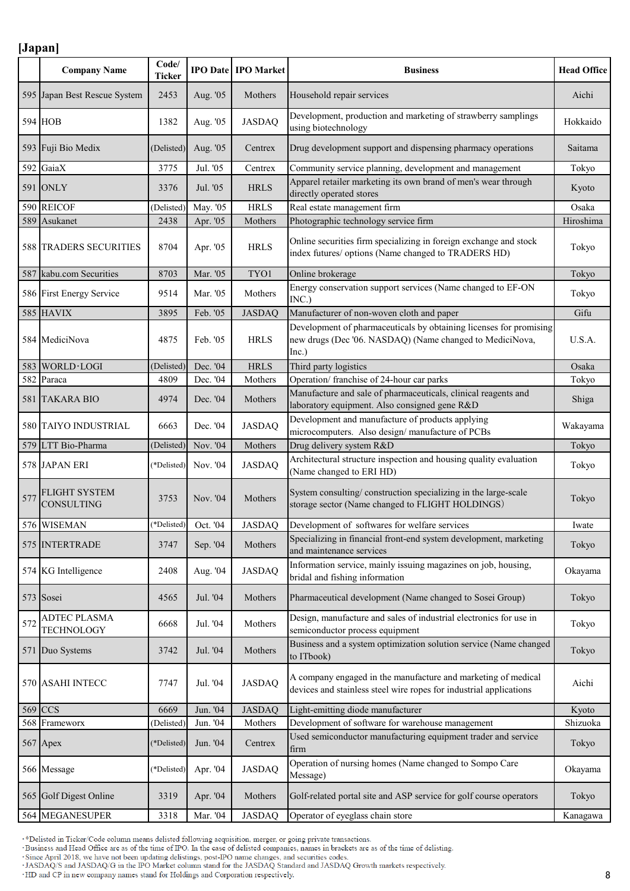## [Japan]

| | Company Name | Code/ Ticker | IPO Date | IPO Market | Business | Head Office |
|---|---|---|---|---|---|---|
| 595 | Japan Best Rescue System | 2453 | Aug. '05 | Mothers | Household repair services | Aichi |
| 594 | HOB | 1382 | Aug. '05 | JASDAQ | Development, production and marketing of strawberry samplings using biotechnology | Hokkaido |
| 593 | Fuji Bio Medix | (Delisted) | Aug. '05 | Centrex | Drug development support and dispensing pharmacy operations | Saitama |
| 592 | GaiaX | 3775 | Jul. '05 | Centrex | Community service planning, development and management | Tokyo |
| 591 | ONLY | 3376 | Jul. '05 | HRLS | Apparel retailer marketing its own brand of men's wear through directly operated stores | Kyoto |
| 590 | REICOF | (Delisted) | May. '05 | HRLS | Real estate management firm | Osaka |
| 589 | Asukanet | 2438 | Apr. '05 | Mothers | Photographic technology service firm | Hiroshima |
| 588 | TRADERS SECURITIES | 8704 | Apr. '05 | HRLS | Online securities firm specializing in foreign exchange and stock index futures/ options (Name changed to TRADERS HD) | Tokyo |
| 587 | kabu.com Securities | 8703 | Mar. '05 | TYO1 | Online brokerage | Tokyo |
| 586 | First Energy Service | 9514 | Mar. '05 | Mothers | Energy conservation support services (Name changed to EF-ON INC.) | Tokyo |
| 585 | HAVIX | 3895 | Feb. '05 | JASDAQ | Manufacturer of non-woven cloth and paper | Gifu |
| 584 | MediciNova | 4875 | Feb. '05 | HRLS | Development of pharmaceuticals by obtaining licenses for promising new drugs (Dec '06. NASDAQ) (Name changed to MediciNova, Inc.) | U.S.A. |
| 583 | WORLD･LOGI | (Delisted) | Dec. '04 | HRLS | Third party logistics | Osaka |
| 582 | Paraca | 4809 | Dec. '04 | Mothers | Operation/ franchise of 24-hour car parks | Tokyo |
| 581 | TAKARA BIO | 4974 | Dec. '04 | Mothers | Manufacture and sale of pharmaceuticals, clinical reagents and laboratory equipment. Also consigned gene R&D | Shiga |
| 580 | TAIYO INDUSTRIAL | 6663 | Dec. '04 | JASDAQ | Development and manufacture of products applying microcomputers. Also design/ manufacture of PCBs | Wakayama |
| 579 | LTT Bio-Pharma | (Delisted) | Nov. '04 | Mothers | Drug delivery system R&D | Tokyo |
| 578 | JAPAN ERI | (*Delisted) | Nov. '04 | JASDAQ | Architectural structure inspection and housing quality evaluation (Name changed to ERI HD) | Tokyo |
| 577 | FLIGHT SYSTEM CONSULTING | 3753 | Nov. '04 | Mothers | System consulting/ construction specializing in the large-scale storage sector (Name changed to FLIGHT HOLDINGS) | Tokyo |
| 576 | WISEMAN | (*Delisted) | Oct. '04 | JASDAQ | Development of softwares for welfare services | Iwate |
| 575 | INTERTRADE | 3747 | Sep. '04 | Mothers | Specializing in financial front-end system development, marketing and maintenance services | Tokyo |
| 574 | KG Intelligence | 2408 | Aug. '04 | JASDAQ | Information service, mainly issuing magazines on job, housing, bridal and fishing information | Okayama |
| 573 | Sosei | 4565 | Jul. '04 | Mothers | Pharmaceutical development (Name changed to Sosei Group) | Tokyo |
| 572 | ADTEC PLASMA TECHNOLOGY | 6668 | Jul. '04 | Mothers | Design, manufacture and sales of industrial electronics for use in semiconductor process equipment | Tokyo |
| 571 | Duo Systems | 3742 | Jul. '04 | Mothers | Business and a system optimization solution service (Name changed to ITbook) | Tokyo |
| 570 | ASAHI INTECC | 7747 | Jul. '04 | JASDAQ | A company engaged in the manufacture and marketing of medical devices and stainless steel wire ropes for industrial applications | Aichi |
| 569 | CCS | 6669 | Jun. '04 | JASDAQ | Light-emitting diode manufacturer | Kyoto |
| 568 | Frameworx | (Delisted) | Jun. '04 | Mothers | Development of software for warehouse management | Shizuoka |
| 567 | Apex | (*Delisted) | Jun. '04 | Centrex | Used semiconductor manufacturing equipment trader and service firm | Tokyo |
| 566 | Message | (*Delisted) | Apr. '04 | JASDAQ | Operation of nursing homes (Name changed to Sompo Care Message) | Okayama |
| 565 | Golf Digest Online | 3319 | Apr. '04 | Mothers | Golf-related portal site and ASP service for golf course operators | Tokyo |
| 564 | MEGANESUPER | 3318 | Mar. '04 | JASDAQ | Operator of eyeglass chain store | Kanagawa |

- *Delisted in Ticker/Code column means delisted following acquisition, merger, or going private transactions.
- Business and Head Office are as of the time of IPO. In the case of delisted companies, names in brackets are as of the time of delisting.
- Since April 2018, we have not been updating delistings, post-IPO name changes, and securities codes.
- JASDAQ/S and JASDAQ/G in the IPO Market column stand for the JASDAQ Standard and JASDAQ Growth markets respectively.
- HD and CP in new company names stand for Holdings and Corporation respectively.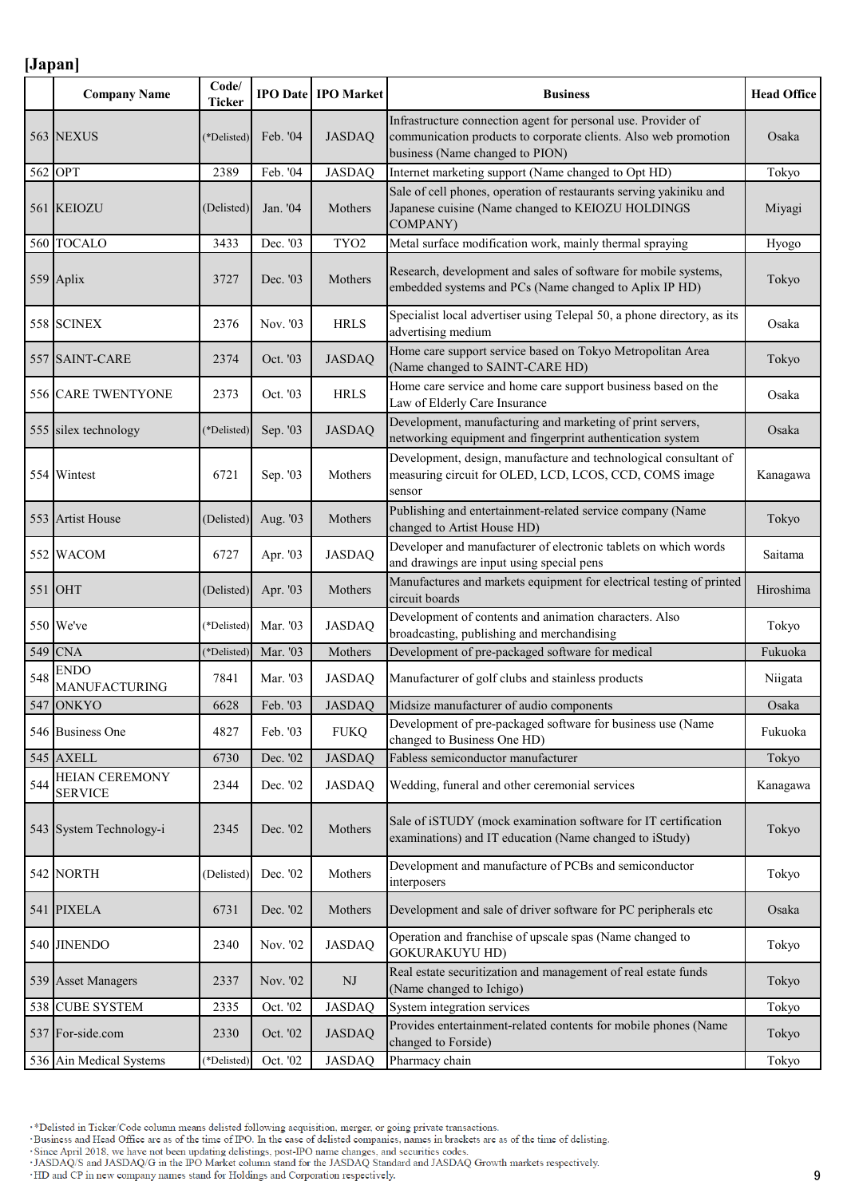[Japan]

| | Company Name | Code/ Ticker | IPO Date | IPO Market | Business | Head Office |
|---|---|---|---|---|---|---|
| 563 | NEXUS | (*Delisted) | Feb. '04 | JASDAQ | Infrastructure connection agent for personal use. Provider of communication products to corporate clients. Also web promotion business (Name changed to PION) | Osaka |
| 562 | OPT | 2389 | Feb. '04 | JASDAQ | Internet marketing support (Name changed to Opt HD) | Tokyo |
| 561 | KEIOZU | (Delisted) | Jan. '04 | Mothers | Sale of cell phones, operation of restaurants serving yakiniku and Japanese cuisine (Name changed to KEIOZU HOLDINGS COMPANY) | Miyagi |
| 560 | TOCALO | 3433 | Dec. '03 | TYO2 | Metal surface modification work, mainly thermal spraying | Hyogo |
| 559 | Aplix | 3727 | Dec. '03 | Mothers | Research, development and sales of software for mobile systems, embedded systems and PCs (Name changed to Aplix IP HD) | Tokyo |
| 558 | SCINEX | 2376 | Nov. '03 | HRLS | Specialist local advertiser using Telepal 50, a phone directory, as its advertising medium | Osaka |
| 557 | SAINT-CARE | 2374 | Oct. '03 | JASDAQ | Home care support service based on Tokyo Metropolitan Area (Name changed to SAINT-CARE HD) | Tokyo |
| 556 | CARE TWENTYONE | 2373 | Oct. '03 | HRLS | Home care service and home care support business based on the Law of Elderly Care Insurance | Osaka |
| 555 | silex technology | (*Delisted) | Sep. '03 | JASDAQ | Development, manufacturing and marketing of print servers, networking equipment and fingerprint authentication system | Osaka |
| 554 | Wintest | 6721 | Sep. '03 | Mothers | Development, design, manufacture and technological consultant of measuring circuit for OLED, LCD, LCOS, CCD, COMS image sensor | Kanagawa |
| 553 | Artist House | (Delisted) | Aug. '03 | Mothers | Publishing and entertainment-related service company (Name changed to Artist House HD) | Tokyo |
| 552 | WACOM | 6727 | Apr. '03 | JASDAQ | Developer and manufacturer of electronic tablets on which words and drawings are input using special pens | Saitama |
| 551 | OHT | (Delisted) | Apr. '03 | Mothers | Manufactures and markets equipment for electrical testing of printed circuit boards | Hiroshima |
| 550 | We've | (*Delisted) | Mar. '03 | JASDAQ | Development of contents and animation characters. Also broadcasting, publishing and merchandising | Tokyo |
| 549 | CNA | (*Delisted) | Mar. '03 | Mothers | Development of pre-packaged software for medical | Fukuoka |
| 548 | ENDO MANUFACTURING | 7841 | Mar. '03 | JASDAQ | Manufacturer of golf clubs and stainless products | Niigata |
| 547 | ONKYO | 6628 | Feb. '03 | JASDAQ | Midsize manufacturer of audio components | Osaka |
| 546 | Business One | 4827 | Feb. '03 | FUKQ | Development of pre-packaged software for business use (Name changed to Business One HD) | Fukuoka |
| 545 | AXELL | 6730 | Dec. '02 | JASDAQ | Fabless semiconductor manufacturer | Tokyo |
| 544 | HEIAN CEREMONY SERVICE | 2344 | Dec. '02 | JASDAQ | Wedding, funeral and other ceremonial services | Kanagawa |
| 543 | System Technology-i | 2345 | Dec. '02 | Mothers | Sale of iSTUDY (mock examination software for IT certification examinations) and IT education (Name changed to iStudy) | Tokyo |
| 542 | NORTH | (Delisted) | Dec. '02 | Mothers | Development and manufacture of PCBs and semiconductor interposers | Tokyo |
| 541 | PIXELA | 6731 | Dec. '02 | Mothers | Development and sale of driver software for PC peripherals etc | Osaka |
| 540 | JINENDO | 2340 | Nov. '02 | JASDAQ | Operation and franchise of upscale spas (Name changed to GOKURAKUYU HD) | Tokyo |
| 539 | Asset Managers | 2337 | Nov. '02 | NJ | Real estate securitization and management of real estate funds (Name changed to Ichigo) | Tokyo |
| 538 | CUBE SYSTEM | 2335 | Oct. '02 | JASDAQ | System integration services | Tokyo |
| 537 | For-side.com | 2330 | Oct. '02 | JASDAQ | Provides entertainment-related contents for mobile phones (Name changed to Forside) | Tokyo |
| 536 | Ain Medical Systems | (*Delisted) | Oct. '02 | JASDAQ | Pharmacy chain | Tokyo |

- *Delisted in Ticker/Code column means delisted following acquisition, merger, or going private transactions.
- Business and Head Office are as of the time of IPO. In the case of delisted companies, names in brackets are as of the time of delisting.
- Since April 2018, we have not been updating delistings, post-IPO name changes, and securities codes.
- JASDAQ/S and JASDAQ/G in the IPO Market column stand for the JASDAQ Standard and JASDAQ Growth markets respectively.
- HD and CP in new company names stand for Holdings and Corporation respectively.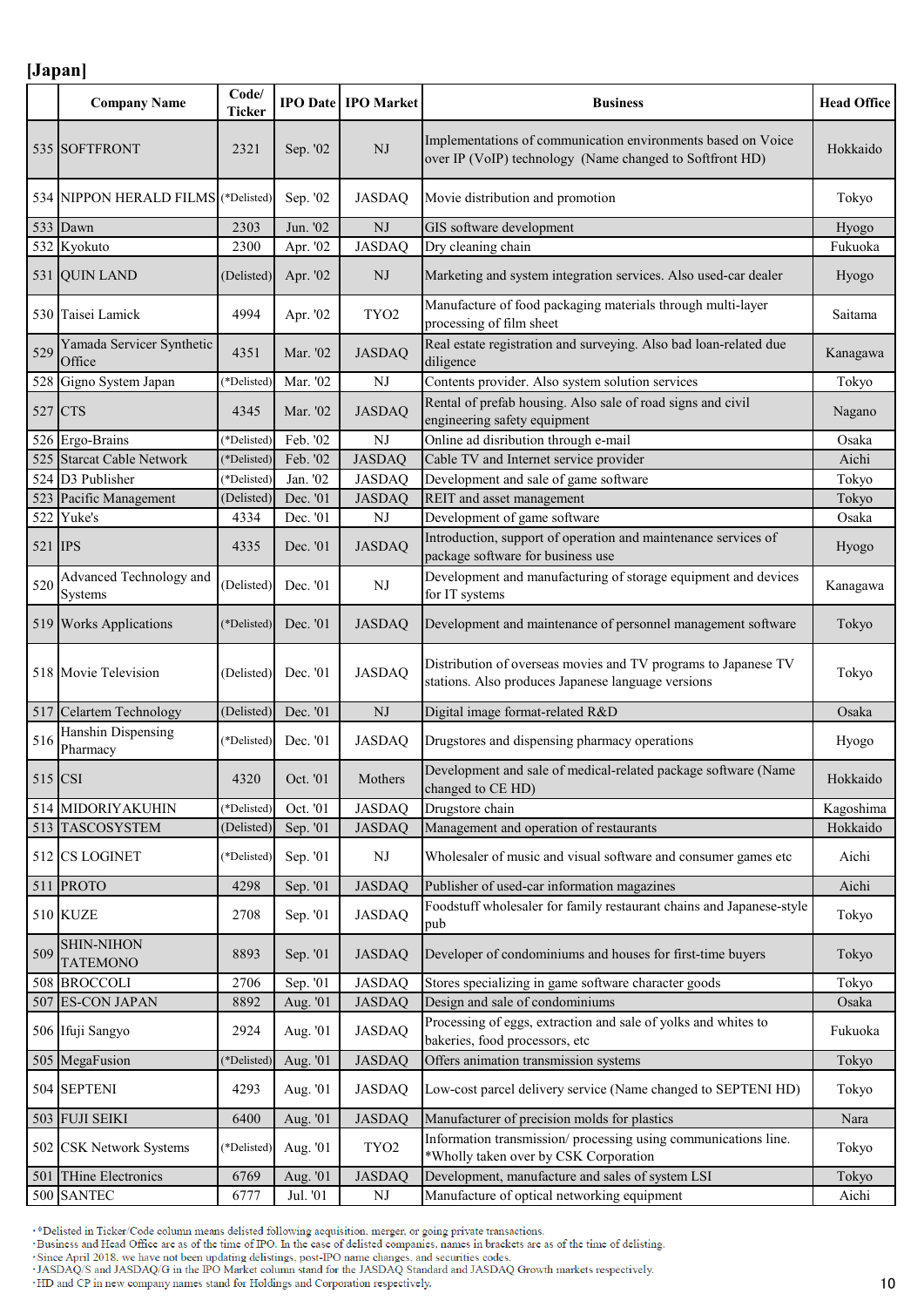## [Japan]

| | Company Name | Code/ Ticker | IPO Date | IPO Market | Business | Head Office |
|---|---|---|---|---|---|---|
| 535 | SOFTFRONT | 2321 | Sep. '02 | NJ | Implementations of communication environments based on Voice over IP (VoIP) technology (Name changed to Softfront HD) | Hokkaido |
| 534 | NIPPON HERALD FILMS | (*Delisted) | Sep. '02 | JASDAQ | Movie distribution and promotion | Tokyo |
| 533 | Dawn | 2303 | Jun. '02 | NJ | GIS software development | Hyogo |
| 532 | Kyokuto | 2300 | Apr. '02 | JASDAQ | Dry cleaning chain | Fukuoka |
| 531 | QUIN LAND | (Delisted) | Apr. '02 | NJ | Marketing and system integration services. Also used-car dealer | Hyogo |
| 530 | Taisei Lamick | 4994 | Apr. '02 | TYO2 | Manufacture of food packaging materials through multi-layer processing of film sheet | Saitama |
| 529 | Yamada Servicer Synthetic Office | 4351 | Mar. '02 | JASDAQ | Real estate registration and surveying. Also bad loan-related due diligence | Kanagawa |
| 528 | Gigno System Japan | (*Delisted) | Mar. '02 | NJ | Contents provider. Also system solution services | Tokyo |
| 527 | CTS | 4345 | Mar. '02 | JASDAQ | Rental of prefab housing. Also sale of road signs and civil engineering safety equipment | Nagano |
| 526 | Ergo-Brains | (*Delisted) | Feb. '02 | NJ | Online ad disribution through e-mail | Osaka |
| 525 | Starcat Cable Network | (*Delisted) | Feb. '02 | JASDAQ | Cable TV and Internet service provider | Aichi |
| 524 | D3 Publisher | (*Delisted) | Jan. '02 | JASDAQ | Development and sale of game software | Tokyo |
| 523 | Pacific Management | (Delisted) | Dec. '01 | JASDAQ | REIT and asset management | Tokyo |
| 522 | Yuke's | 4334 | Dec. '01 | NJ | Development of game software | Osaka |
| 521 | IPS | 4335 | Dec. '01 | JASDAQ | Introduction, support of operation and maintenance services of package software for business use | Hyogo |
| 520 | Advanced Technology and Systems | (Delisted) | Dec. '01 | NJ | Development and manufacturing of storage equipment and devices for IT systems | Kanagawa |
| 519 | Works Applications | (*Delisted) | Dec. '01 | JASDAQ | Development and maintenance of personnel management software | Tokyo |
| 518 | Movie Television | (Delisted) | Dec. '01 | JASDAQ | Distribution of overseas movies and TV programs to Japanese TV stations. Also produces Japanese language versions | Tokyo |
| 517 | Celartem Technology | (Delisted) | Dec. '01 | NJ | Digital image format-related R&D | Osaka |
| 516 | Hanshin Dispensing Pharmacy | (*Delisted) | Dec. '01 | JASDAQ | Drugstores and dispensing pharmacy operations | Hyogo |
| 515 | CSI | 4320 | Oct. '01 | Mothers | Development and sale of medical-related package software (Name changed to CE HD) | Hokkaido |
| 514 | MIDORIYAKUHIN | (*Delisted) | Oct. '01 | JASDAQ | Drugstore chain | Kagoshima |
| 513 | TASCOSYSTEM | (Delisted) | Sep. '01 | JASDAQ | Management and operation of restaurants | Hokkaido |
| 512 | CS LOGINET | (*Delisted) | Sep. '01 | NJ | Wholesaler of music and visual software and consumer games etc | Aichi |
| 511 | PROTO | 4298 | Sep. '01 | JASDAQ | Publisher of used-car information magazines | Aichi |
| 510 | KUZE | 2708 | Sep. '01 | JASDAQ | Foodstuff wholesaler for family restaurant chains and Japanese-style pub | Tokyo |
| 509 | SHIN-NIHON TATEMONO | 8893 | Sep. '01 | JASDAQ | Developer of condominiums and houses for first-time buyers | Tokyo |
| 508 | BROCCOLI | 2706 | Sep. '01 | JASDAQ | Stores specializing in game software character goods | Tokyo |
| 507 | ES-CON JAPAN | 8892 | Aug. '01 | JASDAQ | Design and sale of condominiums | Osaka |
| 506 | Ifuji Sangyo | 2924 | Aug. '01 | JASDAQ | Processing of eggs, extraction and sale of yolks and whites to bakeries, food processors, etc | Fukuoka |
| 505 | MegaFusion | (*Delisted) | Aug. '01 | JASDAQ | Offers animation transmission systems | Tokyo |
| 504 | SEPTENI | 4293 | Aug. '01 | JASDAQ | Low-cost parcel delivery service (Name changed to SEPTENI HD) | Tokyo |
| 503 | FUJI SEIKI | 6400 | Aug. '01 | JASDAQ | Manufacturer of precision molds for plastics | Nara |
| 502 | CSK Network Systems | (*Delisted) | Aug. '01 | TYO2 | Information transmission/ processing using communications line. *Wholly taken over by CSK Corporation | Tokyo |
| 501 | THine Electronics | 6769 | Aug. '01 | JASDAQ | Development, manufacture and sales of system LSI | Tokyo |
| 500 | SANTEC | 6777 | Jul. '01 | NJ | Manufacture of optical networking equipment | Aichi |

- *Delisted in Ticker/Code column means delisted following acquisition, merger, or going private transactions.
- Business and Head Office are as of the time of IPO. In the case of delisted companies, names in brackets are as of the time of delisting.
- Since April 2018, we have not been updating delistings, post-IPO name changes, and securities codes.
- JASDAQ/S and JASDAQ/G in the IPO Market column stand for the JASDAQ Standard and JASDAQ Growth markets respectively.
- HD and CP in new company names stand for Holdings and Corporation respectively.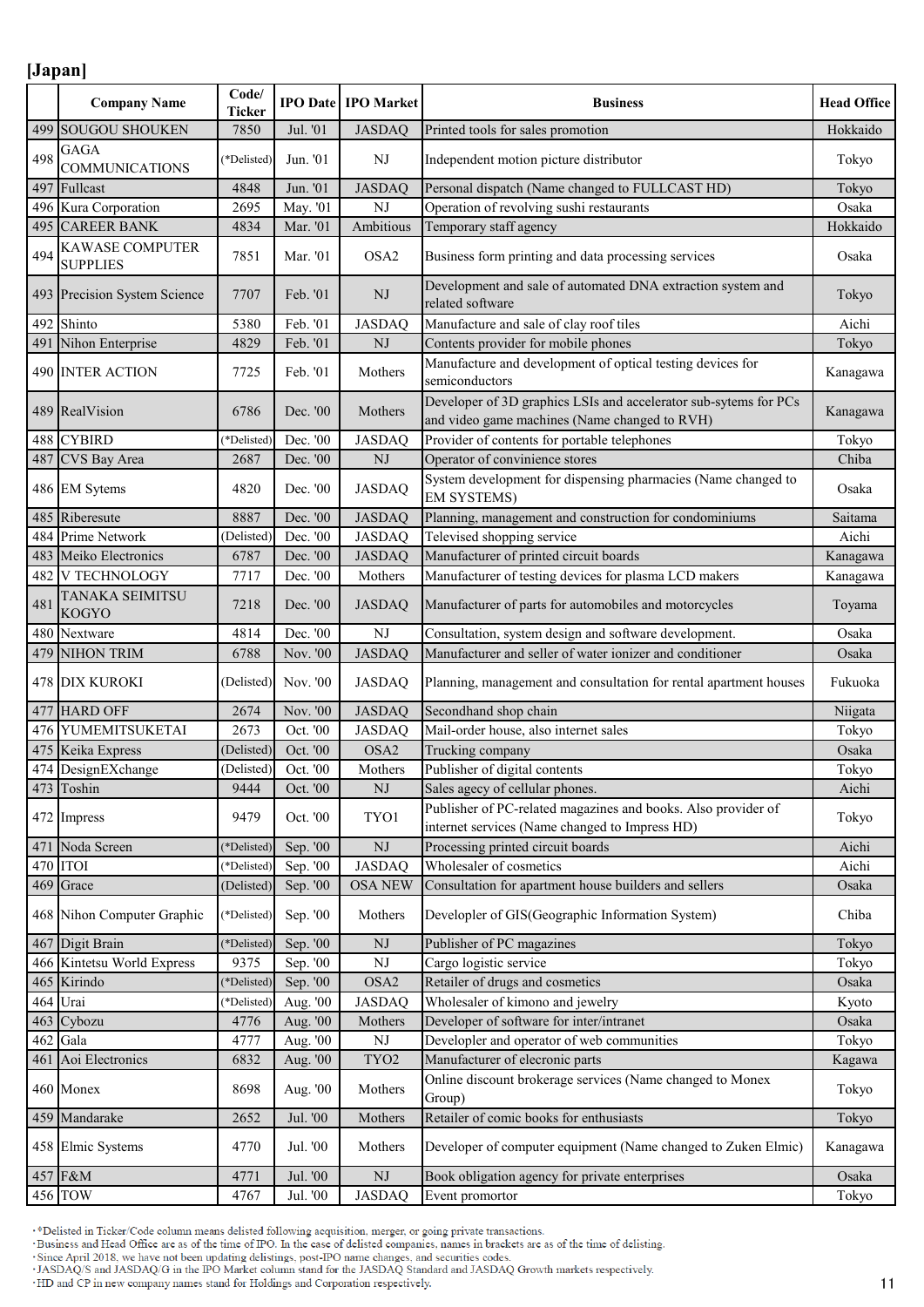## [Japan]

| | Company Name | Code/ Ticker | IPO Date | IPO Market | Business | Head Office |
|---|---|---|---|---|---|---|
| 499 | SOUGOU SHOUKEN | 7850 | Jul. '01 | JASDAQ | Printed tools for sales promotion | Hokkaido |
| 498 | GAGA COMMUNICATIONS | (*Delisted) | Jun. '01 | NJ | Independent motion picture distributor | Tokyo |
| 497 | Fullcast | 4848 | Jun. '01 | JASDAQ | Personal dispatch (Name changed to FULLCAST HD) | Tokyo |
| 496 | Kura Corporation | 2695 | May. '01 | NJ | Operation of revolving sushi restaurants | Osaka |
| 495 | CAREER BANK | 4834 | Mar. '01 | Ambitious | Temporary staff agency | Hokkaido |
| 494 | KAWASE COMPUTER SUPPLIES | 7851 | Mar. '01 | OSA2 | Business form printing and data processing services | Osaka |
| 493 | Precision System Science | 7707 | Feb. '01 | NJ | Development and sale of automated DNA extraction system and related software | Tokyo |
| 492 | Shinto | 5380 | Feb. '01 | JASDAQ | Manufacture and sale of clay roof tiles | Aichi |
| 491 | Nihon Enterprise | 4829 | Feb. '01 | NJ | Contents provider for mobile phones | Tokyo |
| 490 | INTER ACTION | 7725 | Feb. '01 | Mothers | Manufacture and development of optical testing devices for semiconductors | Kanagawa |
| 489 | RealVision | 6786 | Dec. '00 | Mothers | Developer of 3D graphics LSIs and accelerator sub-sytems for PCs and video game machines (Name changed to RVH) | Kanagawa |
| 488 | CYBIRD | (*Delisted) | Dec. '00 | JASDAQ | Provider of contents for portable telephones | Tokyo |
| 487 | CVS Bay Area | 2687 | Dec. '00 | NJ | Operator of convinience stores | Chiba |
| 486 | EM Sytems | 4820 | Dec. '00 | JASDAQ | System development for dispensing pharmacies (Name changed to EM SYSTEMS) | Osaka |
| 485 | Riberesute | 8887 | Dec. '00 | JASDAQ | Planning, management and construction for condominiums | Saitama |
| 484 | Prime Network | (Delisted) | Dec. '00 | JASDAQ | Televised shopping service | Aichi |
| 483 | Meiko Electronics | 6787 | Dec. '00 | JASDAQ | Manufacturer of printed circuit boards | Kanagawa |
| 482 | V TECHNOLOGY | 7717 | Dec. '00 | Mothers | Manufacturer of testing devices for plasma LCD makers | Kanagawa |
| 481 | TANAKA SEIMITSU KOGYO | 7218 | Dec. '00 | JASDAQ | Manufacturer of parts for automobiles and motorcycles | Toyama |
| 480 | Nextware | 4814 | Dec. '00 | NJ | Consultation, system design and software development. | Osaka |
| 479 | NIHON TRIM | 6788 | Nov. '00 | JASDAQ | Manufacturer and seller of water ionizer and conditioner | Osaka |
| 478 | DIX KUROKI | (Delisted) | Nov. '00 | JASDAQ | Planning, management and consultation for rental apartment houses | Fukuoka |
| 477 | HARD OFF | 2674 | Nov. '00 | JASDAQ | Secondhand shop chain | Niigata |
| 476 | YUMEMITSUKETAI | 2673 | Oct. '00 | JASDAQ | Mail-order house, also internet sales | Tokyo |
| 475 | Keika Express | (Delisted) | Oct. '00 | OSA2 | Trucking company | Osaka |
| 474 | DesignEXchange | (Delisted) | Oct. '00 | Mothers | Publisher of digital contents | Tokyo |
| 473 | Toshin | 9444 | Oct. '00 | NJ | Sales agecy of cellular phones. | Aichi |
| 472 | Impress | 9479 | Oct. '00 | TYO1 | Publisher of PC-related magazines and books. Also provider of internet services (Name changed to Impress HD) | Tokyo |
| 471 | Noda Screen | (*Delisted) | Sep. '00 | NJ | Processing printed circuit boards | Aichi |
| 470 | ITOI | (*Delisted) | Sep. '00 | JASDAQ | Wholesaler of cosmetics | Aichi |
| 469 | Grace | (Delisted) | Sep. '00 | OSA NEW | Consultation for apartment house builders and sellers | Osaka |
| 468 | Nihon Computer Graphic | (*Delisted) | Sep. '00 | Mothers | Developler of GIS(Geographic Information System) | Chiba |
| 467 | Digit Brain | (*Delisted) | Sep. '00 | NJ | Publisher of PC magazines | Tokyo |
| 466 | Kintetsu World Express | 9375 | Sep. '00 | NJ | Cargo logistic service | Tokyo |
| 465 | Kirindo | (*Delisted) | Sep. '00 | OSA2 | Retailer of drugs and cosmetics | Osaka |
| 464 | Urai | (*Delisted) | Aug. '00 | JASDAQ | Wholesaler of kimono and jewelry | Kyoto |
| 463 | Cybozu | 4776 | Aug. '00 | Mothers | Developer of software for inter/intranet | Osaka |
| 462 | Gala | 4777 | Aug. '00 | NJ | Developler and operator of web communities | Tokyo |
| 461 | Aoi Electronics | 6832 | Aug. '00 | TYO2 | Manufacturer of elecronic parts | Kagawa |
| 460 | Monex | 8698 | Aug. '00 | Mothers | Online discount brokerage services (Name changed to Monex Group) | Tokyo |
| 459 | Mandarake | 2652 | Jul. '00 | Mothers | Retailer of comic books for enthusiasts | Tokyo |
| 458 | Elmic Systems | 4770 | Jul. '00 | Mothers | Developer of computer equipment (Name changed to Zuken Elmic) | Kanagawa |
| 457 | F&M | 4771 | Jul. '00 | NJ | Book obligation agency for private enterprises | Osaka |
| 456 | TOW | 4767 | Jul. '00 | JASDAQ | Event promortor | Tokyo |

- *Delisted in Ticker/Code column means delisted following acquisition, merger, or going private transactions.
- Business and Head Office are as of the time of IPO. In the case of delisted companies, names in brackets are as of the time of delisting.
- Since April 2018, we have not been updating delistings, post-IPO name changes, and securities codes.
- JASDAQ/S and JASDAQ/G in the IPO Market column stand for the JASDAQ Standard and JASDAQ Growth markets respectively.
- HD and CP in new company names stand for Holdings and Corporation respectively.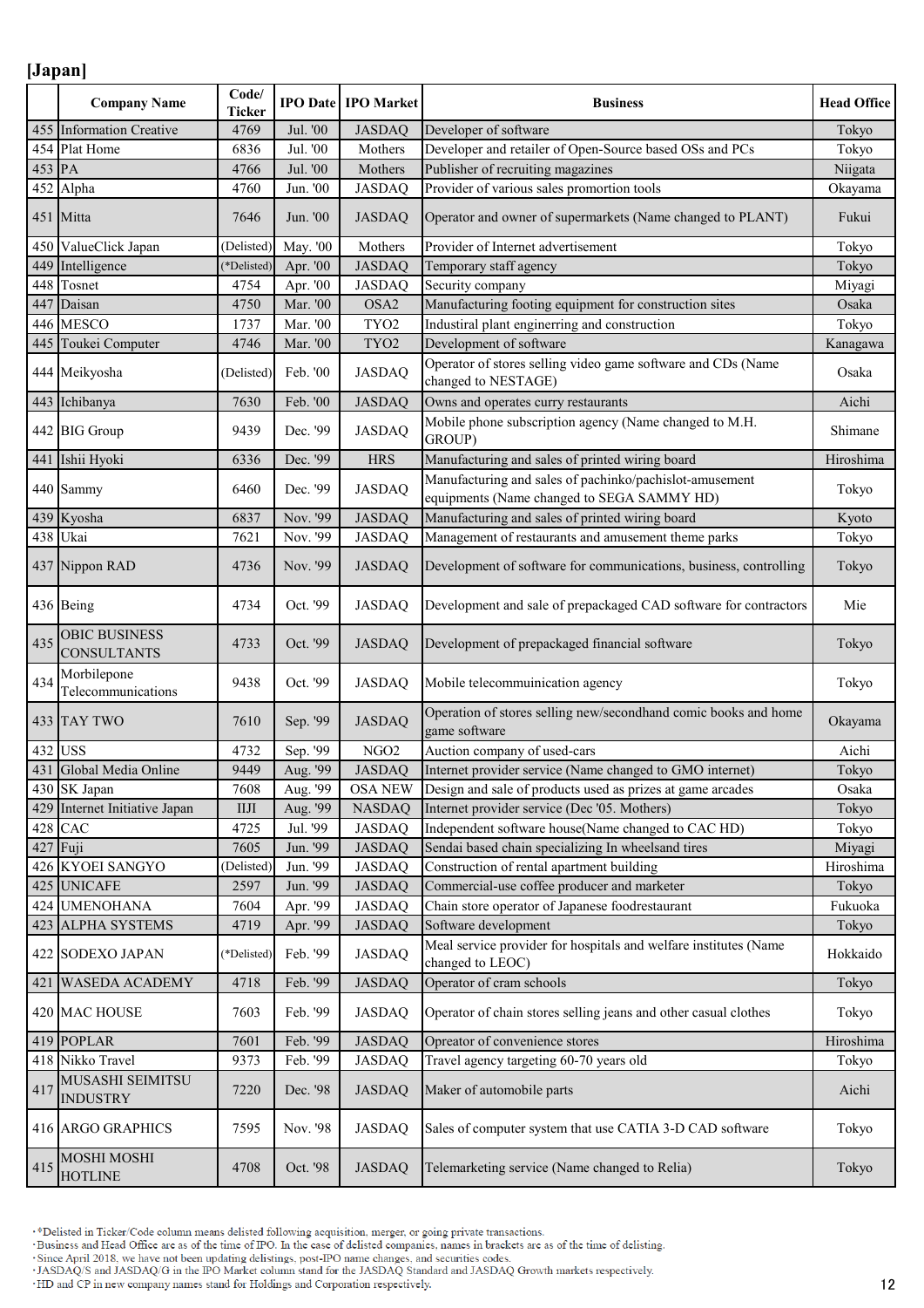## [Japan]

| | Company Name | Code/ Ticker | IPO Date | IPO Market | Business | Head Office |
|---|---|---|---|---|---|---|
| 455 | Information Creative | 4769 | Jul. '00 | JASDAQ | Developer of software | Tokyo |
| 454 | Plat Home | 6836 | Jul. '00 | Mothers | Developer and retailer of Open-Source based OSs and PCs | Tokyo |
| 453 | PA | 4766 | Jul. '00 | Mothers | Publisher of recruiting magazines | Niigata |
| 452 | Alpha | 4760 | Jun. '00 | JASDAQ | Provider of various sales prormotion tools | Okayama |
| 451 | Mitta | 7646 | Jun. '00 | JASDAQ | Operator and owner of supermarkets (Name changed to PLANT) | Fukui |
| 450 | ValueClick Japan | (Delisted) | May. '00 | Mothers | Provider of Internet advertisement | Tokyo |
| 449 | Intelligence | (*Delisted) | Apr. '00 | JASDAQ | Temporary staff agency | Tokyo |
| 448 | Tosnet | 4754 | Apr. '00 | JASDAQ | Security company | Miyagi |
| 447 | Daisan | 4750 | Mar. '00 | OSA2 | Manufacturing footing equipment for construction sites | Osaka |
| 446 | MESCO | 1737 | Mar. '00 | TYO2 | Industrial plant enginerring and construction | Tokyo |
| 445 | Toukei Computer | 4746 | Mar. '00 | TYO2 | Development of software | Kanagawa |
| 444 | Meikyosha | (Delisted) | Feb. '00 | JASDAQ | Operator of stores selling video game software and CDs (Name changed to NESTAGE) | Osaka |
| 443 | Ichibanya | 7630 | Feb. '00 | JASDAQ | Owns and operates curry restaurants | Aichi |
| 442 | BIG Group | 9439 | Dec. '99 | JASDAQ | Mobile phone subscription agency (Name changed to M.H. GROUP) | Shimane |
| 441 | Ishii Hyoki | 6336 | Dec. '99 | HRS | Manufacturing and sales of printed wiring board | Hiroshima |
| 440 | Sammy | 6460 | Dec. '99 | JASDAQ | Manufacturing and sales of pachinko/pachislot-amusement equipments (Name changed to SEGA SAMMY HD) | Tokyo |
| 439 | Kyosha | 6837 | Nov. '99 | JASDAQ | Manufacturing and sales of printed wiring board | Kyoto |
| 438 | Ukai | 7621 | Nov. '99 | JASDAQ | Management of restaurants and amusement theme parks | Tokyo |
| 437 | Nippon RAD | 4736 | Nov. '99 | JASDAQ | Development of software for communications, business, controlling | Tokyo |
| 436 | Being | 4734 | Oct. '99 | JASDAQ | Development and sale of prepackaged CAD software for contractors | Mie |
| 435 | OBIC BUSINESS CONSULTANTS | 4733 | Oct. '99 | JASDAQ | Development of prepackaged financial software | Tokyo |
| 434 | Morbilepone Telecommunications | 9438 | Oct. '99 | JASDAQ | Mobile telecommuinication agency | Tokyo |
| 433 | TAY TWO | 7610 | Sep. '99 | JASDAQ | Operation of stores selling new/secondhand comic books and home game software | Okayama |
| 432 | USS | 4732 | Sep. '99 | NGO2 | Auction company of used-cars | Aichi |
| 431 | Global Media Online | 9449 | Aug. '99 | JASDAQ | Internet provider service (Name changed to GMO internet) | Tokyo |
| 430 | SK Japan | 7608 | Aug. '99 | OSA NEW | Design and sale of products used as prizes at game arcades | Osaka |
| 429 | Internet Initiative Japan | IIJI | Aug. '99 | NASDAQ | Internet provider service (Dec '05. Mothers) | Tokyo |
| 428 | CAC | 4725 | Jul. '99 | JASDAQ | Independent software house(Name changed to CAC HD) | Tokyo |
| 427 | Fuji | 7605 | Jun. '99 | JASDAQ | Sendai based chain specializing In wheelsand tires | Miyagi |
| 426 | KYOEI SANGYO | (Delisted) | Jun. '99 | JASDAQ | Construction of rental apartment building | Hiroshima |
| 425 | UNICAFE | 2597 | Jun. '99 | JASDAQ | Commercial-use coffee producer and marketer | Tokyo |
| 424 | UMENOHANA | 7604 | Apr. '99 | JASDAQ | Chain store operator of Japanese foodrestaurant | Fukuoka |
| 423 | ALPHA SYSTEMS | 4719 | Apr. '99 | JASDAQ | Software development | Tokyo |
| 422 | SODEXO JAPAN | (*Delisted) | Feb. '99 | JASDAQ | Meal service provider for hospitals and welfare institutes (Name changed to LEOC) | Hokkaido |
| 421 | WASEDA ACADEMY | 4718 | Feb. '99 | JASDAQ | Operator of cram schools | Tokyo |
| 420 | MAC HOUSE | 7603 | Feb. '99 | JASDAQ | Operator of chain stores selling jeans and other casual clothes | Tokyo |
| 419 | POPLAR | 7601 | Feb. '99 | JASDAQ | Opreator of convenience stores | Hiroshima |
| 418 | Nikko Travel | 9373 | Feb. '99 | JASDAQ | Travel agency targeting 60-70 years old | Tokyo |
| 417 | MUSASHI SEIMITSU INDUSTRY | 7220 | Dec. '98 | JASDAQ | Maker of automobile parts | Aichi |
| 416 | ARGO GRAPHICS | 7595 | Nov. '98 | JASDAQ | Sales of computer system that use CATIA 3-D CAD software | Tokyo |
| 415 | MOSHI MOSHI HOTLINE | 4708 | Oct. '98 | JASDAQ | Telemarketing service (Name changed to Relia) | Tokyo |

- *Delisted in Ticker/Code column means delisted following acquisition, merger, or going private transactions.
- Business and Head Office are as of the time of IPO. In the case of delisted companies, names in brackets are as of the time of delisting.
- Since April 2018, we have not been updating delistings, post-IPO name changes, and securities codes.
- JASDAQ/S and JASDAQ/G in the IPO Market column stand for the JASDAQ Standard and JASDAQ Growth markets respectively.
- HD and CP in new company names stand for Holdings and Corporation respectively.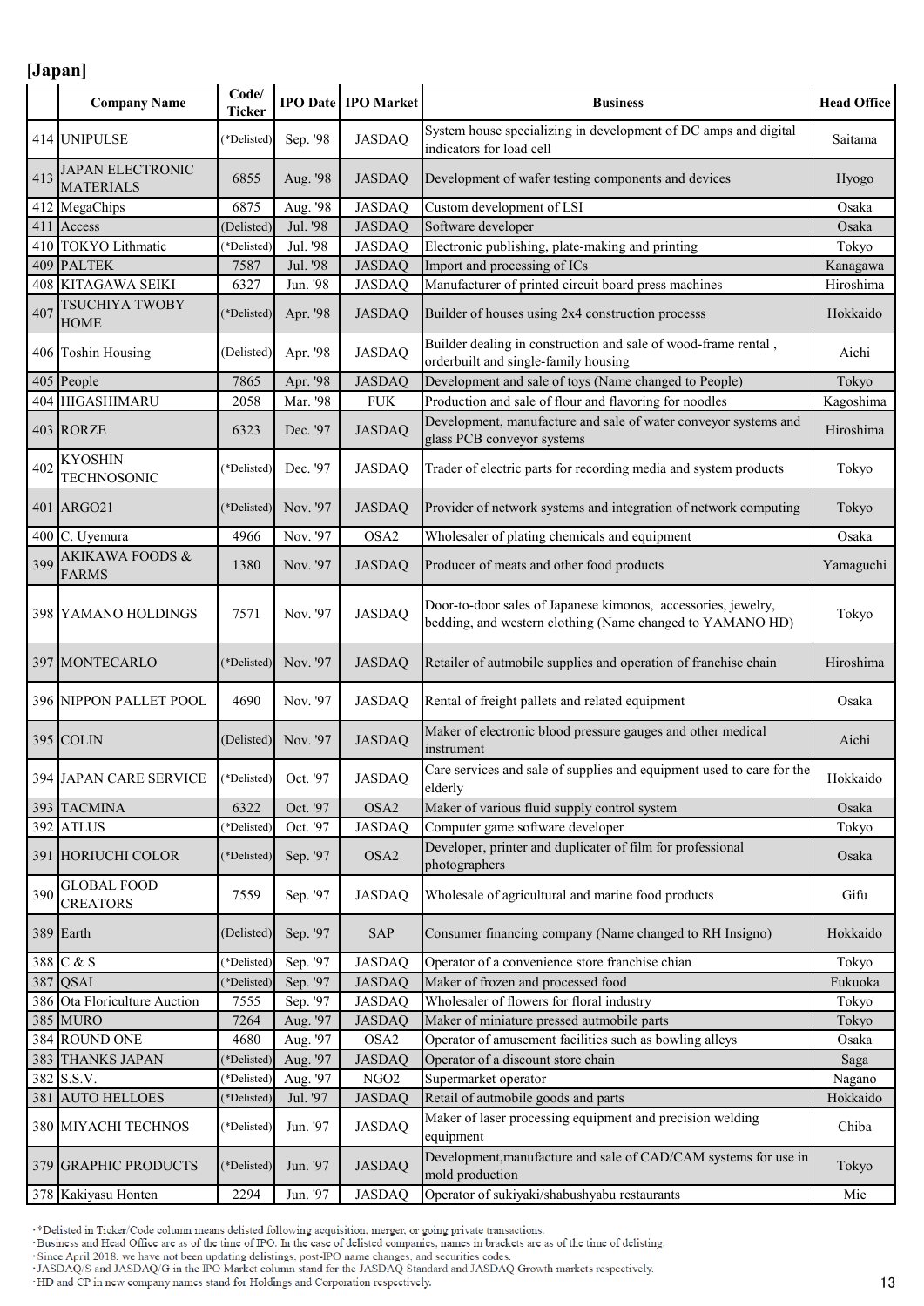## [Japan]

| | Company Name | Code/ Ticker | IPO Date | IPO Market | Business | Head Office |
|---|---|---|---|---|---|---|
| 414 | UNIPULSE | (*Delisted) | Sep. '98 | JASDAQ | System house specializing in development of DC amps and digital indicators for load cell | Saitama |
| 413 | JAPAN ELECTRONIC MATERIALS | 6855 | Aug. '98 | JASDAQ | Development of wafer testing components and devices | Hyogo |
| 412 | MegaChips | 6875 | Aug. '98 | JASDAQ | Custom development of LSI | Osaka |
| 411 | Access | (Delisted) | Jul. '98 | JASDAQ | Software developer | Osaka |
| 410 | TOKYO Lithmatic | (*Delisted) | Jul. '98 | JASDAQ | Electronic publishing, plate-making and printing | Tokyo |
| 409 | PALTEK | 7587 | Jul. '98 | JASDAQ | Import and processing of ICs | Kanagawa |
| 408 | KITAGAWA SEIKI | 6327 | Jun. '98 | JASDAQ | Manufacturer of printed circuit board press machines | Hiroshima |
| 407 | TSUCHIYA TWOBY HOME | (*Delisted) | Apr. '98 | JASDAQ | Builder of houses using 2x4 construction processs | Hokkaido |
| 406 | Toshin Housing | (Delisted) | Apr. '98 | JASDAQ | Builder dealing in construction and sale of wood-frame rental , orderbuilt and single-family housing | Aichi |
| 405 | People | 7865 | Apr. '98 | JASDAQ | Development and sale of toys (Name changed to People) | Tokyo |
| 404 | HIGASHIMARU | 2058 | Mar. '98 | FUK | Production and sale of flour and flavoring for noodles | Kagoshima |
| 403 | RORZE | 6323 | Dec. '97 | JASDAQ | Development, manufacture and sale of water conveyor systems and glass PCB conveyor systems | Hiroshima |
| 402 | KYOSHIN TECHNOSONIC | (*Delisted) | Dec. '97 | JASDAQ | Trader of electric parts for recording media and system products | Tokyo |
| 401 | ARGO21 | (*Delisted) | Nov. '97 | JASDAQ | Provider of network systems and integration of network computing | Tokyo |
| 400 | C. Uyemura | 4966 | Nov. '97 | OSA2 | Wholesaler of plating chemicals and equipment | Osaka |
| 399 | AKIKAWA FOODS & FARMS | 1380 | Nov. '97 | JASDAQ | Producer of meats and other food products | Yamaguchi |
| 398 | YAMANO HOLDINGS | 7571 | Nov. '97 | JASDAQ | Door-to-door sales of Japanese kimonos, accessories, jewelry, bedding, and western clothing (Name changed to YAMANO HD) | Tokyo |
| 397 | MONTECARLO | (*Delisted) | Nov. '97 | JASDAQ | Retailer of autmobile supplies and operation of franchise chain | Hiroshima |
| 396 | NIPPON PALLET POOL | 4690 | Nov. '97 | JASDAQ | Rental of freight pallets and related equipment | Osaka |
| 395 | COLIN | (Delisted) | Nov. '97 | JASDAQ | Maker of electronic blood pressure gauges and other medical instrument | Aichi |
| 394 | JAPAN CARE SERVICE | (*Delisted) | Oct. '97 | JASDAQ | Care services and sale of supplies and equipment used to care for the elderly | Hokkaido |
| 393 | TACMINA | 6322 | Oct. '97 | OSA2 | Maker of various fluid supply control system | Osaka |
| 392 | ATLUS | (*Delisted) | Oct. '97 | JASDAQ | Computer game software developer | Tokyo |
| 391 | HORIUCHI COLOR | (*Delisted) | Sep. '97 | OSA2 | Developer, printer and duplicater of film for professional photographers | Osaka |
| 390 | GLOBAL FOOD CREATORS | 7559 | Sep. '97 | JASDAQ | Wholesale of agricultural and marine food products | Gifu |
| 389 | Earth | (Delisted) | Sep. '97 | SAP | Consumer financing company (Name changed to RH Insigno) | Hokkaido |
| 388 | C & S | (*Delisted) | Sep. '97 | JASDAQ | Operator of a convenience store franchise chian | Tokyo |
| 387 | QSAI | (*Delisted) | Sep. '97 | JASDAQ | Maker of frozen and processed food | Fukuoka |
| 386 | Ota Floriculture Auction | 7555 | Sep. '97 | JASDAQ | Wholesaler of flowers for floral industry | Tokyo |
| 385 | MURO | 7264 | Aug. '97 | JASDAQ | Maker of miniature pressed autmobile parts | Tokyo |
| 384 | ROUND ONE | 4680 | Aug. '97 | OSA2 | Operator of amusement facilities such as bowling alleys | Osaka |
| 383 | THANKS JAPAN | (*Delisted) | Aug. '97 | JASDAQ | Operator of a discount store chain | Saga |
| 382 | S.S.V. | (*Delisted) | Aug. '97 | NGO2 | Supermarket operator | Nagano |
| 381 | AUTO HELLOES | (*Delisted) | Jul. '97 | JASDAQ | Retail of autmobile goods and parts | Hokkaido |
| 380 | MIYACHI TECHNOS | (*Delisted) | Jun. '97 | JASDAQ | Maker of laser processing equipment and precision welding equipment | Chiba |
| 379 | GRAPHIC PRODUCTS | (*Delisted) | Jun. '97 | JASDAQ | Development,manufacture and sale of CAD/CAM systems for use in mold production | Tokyo |
| 378 | Kakiyasu Honten | 2294 | Jun. '97 | JASDAQ | Operator of sukiyaki/shabushyabu restaurants | Mie |

- *Delisted in Ticker/Code column means delisted following acquisition, merger, or going private transactions.
- Business and Head Office are as of the time of IPO. In the case of delisted companies, names in brackets are as of the time of delisting.
- Since April 2018, we have not been updating delistings, post-IPO name changes, and securities codes.
- JASDAQ/S and JASDAQ/G in the IPO Market column stand for the JASDAQ Standard and JASDAQ Growth markets respectively.
- HD and CP in new company names stand for Holdings and Corporation respectively.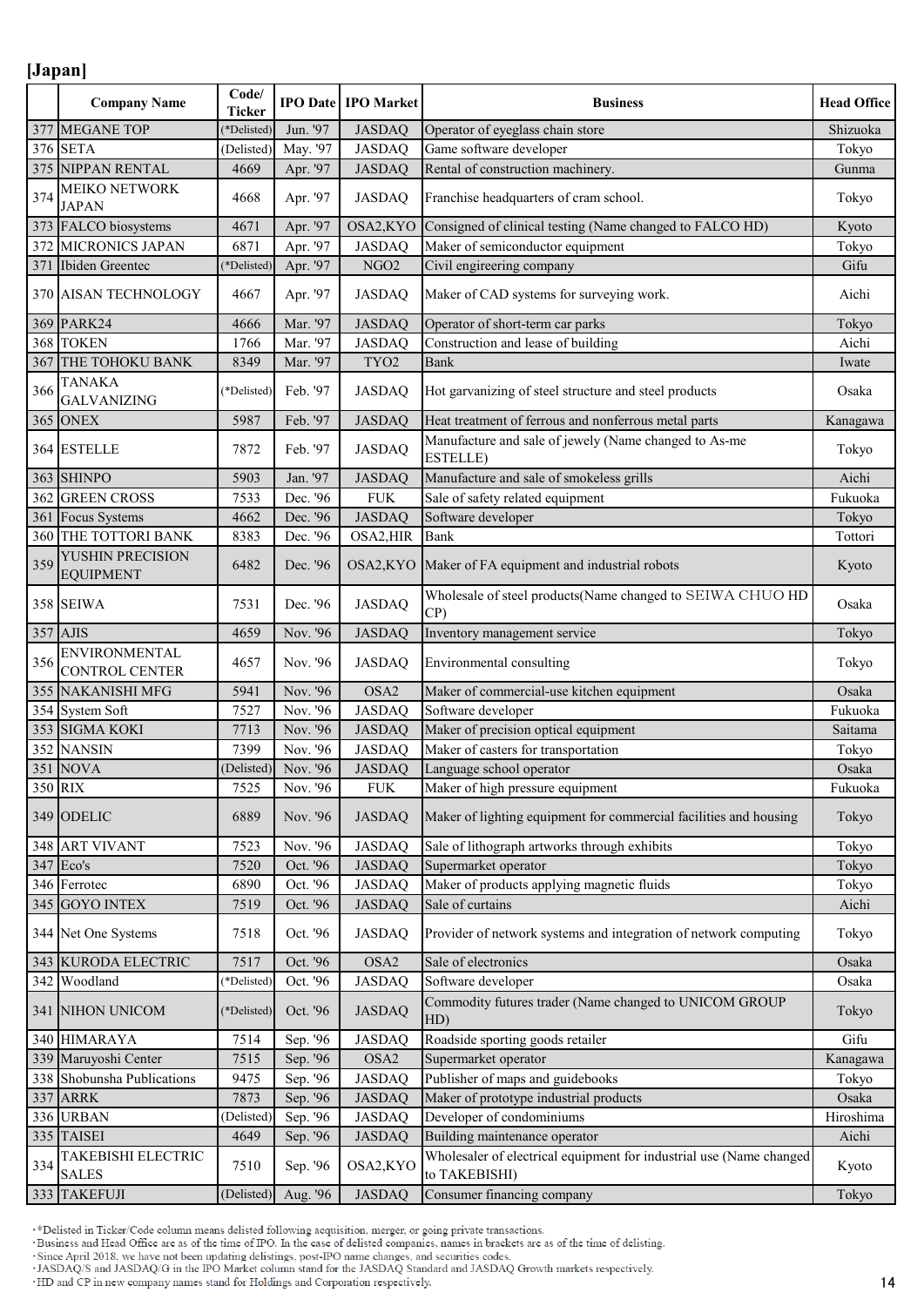## [Japan]

| | Company Name | Code/ Ticker | IPO Date | IPO Market | Business | Head Office |
|---|---|---|---|---|---|---|
| 377 | MEGANE TOP | (*Delisted) | Jun. '97 | JASDAQ | Operator of eyeglass chain store | Shizuoka |
| 376 | SETA | (Delisted) | May. '97 | JASDAQ | Game software developer | Tokyo |
| 375 | NIPPAN RENTAL | 4669 | Apr. '97 | JASDAQ | Rental of construction machinery. | Gunma |
| 374 | MEIKO NETWORK JAPAN | 4668 | Apr. '97 | JASDAQ | Franchise headquarters of cram school. | Tokyo |
| 373 | FALCO biosystems | 4671 | Apr. '97 | OSA2,KYO | Consigned of clinical testing (Name changed to FALCO HD) | Kyoto |
| 372 | MICRONICS JAPAN | 6871 | Apr. '97 | JASDAQ | Maker of semiconductor equipment | Tokyo |
| 371 | Ibiden Greentec | (*Delisted) | Apr. '97 | NGO2 | Civil engineering company | Gifu |
| 370 | AISAN TECHNOLOGY | 4667 | Apr. '97 | JASDAQ | Maker of CAD systems for surveying work. | Aichi |
| 369 | PARK24 | 4666 | Mar. '97 | JASDAQ | Operator of short-term car parks | Tokyo |
| 368 | TOKEN | 1766 | Mar. '97 | JASDAQ | Construction and lease of building | Aichi |
| 367 | THE TOHOKU BANK | 8349 | Mar. '97 | TYO2 | Bank | Iwate |
| 366 | TANAKA GALVANIZING | (*Delisted) | Feb. '97 | JASDAQ | Hot garvanizing of steel structure and steel products | Osaka |
| 365 | ONEX | 5987 | Feb. '97 | JASDAQ | Heat treatment of ferrous and nonferrous metal parts | Kanagawa |
| 364 | ESTELLE | 7872 | Feb. '97 | JASDAQ | Manufacture and sale of jewely (Name changed to As-me ESTELLE) | Tokyo |
| 363 | SHINPO | 5903 | Jan. '97 | JASDAQ | Manufacture and sale of smokeless grills | Aichi |
| 362 | GREEN CROSS | 7533 | Dec. '96 | FUK | Sale of safety related equipment | Fukuoka |
| 361 | Focus Systems | 4662 | Dec. '96 | JASDAQ | Software developer | Tokyo |
| 360 | THE TOTTORI BANK | 8383 | Dec. '96 | OSA2,HIR | Bank | Tottori |
| 359 | YUSHIN PRECISION EQUIPMENT | 6482 | Dec. '96 | OSA2,KYO | Maker of FA equipment and industrial robots | Kyoto |
| 358 | SEIWA | 7531 | Dec. '96 | JASDAQ | Wholesale of steel products(Name changed to SEIWA CHUO HD CP) | Osaka |
| 357 | AJIS | 4659 | Nov. '96 | JASDAQ | Inventory management service | Tokyo |
| 356 | ENVIRONMENTAL CONTROL CENTER | 4657 | Nov. '96 | JASDAQ | Environmental consulting | Tokyo |
| 355 | NAKANISHI MFG | 5941 | Nov. '96 | OSA2 | Maker of commercial-use kitchen equipment | Osaka |
| 354 | System Soft | 7527 | Nov. '96 | JASDAQ | Software developer | Fukuoka |
| 353 | SIGMA KOKI | 7713 | Nov. '96 | JASDAQ | Maker of precision optical equipment | Saitama |
| 352 | NANSIN | 7399 | Nov. '96 | JASDAQ | Maker of casters for transportation | Tokyo |
| 351 | NOVA | (Delisted) | Nov. '96 | JASDAQ | Language school operator | Osaka |
| 350 | RIX | 7525 | Nov. '96 | FUK | Maker of high pressure equipment | Fukuoka |
| 349 | ODELIC | 6889 | Nov. '96 | JASDAQ | Maker of lighting equipment for commercial facilities and housing | Tokyo |
| 348 | ART VIVANT | 7523 | Nov. '96 | JASDAQ | Sale of lithograph artworks through exhibits | Tokyo |
| 347 | Eco's | 7520 | Oct. '96 | JASDAQ | Supermarket operator | Tokyo |
| 346 | Ferrotec | 6890 | Oct. '96 | JASDAQ | Maker of products applying magnetic fluids | Tokyo |
| 345 | GOYO INTEX | 7519 | Oct. '96 | JASDAQ | Sale of curtains | Aichi |
| 344 | Net One Systems | 7518 | Oct. '96 | JASDAQ | Provider of network systems and integration of network computing | Tokyo |
| 343 | KURODA ELECTRIC | 7517 | Oct. '96 | OSA2 | Sale of electronics | Osaka |
| 342 | Woodland | (*Delisted) | Oct. '96 | JASDAQ | Software developer | Osaka |
| 341 | NIHON UNICOM | (*Delisted) | Oct. '96 | JASDAQ | Commodity futures trader (Name changed to UNICOM GROUP HD) | Tokyo |
| 340 | HIMARAYA | 7514 | Sep. '96 | JASDAQ | Roadside sporting goods retailer | Gifu |
| 339 | Maruyoshi Center | 7515 | Sep. '96 | OSA2 | Supermarket operator | Kanagawa |
| 338 | Shobunsha Publications | 9475 | Sep. '96 | JASDAQ | Publisher of maps and guidebooks | Tokyo |
| 337 | ARRK | 7873 | Sep. '96 | JASDAQ | Maker of prototype industrial products | Osaka |
| 336 | URBAN | (Delisted) | Sep. '96 | JASDAQ | Developer of condominiums | Hiroshima |
| 335 | TAISEI | 4649 | Sep. '96 | JASDAQ | Building maintenance operator | Aichi |
| 334 | TAKEBISHI ELECTRIC SALES | 7510 | Sep. '96 | OSA2,KYO | Wholesaler of electrical equipment for industrial use (Name changed to TAKEBISHI) | Kyoto |
| 333 | TAKEFUJI | (Delisted) | Aug. '96 | JASDAQ | Consumer financing company | Tokyo |

- *Delisted in Ticker/Code column means delisted following acquisition, merger, or going private transactions.
- Business and Head Office are as of the time of IPO. In the case of delisted companies, names in brackets are as of the time of delisting.
- Since April 2018, we have not been updating delistings, post-IPO name changes, and securities codes.
- JASDAQ/S and JASDAQ/G in the IPO Market column stand for the JASDAQ Standard and JASDAQ Growth markets respectively.
- HD and CP in new company names stand for Holdings and Corporation respectively.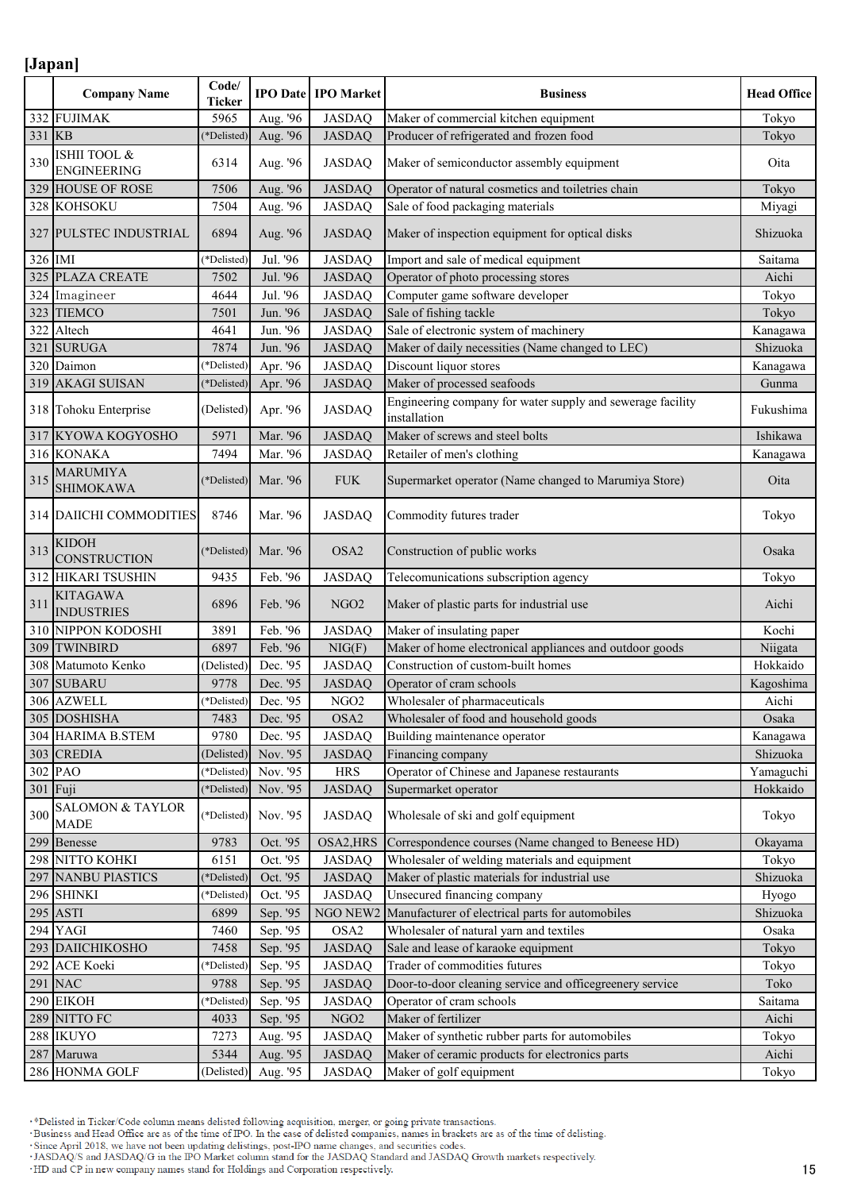## [Japan]

| | Company Name | Code/ Ticker | IPO Date | IPO Market | Business | Head Office |
|---|---|---|---|---|---|---|
| 332 | FUJIMAK | 5965 | Aug. '96 | JASDAQ | Maker of commercial kitchen equipment | Tokyo |
| 331 | KB | (*Delisted) | Aug. '96 | JASDAQ | Producer of refrigerated and frozen food | Tokyo |
| 330 | ISHII TOOL & ENGINEERING | 6314 | Aug. '96 | JASDAQ | Maker of semiconductor assembly equipment | Oita |
| 329 | HOUSE OF ROSE | 7506 | Aug. '96 | JASDAQ | Operator of natural cosmetics and toiletries chain | Tokyo |
| 328 | KOHSOKU | 7504 | Aug. '96 | JASDAQ | Sale of food packaging materials | Miyagi |
| 327 | PULSTEC INDUSTRIAL | 6894 | Aug. '96 | JASDAQ | Maker of inspection equipment for optical disks | Shizuoka |
| 326 | IMI | (*Delisted) | Jul. '96 | JASDAQ | Import and sale of medical equipment | Saitama |
| 325 | PLAZA CREATE | 7502 | Jul. '96 | JASDAQ | Operator of photo processing stores | Aichi |
| 324 | Imagineer | 4644 | Jul. '96 | JASDAQ | Computer game software developer | Tokyo |
| 323 | TIEMCO | 7501 | Jun. '96 | JASDAQ | Sale of fishing tackle | Tokyo |
| 322 | Altech | 4641 | Jun. '96 | JASDAQ | Sale of electronic system of machinery | Kanagawa |
| 321 | SURUGA | 7874 | Jun. '96 | JASDAQ | Maker of daily necessities (Name changed to LEC) | Shizuoka |
| 320 | Daimon | (*Delisted) | Apr. '96 | JASDAQ | Discount liquor stores | Kanagawa |
| 319 | AKAGI SUISAN | (*Delisted) | Apr. '96 | JASDAQ | Maker of processed seafoods | Gunma |
| 318 | Tohoku Enterprise | (Delisted) | Apr. '96 | JASDAQ | Engineering company for water supply and sewerage facility installation | Fukushima |
| 317 | KYOWA KOGYOSHO | 5971 | Mar. '96 | JASDAQ | Maker of screws and steel bolts | Ishikawa |
| 316 | KONAKA | 7494 | Mar. '96 | JASDAQ | Retailer of men's clothing | Kanagawa |
| 315 | MARUMIYA SHIMOKAWA | (*Delisted) | Mar. '96 | FUK | Supermarket operator (Name changed to Marumiya Store) | Oita |
| 314 | DAIICHI COMMODITIES | 8746 | Mar. '96 | JASDAQ | Commodity futures trader | Tokyo |
| 313 | KIDOH CONSTRUCTION | (*Delisted) | Mar. '96 | OSA2 | Construction of public works | Osaka |
| 312 | HIKARI TSUSHIN | 9435 | Feb. '96 | JASDAQ | Telecomunications subscription agency | Tokyo |
| 311 | KITAGAWA INDUSTRIES | 6896 | Feb. '96 | NGO2 | Maker of plastic parts for industrial use | Aichi |
| 310 | NIPPON KODOSHI | 3891 | Feb. '96 | JASDAQ | Maker of insulating paper | Kochi |
| 309 | TWINBIRD | 6897 | Feb. '96 | NIG(F) | Maker of home electronical appliances and outdoor goods | Niigata |
| 308 | Matumoto Kenko | (Delisted) | Dec. '95 | JASDAQ | Construction of custom-built homes | Hokkaido |
| 307 | SUBARU | 9778 | Dec. '95 | JASDAQ | Operator of cram schools | Kagoshima |
| 306 | AZWELL | (*Delisted) | Dec. '95 | NGO2 | Wholesaler of pharmaceuticals | Aichi |
| 305 | DOSHISHA | 7483 | Dec. '95 | OSA2 | Wholesaler of food and household goods | Osaka |
| 304 | HARIMA B.STEM | 9780 | Dec. '95 | JASDAQ | Building maintenance operator | Kanagawa |
| 303 | CREDIA | (Delisted) | Nov. '95 | JASDAQ | Financing company | Shizuoka |
| 302 | PAO | (*Delisted) | Nov. '95 | HRS | Operator of Chinese and Japanese restaurants | Yamaguchi |
| 301 | Fuji | (*Delisted) | Nov. '95 | JASDAQ | Supermarket operator | Hokkaido |
| 300 | SALOMON & TAYLOR MADE | (*Delisted) | Nov. '95 | JASDAQ | Wholesale of ski and golf equipment | Tokyo |
| 299 | Benesse | 9783 | Oct. '95 | OSA2,HRS | Correspondence courses (Name changed to Beneese HD) | Okayama |
| 298 | NITTO KOHKI | 6151 | Oct. '95 | JASDAQ | Wholesaler of welding materials and equipment | Tokyo |
| 297 | NANBU PlASTICS | (*Delisted) | Oct. '95 | JASDAQ | Maker of plastic materials for industrial use | Shizuoka |
| 296 | SHINKI | (*Delisted) | Oct. '95 | JASDAQ | Unsecured financing company | Hyogo |
| 295 | ASTI | 6899 | Sep. '95 | NGO NEW2 | Manufacturer of electrical parts for automobiles | Shizuoka |
| 294 | YAGI | 7460 | Sep. '95 | OSA2 | Wholesaler of natural yarn and textiles | Osaka |
| 293 | DAIICHIKOSHO | 7458 | Sep. '95 | JASDAQ | Sale and lease of karaoke equipment | Tokyo |
| 292 | ACE Koeki | (*Delisted) | Sep. '95 | JASDAQ | Trader of commodities futures | Tokyo |
| 291 | NAC | 9788 | Sep. '95 | JASDAQ | Door-to-door cleaning service and officegreenery service | Toko |
| 290 | EIKOH | (*Delisted) | Sep. '95 | JASDAQ | Operator of cram schools | Saitama |
| 289 | NITTO FC | 4033 | Sep. '95 | NGO2 | Maker of fertilizer | Aichi |
| 288 | IKUYO | 7273 | Aug. '95 | JASDAQ | Maker of synthetic rubber parts for automobiles | Tokyo |
| 287 | Maruwa | 5344 | Aug. '95 | JASDAQ | Maker of ceramic products for electronics parts | Aichi |
| 286 | HONMA GOLF | (Delisted) | Aug. '95 | JASDAQ | Maker of golf equipment | Tokyo |

- *Delisted in Ticker/Code column means delisted following acquisition, merger, or going private transactions.
- Business and Head Office are as of the time of IPO. In the case of delisted companies, names in brackets are as of the time of delisting.
- Since April 2018, we have not been updating delistings, post-IPO name changes, and securities codes.
- JASDAQ/S and JASDAQ/G in the IPO Market column stand for the JASDAQ Standard and JASDAQ Growth markets respectively.
- HD and CP in new company names stand for Holdings and Corporation respectively.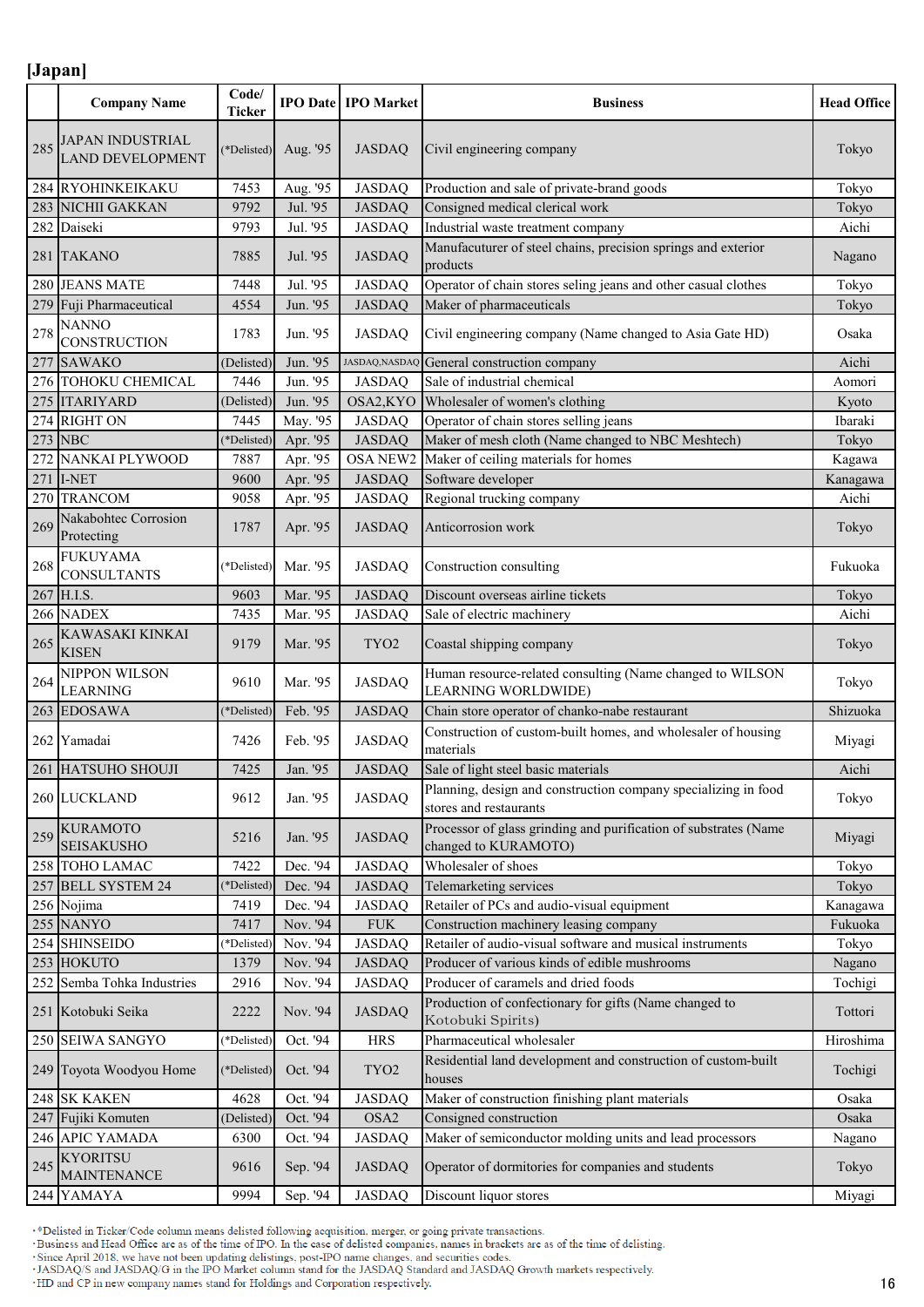**[Japan]**

| | Company Name | Code/ Ticker | IPO Date | IPO Market | Business | Head Office |
|---|---|---|---|---|---|---|
| 285 | JAPAN INDUSTRIAL LAND DEVELOPMENT | (*Delisted) | Aug. '95 | JASDAQ | Civil engineering company | Tokyo |
| 284 | RYOHINKEIKAKU | 7453 | Aug. '95 | JASDAQ | Production and sale of private-brand goods | Tokyo |
| 283 | NICHII GAKKAN | 9792 | Jul. '95 | JASDAQ | Consigned medical clerical work | Tokyo |
| 282 | Daiseki | 9793 | Jul. '95 | JASDAQ | Industrial waste treatment company | Aichi |
| 281 | TAKANO | 7885 | Jul. '95 | JASDAQ | Manufacturer of steel chains, precision springs and exterior products | Nagano |
| 280 | JEANS MATE | 7448 | Jul. '95 | JASDAQ | Operator of chain stores seling jeans and other casual clothes | Tokyo |
| 279 | Fuji Pharmaceutical | 4554 | Jun. '95 | JASDAQ | Maker of pharmaceuticals | Tokyo |
| 278 | NANNO CONSTRUCTION | 1783 | Jun. '95 | JASDAQ | Civil engineering company (Name changed to Asia Gate HD) | Osaka |
| 277 | SAWAKO | (Delisted) | Jun. '95 | JASDAQ,NASDAQ | General construction company | Aichi |
| 276 | TOHOKU CHEMICAL | 7446 | Jun. '95 | JASDAQ | Sale of industrial chemical | Aomori |
| 275 | ITARIYARD | (Delisted) | Jun. '95 | OSA2,KYO | Wholesaler of women's clothing | Kyoto |
| 274 | RIGHT ON | 7445 | May. '95 | JASDAQ | Operator of chain stores selling jeans | Ibaraki |
| 273 | NBC | (*Delisted) | Apr. '95 | JASDAQ | Maker of mesh cloth (Name changed to NBC Meshtech) | Tokyo |
| 272 | NANKAI PLYWOOD | 7887 | Apr. '95 | OSA NEW2 | Maker of ceiling materials for homes | Kagawa |
| 271 | I-NET | 9600 | Apr. '95 | JASDAQ | Software developer | Kanagawa |
| 270 | TRANCOM | 9058 | Apr. '95 | JASDAQ | Regional trucking company | Aichi |
| 269 | Nakabohtec Corrosion Protecting | 1787 | Apr. '95 | JASDAQ | Anticorrosion work | Tokyo |
| 268 | FUKUYAMA CONSULTANTS | (*Delisted) | Mar. '95 | JASDAQ | Construction consulting | Fukuoka |
| 267 | H.I.S. | 9603 | Mar. '95 | JASDAQ | Discount overseas airline tickets | Tokyo |
| 266 | NADEX | 7435 | Mar. '95 | JASDAQ | Sale of electric machinery | Aichi |
| 265 | KAWASAKI KINKAI KISEN | 9179 | Mar. '95 | TYO2 | Coastal shipping company | Tokyo |
| 264 | NIPPON WILSON LEARNING | 9610 | Mar. '95 | JASDAQ | Human resource-related consulting (Name changed to WILSON LEARNING WORLDWIDE) | Tokyo |
| 263 | EDOSAWA | (*Delisted) | Feb. '95 | JASDAQ | Chain store operator of chanko-nabe restaurant | Shizuoka |
| 262 | Yamadai | 7426 | Feb. '95 | JASDAQ | Construction of custom-built homes, and wholesaler of housing materials | Miyagi |
| 261 | HATSUHO SHOUJI | 7425 | Jan. '95 | JASDAQ | Sale of light steel basic materials | Aichi |
| 260 | LUCKLAND | 9612 | Jan. '95 | JASDAQ | Planning, design and construction company specializing in food stores and restaurants | Tokyo |
| 259 | KURAMOTO SEISAKUSHO | 5216 | Jan. '95 | JASDAQ | Processor of glass grinding and purification of substrates (Name changed to KURAMOTO) | Miyagi |
| 258 | TOHO LAMAC | 7422 | Dec. '94 | JASDAQ | Wholesaler of shoes | Tokyo |
| 257 | BELL SYSTEM 24 | (*Delisted) | Dec. '94 | JASDAQ | Telemarketing services | Tokyo |
| 256 | Nojima | 7419 | Dec. '94 | JASDAQ | Retailer of PCs and audio-visual equipment | Kanagawa |
| 255 | NANYO | 7417 | Nov. '94 | FUK | Construction machinery leasing company | Fukuoka |
| 254 | SHINSEIDO | (*Delisted) | Nov. '94 | JASDAQ | Retailer of audio-visual software and musical instruments | Tokyo |
| 253 | HOKUTO | 1379 | Nov. '94 | JASDAQ | Producer of various kinds of edible mushrooms | Nagano |
| 252 | Semba Tohka Industries | 2916 | Nov. '94 | JASDAQ | Producer of caramels and dried foods | Tochigi |
| 251 | Kotobuki Seika | 2222 | Nov. '94 | JASDAQ | Production of confectionary for gifts (Name changed to Kotobuki Spirits) | Tottori |
| 250 | SEIWA SANGYO | (*Delisted) | Oct. '94 | HRS | Pharmaceutical wholesaler | Hiroshima |
| 249 | Toyota Woodyou Home | (*Delisted) | Oct. '94 | TYO2 | Residential land development and construction of custom-built houses | Tochigi |
| 248 | SK KAKEN | 4628 | Oct. '94 | JASDAQ | Maker of construction finishing plant materials | Osaka |
| 247 | Fujiki Komuten | (Delisted) | Oct. '94 | OSA2 | Consigned construction | Osaka |
| 246 | APIC YAMADA | 6300 | Oct. '94 | JASDAQ | Maker of semiconductor molding units and lead processors | Nagano |
| 245 | KYORITSU MAINTENANCE | 9616 | Sep. '94 | JASDAQ | Operator of dormitories for companies and students | Tokyo |
| 244 | YAMAYA | 9994 | Sep. '94 | JASDAQ | Discount liquor stores | Miyagi |

・*Delisted in Ticker/Code column means delisted following acquisition, merger, or going private transactions.
・Business and Head Office are as of the time of IPO. In the case of delisted companies, names in brackets are as of the time of delisting.
・Since April 2018, we have not been updating delistings, post-IPO name changes, and securities codes.
・JASDAQ/S and JASDAQ/G in the IPO Market column stand for the JASDAQ Standard and JASDAQ Growth markets respectively.
・HD and CP in new company names stand for Holdings and Corporation respectively.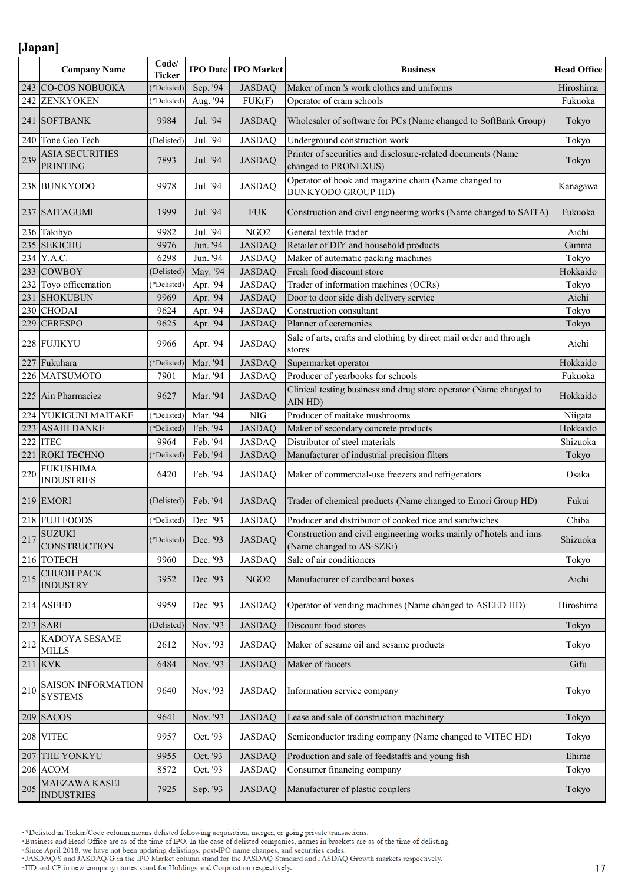## [Japan]

| | Company Name | Code/ Ticker | IPO Date | IPO Market | Business | Head Office |
|---|---|---|---|---|---|---|
| 243 | CO-COS NOBUOKA | (*Delisted) | Sep. '94 | JASDAQ | Maker of men's work clothes and uniforms | Hiroshima |
| 242 | ZENKYOKEN | (*Delisted) | Aug. '94 | FUK(F) | Operator of cram schools | Fukuoka |
| 241 | SOFTBANK | 9984 | Jul. '94 | JASDAQ | Wholesaler of software for PCs (Name changed to SoftBank Group) | Tokyo |
| 240 | Tone Geo Tech | (Delisted) | Jul. '94 | JASDAQ | Underground construction work | Tokyo |
| 239 | ASIA SECURITIES PRINTING | 7893 | Jul. '94 | JASDAQ | Printer of securities and disclosure-related documents (Name changed to PRONEXUS) | Tokyo |
| 238 | BUNKYODO | 9978 | Jul. '94 | JASDAQ | Operator of book and magazine chain (Name changed to BUNKYODO GROUP HD) | Kanagawa |
| 237 | SAITAGUMI | 1999 | Jul. '94 | FUK | Construction and civil engineering works (Name changed to SAITA) | Fukuoka |
| 236 | Takihyo | 9982 | Jul. '94 | NGO2 | General textile trader | Aichi |
| 235 | SEKICHU | 9976 | Jun. '94 | JASDAQ | Retailer of DIY and household products | Gunma |
| 234 | Y.A.C. | 6298 | Jun. '94 | JASDAQ | Maker of automatic packing machines | Tokyo |
| 233 | COWBOY | (Delisted) | May. '94 | JASDAQ | Fresh food discount store | Hokkaido |
| 232 | Toyo officemation | (*Delisted) | Apr. '94 | JASDAQ | Trader of information machines (OCRs) | Tokyo |
| 231 | SHOKUBUN | 9969 | Apr. '94 | JASDAQ | Door to door side dish delivery service | Aichi |
| 230 | CHODAI | 9624 | Apr. '94 | JASDAQ | Construction consultant | Tokyo |
| 229 | CERESPO | 9625 | Apr. '94 | JASDAQ | Planner of ceremonies | Tokyo |
| 228 | FUJIKYU | 9966 | Apr. '94 | JASDAQ | Sale of arts, crafts and clothing by direct mail order and through stores | Aichi |
| 227 | Fukuhara | (*Delisted) | Mar. '94 | JASDAQ | Supermarket operator | Hokkaido |
| 226 | MATSUMOTO | 7901 | Mar. '94 | JASDAQ | Producer of yearbooks for schools | Fukuoka |
| 225 | Ain Pharmaciez | 9627 | Mar. '94 | JASDAQ | Clinical testing business and drug store operator (Name changed to AIN HD) | Hokkaido |
| 224 | YUKIGUNI MAITAKE | (*Delisted) | Mar. '94 | NIG | Producer of maitake mushrooms | Niigata |
| 223 | ASAHI DANKE | (*Delisted) | Feb. '94 | JASDAQ | Maker of secondary concrete products | Hokkaido |
| 222 | ITEC | 9964 | Feb. '94 | JASDAQ | Distributor of steel materials | Shizuoka |
| 221 | ROKI TECHNO | (*Delisted) | Feb. '94 | JASDAQ | Manufacturer of industrial precision filters | Tokyo |
| 220 | FUKUSHIMA INDUSTRIES | 6420 | Feb. '94 | JASDAQ | Maker of commercial-use freezers and refrigerators | Osaka |
| 219 | EMORI | (Delisted) | Feb. '94 | JASDAQ | Trader of chemical products (Name changed to Emori Group HD) | Fukui |
| 218 | FUJI FOODS | (*Delisted) | Dec. '93 | JASDAQ | Producer and distributor of cooked rice and sandwiches | Chiba |
| 217 | SUZUKI CONSTRUCTION | (*Delisted) | Dec. '93 | JASDAQ | Construction and civil engineering works mainly of hotels and inns (Name changed to AS-SZKi) | Shizuoka |
| 216 | TOTECH | 9960 | Dec. '93 | JASDAQ | Sale of air conditioners | Tokyo |
| 215 | CHUOH PACK INDUSTRY | 3952 | Dec. '93 | NGO2 | Manufacturer of cardboard boxes | Aichi |
| 214 | ASEED | 9959 | Dec. '93 | JASDAQ | Operator of vending machines (Name changed to ASEED HD) | Hiroshima |
| 213 | SARI | (Delisted) | Nov. '93 | JASDAQ | Discount food stores | Tokyo |
| 212 | KADOYA SESAME MILLS | 2612 | Nov. '93 | JASDAQ | Maker of sesame oil and sesame products | Tokyo |
| 211 | KVK | 6484 | Nov. '93 | JASDAQ | Maker of faucets | Gifu |
| 210 | SAISON INFORMATION SYSTEMS | 9640 | Nov. '93 | JASDAQ | Information service company | Tokyo |
| 209 | SACOS | 9641 | Nov. '93 | JASDAQ | Lease and sale of construction machinery | Tokyo |
| 208 | VITEC | 9957 | Oct. '93 | JASDAQ | Semiconductor trading company (Name changed to VITEC HD) | Tokyo |
| 207 | THE YONKYU | 9955 | Oct. '93 | JASDAQ | Production and sale of feedstaffs and young fish | Ehime |
| 206 | ACOM | 8572 | Oct. '93 | JASDAQ | Consumer financing company | Tokyo |
| 205 | MAEZAWA KASEI INDUSTRIES | 7925 | Sep. '93 | JASDAQ | Manufacturer of plastic couplers | Tokyo |

- *Delisted in Ticker/Code column means delisted following acquisition, merger, or going private transactions.
- Business and Head Office are as of the time of IPO. In the case of delisted companies, names in brackets are as of the time of delisting.
- Since April 2018, we have not been updating delistings, post-IPO name changes, and securities codes.
- JASDAQ/S and JASDAQ/G in the IPO Market column stand for the JASDAQ Standard and JASDAQ Growth markets respectively.
- HD and CP in new company names stand for Holdings and Corporation respectively.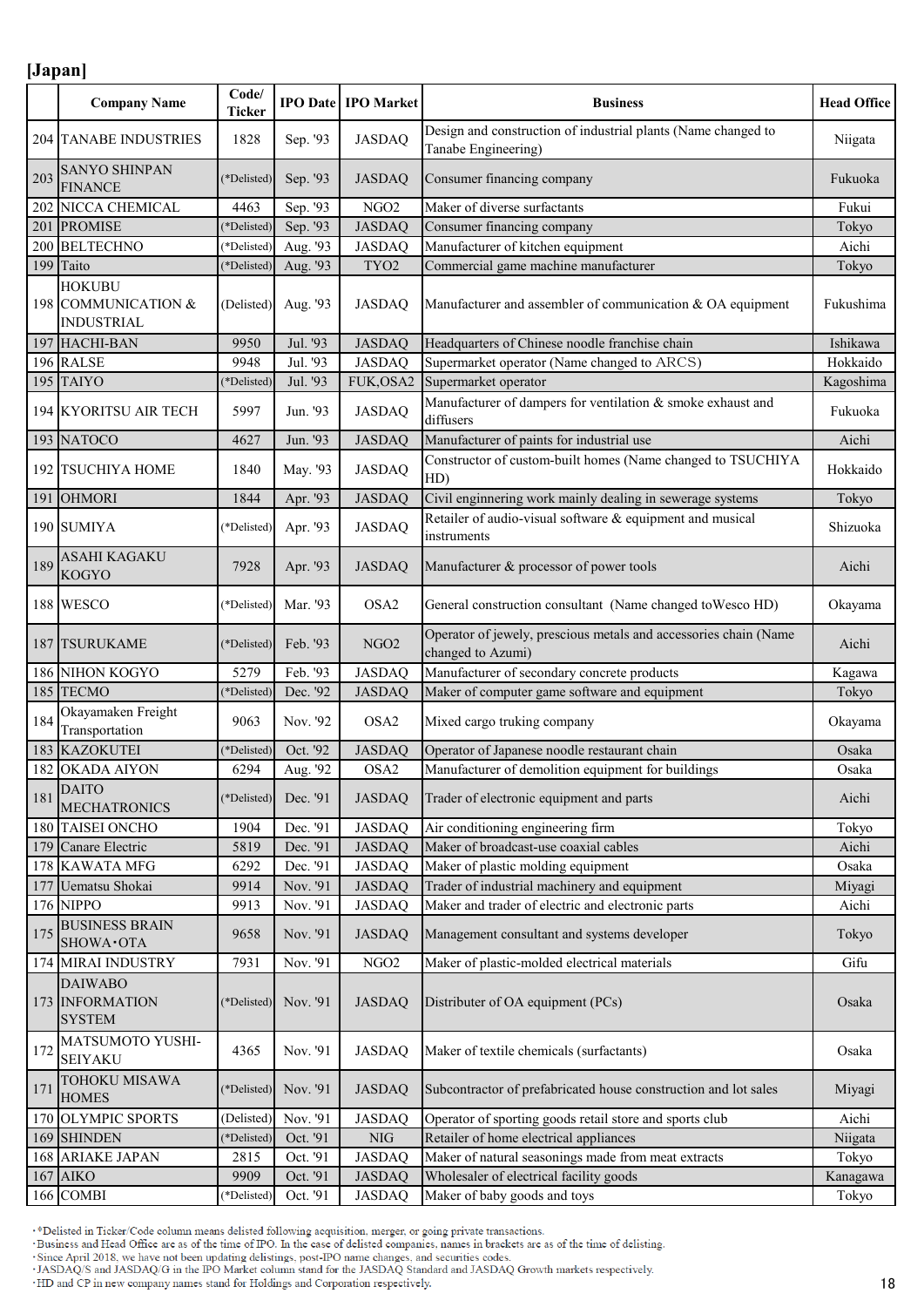**[Japan]**

| | Company Name | Code/ Ticker | IPO Date | IPO Market | Business | Head Office |
|---|---|---|---|---|---|---|
| 204 | TANABE INDUSTRIES | 1828 | Sep. '93 | JASDAQ | Design and construction of industrial plants (Name changed to Tanabe Engineering) | Niigata |
| 203 | SANYO SHINPAN FINANCE | (*Delisted) | Sep. '93 | JASDAQ | Consumer financing company | Fukuoka |
| 202 | NICCA CHEMICAL | 4463 | Sep. '93 | NGO2 | Maker of diverse surfactants | Fukui |
| 201 | PROMISE | (*Delisted) | Sep. '93 | JASDAQ | Consumer financing company | Tokyo |
| 200 | BELTECHNO | (*Delisted) | Aug. '93 | JASDAQ | Manufacturer of kitchen equipment | Aichi |
| 199 | Taito | (*Delisted) | Aug. '93 | TYO2 | Commercial game machine manufacturer | Tokyo |
| 198 | HOKUBU COMMUNICATION & INDUSTRIAL | (Delisted) | Aug. '93 | JASDAQ | Manufacturer and assembler of communication & OA equipment | Fukushima |
| 197 | HACHI-BAN | 9950 | Jul. '93 | JASDAQ | Headquarters of Chinese noodle franchise chain | Ishikawa |
| 196 | RALSE | 9948 | Jul. '93 | JASDAQ | Supermarket operator (Name changed to ARCS) | Hokkaido |
| 195 | TAIYO | (*Delisted) | Jul. '93 | FUK,OSA2 | Supermarket operator | Kagoshima |
| 194 | KYORITSU AIR TECH | 5997 | Jun. '93 | JASDAQ | Manufacturer of dampers for ventilation & smoke exhaust and diffusers | Fukuoka |
| 193 | NATOCO | 4627 | Jun. '93 | JASDAQ | Manufacturer of paints for industrial use | Aichi |
| 192 | TSUCHIYA HOME | 1840 | May. '93 | JASDAQ | Constructor of custom-built homes (Name changed to TSUCHIYA HD) | Hokkaido |
| 191 | OHMORI | 1844 | Apr. '93 | JASDAQ | Civil enginnering work mainly dealing in sewerage systems | Tokyo |
| 190 | SUMIYA | (*Delisted) | Apr. '93 | JASDAQ | Retailer of audio-visual software & equipment and musical instruments | Shizuoka |
| 189 | ASAHI KAGAKU KOGYO | 7928 | Apr. '93 | JASDAQ | Manufacturer & processor of power tools | Aichi |
| 188 | WESCO | (*Delisted) | Mar. '93 | OSA2 | General construction consultant (Name changed toWesco HD) | Okayama |
| 187 | TSURUKAME | (*Delisted) | Feb. '93 | NGO2 | Operator of jewely, prescious metals and accessories chain (Name changed to Azumi) | Aichi |
| 186 | NIHON KOGYO | 5279 | Feb. '93 | JASDAQ | Manufacturer of secondary concrete products | Kagawa |
| 185 | TECMO | (*Delisted) | Dec. '92 | JASDAQ | Maker of computer game software and equipment | Tokyo |
| 184 | Okayamaken Freight Transportation | 9063 | Nov. '92 | OSA2 | Mixed cargo truking company | Okayama |
| 183 | KAZOKUTEI | (*Delisted) | Oct. '92 | JASDAQ | Operator of Japanese noodle restaurant chain | Osaka |
| 182 | OKADA AIYON | 6294 | Aug. '92 | OSA2 | Manufacturer of demolition equipment for buildings | Osaka |
| 181 | DAITO MECHATRONICS | (*Delisted) | Dec. '91 | JASDAQ | Trader of electronic equipment and parts | Aichi |
| 180 | TAISEI ONCHO | 1904 | Dec. '91 | JASDAQ | Air conditioning engineering firm | Tokyo |
| 179 | Canare Electric | 5819 | Dec. '91 | JASDAQ | Maker of broadcast-use coaxial cables | Aichi |
| 178 | KAWATA MFG | 6292 | Dec. '91 | JASDAQ | Maker of plastic molding equipment | Osaka |
| 177 | Uematsu Shokai | 9914 | Nov. '91 | JASDAQ | Trader of industrial machinery and equipment | Miyagi |
| 176 | NIPPO | 9913 | Nov. '91 | JASDAQ | Maker and trader of electric and electronic parts | Aichi |
| 175 | BUSINESS BRAIN SHOWA･OTA | 9658 | Nov. '91 | JASDAQ | Management consultant and systems developer | Tokyo |
| 174 | MIRAI INDUSTRY | 7931 | Nov. '91 | NGO2 | Maker of plastic-molded electrical materials | Gifu |
| 173 | DAIWABO INFORMATION SYSTEM | (*Delisted) | Nov. '91 | JASDAQ | Distributer of OA equipment (PCs) | Osaka |
| 172 | MATSUMOTO YUSHI-SEIYAKU | 4365 | Nov. '91 | JASDAQ | Maker of textile chemicals (surfactants) | Osaka |
| 171 | TOHOKU MISAWA HOMES | (*Delisted) | Nov. '91 | JASDAQ | Subcontractor of prefabricated house construction and lot sales | Miyagi |
| 170 | OLYMPIC SPORTS | (Delisted) | Nov. '91 | JASDAQ | Operator of sporting goods retail store and sports club | Aichi |
| 169 | SHINDEN | (*Delisted) | Oct. '91 | NIG | Retailer of home electrical appliances | Niigata |
| 168 | ARIAKE JAPAN | 2815 | Oct. '91 | JASDAQ | Maker of natural seasonings made from meat extracts | Tokyo |
| 167 | AIKO | 9909 | Oct. '91 | JASDAQ | Wholesaler of electrical facility goods | Kanagawa |
| 166 | COMBI | (*Delisted) | Oct. '91 | JASDAQ | Maker of baby goods and toys | Tokyo |

･*Delisted in Ticker/Code column means delisted following acquisition, merger, or going private transactions.
･Business and Head Office are as of the time of IPO. In the case of delisted companies, names in brackets are as of the time of delisting.
･Since April 2018, we have not been updating delistings, post-IPO name changes, and securities codes.
･JASDAQ/S and JASDAQ/G in the IPO Market column stand for the JASDAQ Standard and JASDAQ Growth markets respectively.
･HD and CP in new company names stand for Holdings and Corporation respectively.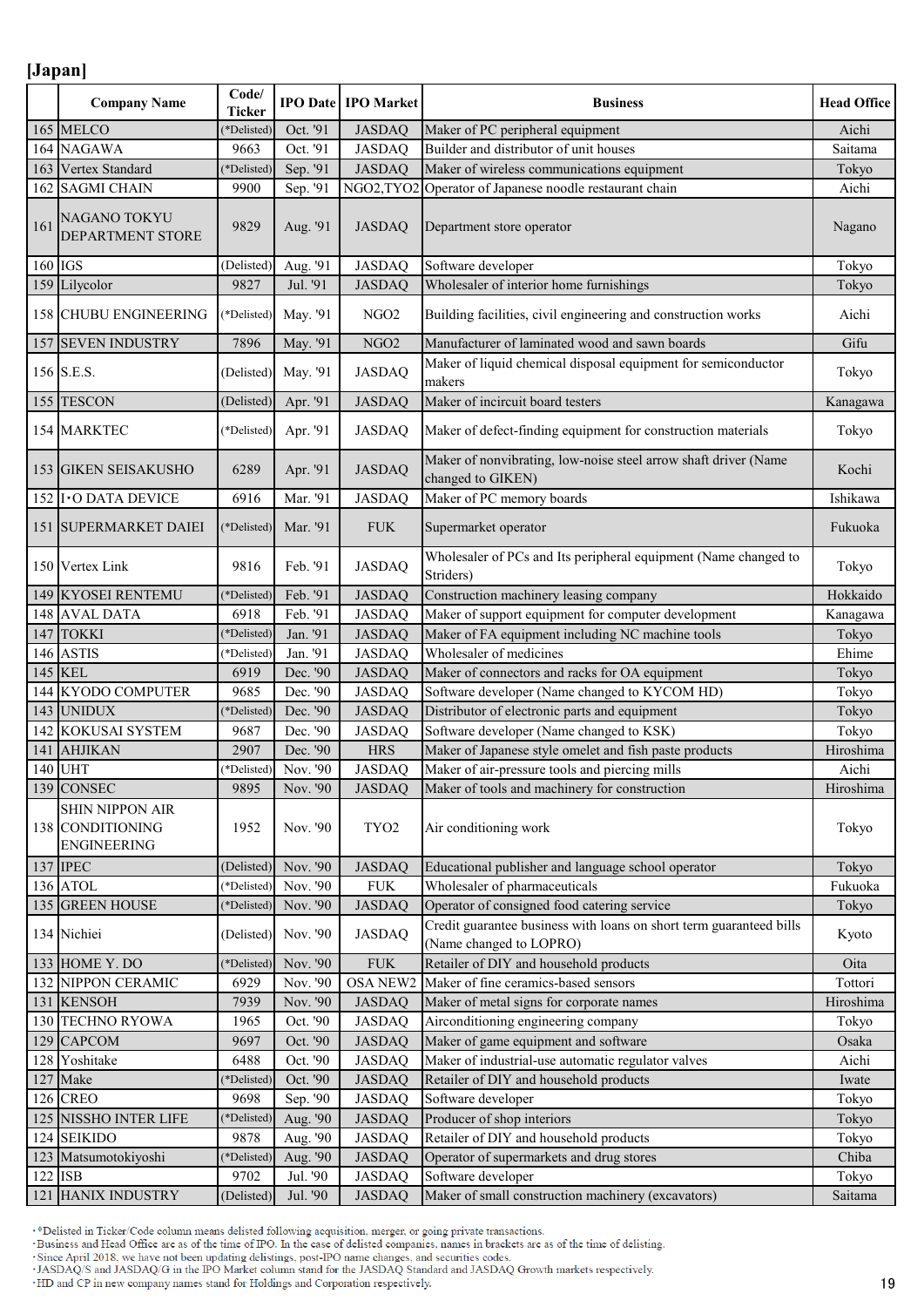## [Japan]

| | Company Name | Code/ Ticker | IPO Date | IPO Market | Business | Head Office |
|---|---|---|---|---|---|---|
| 165 | MELCO | (*Delisted) | Oct. '91 | JASDAQ | Maker of PC peripheral equipment | Aichi |
| 164 | NAGAWA | 9663 | Oct. '91 | JASDAQ | Builder and distributor of unit houses | Saitama |
| 163 | Vertex Standard | (*Delisted) | Sep. '91 | JASDAQ | Maker of wireless communications equipment | Tokyo |
| 162 | SAGMI CHAIN | 9900 | Sep. '91 | NGO2,TYO2 | Operator of Japanese noodle restaurant chain | Aichi |
| 161 | NAGANO TOKYU DEPARTMENT STORE | 9829 | Aug. '91 | JASDAQ | Department store operator | Nagano |
| 160 | IGS | (Delisted) | Aug. '91 | JASDAQ | Software developer | Tokyo |
| 159 | Lilycolor | 9827 | Jul. '91 | JASDAQ | Wholesaler of interior home furnishings | Tokyo |
| 158 | CHUBU ENGINEERING | (*Delisted) | May. '91 | NGO2 | Building facilities, civil engineering and construction works | Aichi |
| 157 | SEVEN INDUSTRY | 7896 | May. '91 | NGO2 | Manufacturer of laminated wood and sawn boards | Gifu |
| 156 | S.E.S. | (Delisted) | May. '91 | JASDAQ | Maker of liquid chemical disposal equipment for semiconductor makers | Tokyo |
| 155 | TESCON | (Delisted) | Apr. '91 | JASDAQ | Maker of incircuit board testers | Kanagawa |
| 154 | MARKTEC | (*Delisted) | Apr. '91 | JASDAQ | Maker of defect-finding equipment for construction materials | Tokyo |
| 153 | GIKEN SEISAKUSHO | 6289 | Apr. '91 | JASDAQ | Maker of nonvibrating, low-noise steel arrow shaft driver (Name changed to GIKEN) | Kochi |
| 152 | I･O DATA DEVICE | 6916 | Mar. '91 | JASDAQ | Maker of PC memory boards | Ishikawa |
| 151 | SUPERMARKET DAIEI | (*Delisted) | Mar. '91 | FUK | Supermarket operator | Fukuoka |
| 150 | Vertex Link | 9816 | Feb. '91 | JASDAQ | Wholesaler of PCs and Its peripheral equipment (Name changed to Striders) | Tokyo |
| 149 | KYOSEI RENTEMU | (*Delisted) | Feb. '91 | JASDAQ | Construction machinery leasing company | Hokkaido |
| 148 | AVAL DATA | 6918 | Feb. '91 | JASDAQ | Maker of support equipment for computer development | Kanagawa |
| 147 | TOKKI | (*Delisted) | Jan. '91 | JASDAQ | Maker of FA equipment including NC machine tools | Tokyo |
| 146 | ASTIS | (*Delisted) | Jan. '91 | JASDAQ | Wholesaler of medicines | Ehime |
| 145 | KEL | 6919 | Dec. '90 | JASDAQ | Maker of connectors and racks for OA equipment | Tokyo |
| 144 | KYODO COMPUTER | 9685 | Dec. '90 | JASDAQ | Software developer (Name changed to KYCOM HD) | Tokyo |
| 143 | UNIDUX | (*Delisted) | Dec. '90 | JASDAQ | Distributor of electronic parts and equipment | Tokyo |
| 142 | KOKUSAI SYSTEM | 9687 | Dec. '90 | JASDAQ | Software developer (Name changed to KSK) | Tokyo |
| 141 | AHJIKAN | 2907 | Dec. '90 | HRS | Maker of Japanese style omelet and fish paste products | Hiroshima |
| 140 | UHT | (*Delisted) | Nov. '90 | JASDAQ | Maker of air-pressure tools and piercing mills | Aichi |
| 139 | CONSEC | 9895 | Nov. '90 | JASDAQ | Maker of tools and machinery for construction | Hiroshima |
| 138 | SHIN NIPPON AIR CONDITIONING ENGINEERING | 1952 | Nov. '90 | TYO2 | Air conditioning work | Tokyo |
| 137 | IPEC | (Delisted) | Nov. '90 | JASDAQ | Educational publisher and language school operator | Tokyo |
| 136 | ATOL | (*Delisted) | Nov. '90 | FUK | Wholesaler of pharmaceuticals | Fukuoka |
| 135 | GREEN HOUSE | (*Delisted) | Nov. '90 | JASDAQ | Operator of consigned food catering service | Tokyo |
| 134 | Nichiei | (Delisted) | Nov. '90 | JASDAQ | Credit guarantee business with loans on short term guaranteed bills (Name changed to LOPRO) | Kyoto |
| 133 | HOME Y. DO | (*Delisted) | Nov. '90 | FUK | Retailer of DIY and household products | Oita |
| 132 | NIPPON CERAMIC | 6929 | Nov. '90 | OSA NEW2 | Maker of fine ceramics-based sensors | Tottori |
| 131 | KENSOH | 7939 | Nov. '90 | JASDAQ | Maker of metal signs for corporate names | Hiroshima |
| 130 | TECHNO RYOWA | 1965 | Oct. '90 | JASDAQ | Airconditioning engineering company | Tokyo |
| 129 | CAPCOM | 9697 | Oct. '90 | JASDAQ | Maker of game equipment and software | Osaka |
| 128 | Yoshitake | 6488 | Oct. '90 | JASDAQ | Maker of industrial-use automatic regulator valves | Aichi |
| 127 | Make | (*Delisted) | Oct. '90 | JASDAQ | Retailer of DIY and household products | Iwate |
| 126 | CREO | 9698 | Sep. '90 | JASDAQ | Software developer | Tokyo |
| 125 | NISSHO INTER LIFE | (*Delisted) | Aug. '90 | JASDAQ | Producer of shop interiors | Tokyo |
| 124 | SEIKIDO | 9878 | Aug. '90 | JASDAQ | Retailer of DIY and household products | Tokyo |
| 123 | Matsumotokiyoshi | (*Delisted) | Aug. '90 | JASDAQ | Operator of supermarkets and drug stores | Chiba |
| 122 | ISB | 9702 | Jul. '90 | JASDAQ | Software developer | Tokyo |
| 121 | HANIX INDUSTRY | (Delisted) | Jul. '90 | JASDAQ | Maker of small construction machinery (excavators) | Saitama |

･*Delisted in Ticker/Code column means delisted following acquisition, merger, or going private transactions.
･Business and Head Office are as of the time of IPO. In the case of delisted companies, names in brackets are as of the time of delisting.
･Since April 2018, we have not been updating delistings, post-IPO name changes, and securities codes.
･JASDAQ/S and JASDAQ/G in the IPO Market column stand for the JASDAQ Standard and JASDAQ Growth markets respectively.
･HD and CP in new company names stand for Holdings and Corporation respectively.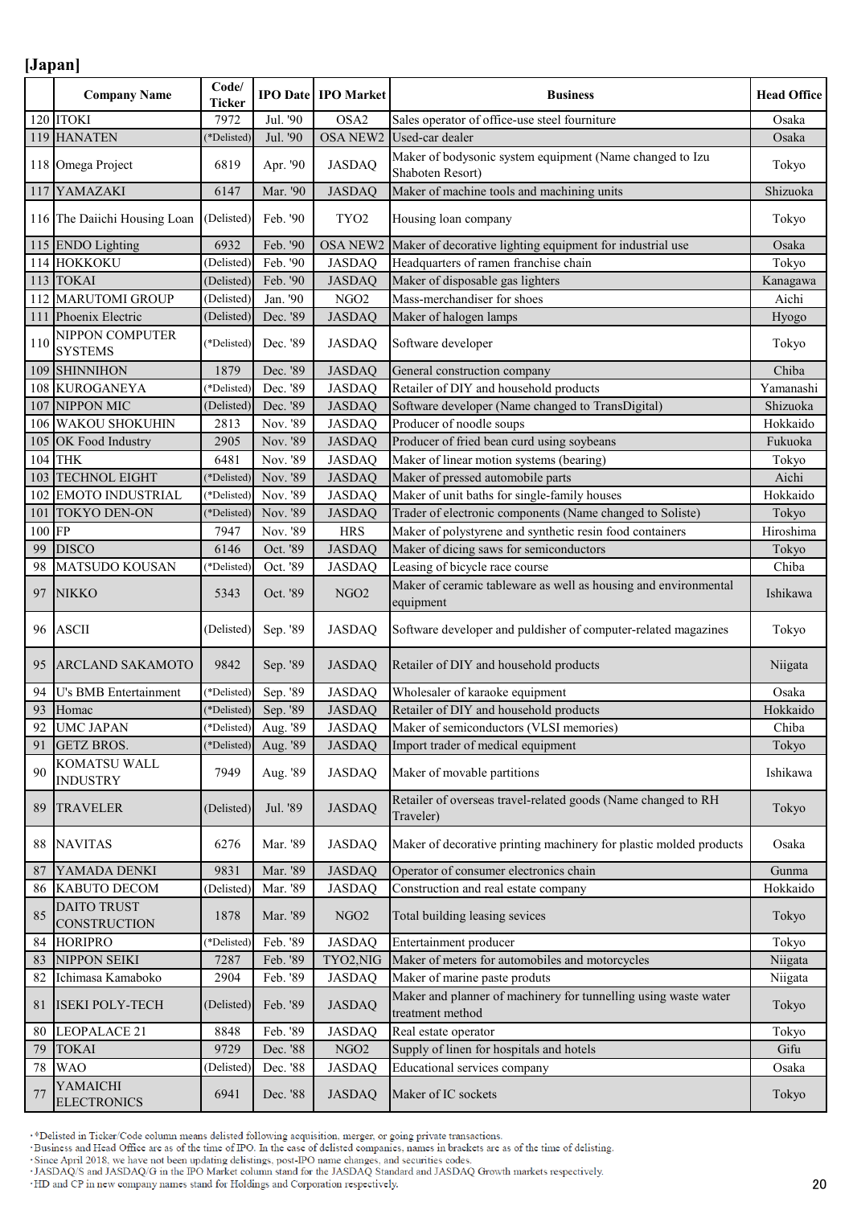## [Japan]

| | Company Name | Code/ Ticker | IPO Date | IPO Market | Business | Head Office |
|---|---|---|---|---|---|---|
| 120 | ITOKI | 7972 | Jul. '90 | OSA2 | Sales operator of office-use steel fourniture | Osaka |
| 119 | HANATEN | (*Delisted) | Jul. '90 | OSA NEW2 | Used-car dealer | Osaka |
| 118 | Omega Project | 6819 | Apr. '90 | JASDAQ | Maker of bodysonic system equipment (Name changed to Izu Shaboten Resort) | Tokyo |
| 117 | YAMAZAKI | 6147 | Mar. '90 | JASDAQ | Maker of machine tools and machining units | Shizuoka |
| 116 | The Daiichi Housing Loan | (Delisted) | Feb. '90 | TYO2 | Housing loan company | Tokyo |
| 115 | ENDO Lighting | 6932 | Feb. '90 | OSA NEW2 | Maker of decorative lighting equipment for industrial use | Osaka |
| 114 | HOKKOKU | (Delisted) | Feb. '90 | JASDAQ | Headquarters of ramen franchise chain | Tokyo |
| 113 | TOKAI | (Delisted) | Feb. '90 | JASDAQ | Maker of disposable gas lighters | Kanagawa |
| 112 | MARUTOMI GROUP | (Delisted) | Jan. '90 | NGO2 | Mass-merchandiser for shoes | Aichi |
| 111 | Phoenix Electric | (Delisted) | Dec. '89 | JASDAQ | Maker of halogen lamps | Hyogo |
| 110 | NIPPON COMPUTER SYSTEMS | (*Delisted) | Dec. '89 | JASDAQ | Software developer | Tokyo |
| 109 | SHINNIHON | 1879 | Dec. '89 | JASDAQ | General construction company | Chiba |
| 108 | KUROGANEYA | (*Delisted) | Dec. '89 | JASDAQ | Retailer of DIY and household products | Yamanashi |
| 107 | NIPPON MIC | (Delisted) | Dec. '89 | JASDAQ | Software developer (Name changed to TransDigital) | Shizuoka |
| 106 | WAKOU SHOKUHIN | 2813 | Nov. '89 | JASDAQ | Producer of noodle soups | Hokkaido |
| 105 | OK Food Industry | 2905 | Nov. '89 | JASDAQ | Producer of fried bean curd using soybeans | Fukuoka |
| 104 | THK | 6481 | Nov. '89 | JASDAQ | Maker of linear motion systems (bearing) | Tokyo |
| 103 | TECHNOL EIGHT | (*Delisted) | Nov. '89 | JASDAQ | Maker of pressed automobile parts | Aichi |
| 102 | EMOTO INDUSTRIAL | (*Delisted) | Nov. '89 | JASDAQ | Maker of unit baths for single-family houses | Hokkaido |
| 101 | TOKYO DEN-ON | (*Delisted) | Nov. '89 | JASDAQ | Trader of electronic components (Name changed to Soliste) | Tokyo |
| 100 | FP | 7947 | Nov. '89 | HRS | Maker of polystyrene and synthetic resin food containers | Hiroshima |
| 99 | DISCO | 6146 | Oct. '89 | JASDAQ | Maker of dicing saws for semiconductors | Tokyo |
| 98 | MATSUDO KOUSAN | (*Delisted) | Oct. '89 | JASDAQ | Leasing of bicycle race course | Chiba |
| 97 | NIKKO | 5343 | Oct. '89 | NGO2 | Maker of ceramic tableware as well as housing and environmental equipment | Ishikawa |
| 96 | ASCII | (Delisted) | Sep. '89 | JASDAQ | Software developer and puldisher of computer-related magazines | Tokyo |
| 95 | ARCLAND SAKAMOTO | 9842 | Sep. '89 | JASDAQ | Retailer of DIY and household products | Niigata |
| 94 | U's BMB Entertainment | (*Delisted) | Sep. '89 | JASDAQ | Wholesaler of karaoke equipment | Osaka |
| 93 | Homac | (*Delisted) | Sep. '89 | JASDAQ | Retailer of DIY and household products | Hokkaido |
| 92 | UMC JAPAN | (*Delisted) | Aug. '89 | JASDAQ | Maker of semiconductors (VLSI memories) | Chiba |
| 91 | GETZ BROS. | (*Delisted) | Aug. '89 | JASDAQ | Import trader of medical equipment | Tokyo |
| 90 | KOMATSU WALL INDUSTRY | 7949 | Aug. '89 | JASDAQ | Maker of movable partitions | Ishikawa |
| 89 | TRAVELER | (Delisted) | Jul. '89 | JASDAQ | Retailer of overseas travel-related goods (Name changed to RH Traveler) | Tokyo |
| 88 | NAVITAS | 6276 | Mar. '89 | JASDAQ | Maker of decorative printing machinery for plastic molded products | Osaka |
| 87 | YAMADA DENKI | 9831 | Mar. '89 | JASDAQ | Operator of consumer electronics chain | Gunma |
| 86 | KABUTO DECOM | (Delisted) | Mar. '89 | JASDAQ | Construction and real estate company | Hokkaido |
| 85 | DAITO TRUST CONSTRUCTION | 1878 | Mar. '89 | NGO2 | Total building leasing sevices | Tokyo |
| 84 | HORIPRO | (*Delisted) | Feb. '89 | JASDAQ | Entertainment producer | Tokyo |
| 83 | NIPPON SEIKI | 7287 | Feb. '89 | TYO2,NIG | Maker of meters for automobiles and motorcycles | Niigata |
| 82 | Ichimasa Kamaboko | 2904 | Feb. '89 | JASDAQ | Maker of marine paste produts | Niigata |
| 81 | ISEKI POLY-TECH | (Delisted) | Feb. '89 | JASDAQ | Maker and planner of machinery for tunnelling using waste water treatment method | Tokyo |
| 80 | LEOPALACE 21 | 8848 | Feb. '89 | JASDAQ | Real estate operator | Tokyo |
| 79 | TOKAI | 9729 | Dec. '88 | NGO2 | Supply of linen for hospitals and hotels | Gifu |
| 78 | WAO | (Delisted) | Dec. '88 | JASDAQ | Educational services company | Osaka |
| 77 | YAMAICHI ELECTRONICS | 6941 | Dec. '88 | JASDAQ | Maker of IC sockets | Tokyo |

- *Delisted in Ticker/Code column means delisted following acquisition, merger, or going private transactions.
- Business and Head Office are as of the time of IPO. In the case of delisted companies, names in brackets are as of the time of delisting.
- Since April 2018, we have not been updating delistings, post-IPO name changes, and securities codes.
- JASDAQ/S and JASDAQ/G in the IPO Market column stand for the JASDAQ Standard and JASDAQ Growth markets respectively.
- HD and CP in new company names stand for Holdings and Corporation respectively.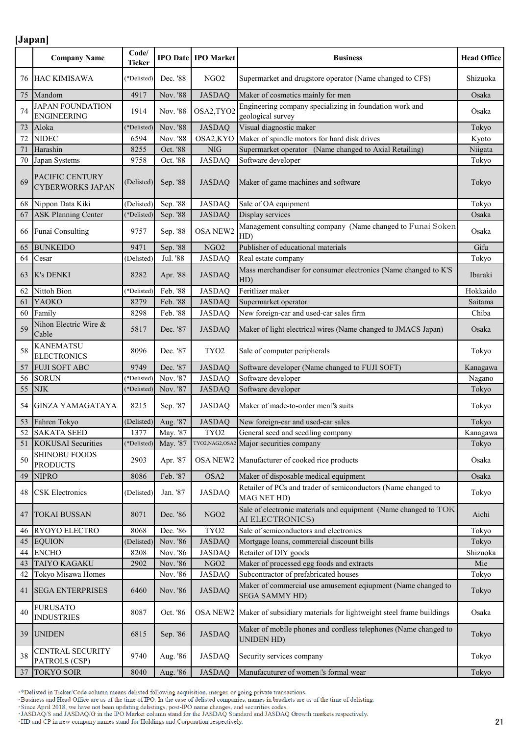**[Japan]**

| | Company Name | Code/ Ticker | IPO Date | IPO Market | Business | Head Office |
|---|---|---|---|---|---|---|
| 76 | HAC KIMISAWA | (*Delisted) | Dec. '88 | NGO2 | Supermarket and drugstore operator (Name changed to CFS) | Shizuoka |
| 75 | Mandom | 4917 | Nov. '88 | JASDAQ | Maker of cosmetics mainly for men | Osaka |
| 74 | JAPAN FOUNDATION ENGINEERING | 1914 | Nov. '88 | OSA2,TYO2 | Engineering company specializing in foundation work and geological survey | Osaka |
| 73 | Aloka | (*Delisted) | Nov. '88 | JASDAQ | Visual diagnostic maker | Tokyo |
| 72 | NIDEC | 6594 | Nov. '88 | OSA2,KYO | Maker of spindle motors for hard disk drives | Kyoto |
| 71 | Harashin | 8255 | Oct. '88 | NIG | Supermarket operator (Name changed to Axial Retailing) | Niigata |
| 70 | Japan Systems | 9758 | Oct. '88 | JASDAQ | Software developer | Tokyo |
| 69 | PACIFIC CENTURY CYBERWORKS JAPAN | (Delisted) | Sep. '88 | JASDAQ | Maker of game machines and software | Tokyo |
| 68 | Nippon Data Kiki | (Delisted) | Sep. '88 | JASDAQ | Sale of OA equipment | Tokyo |
| 67 | ASK Planning Center | (*Delisted) | Sep. '88 | JASDAQ | Display services | Osaka |
| 66 | Funai Consulting | 9757 | Sep. '88 | OSA NEW2 | Management consulting company (Name changed to Funai Soken HD) | Osaka |
| 65 | BUNKEIDO | 9471 | Sep. '88 | NGO2 | Publisher of educational materials | Gifu |
| 64 | Cesar | (Delisted) | Jul. '88 | JASDAQ | Real estate company | Tokyo |
| 63 | K's DENKI | 8282 | Apr. '88 | JASDAQ | Mass merchandiser for consumer electronics (Name changed to K'S HD) | Ibaraki |
| 62 | Nittoh Bion | (*Delisted) | Feb. '88 | JASDAQ | Feritilzer maker | Hokkaido |
| 61 | YAOKO | 8279 | Feb. '88 | JASDAQ | Supermarket operator | Saitama |
| 60 | Family | 8298 | Feb. '88 | JASDAQ | New foreign-car and used-car sales firm | Chiba |
| 59 | Nihon Electric Wire & Cable | 5817 | Dec. '87 | JASDAQ | Maker of light electrical wires (Name changed to JMACS Japan) | Osaka |
| 58 | KANEMATSU ELECTRONICS | 8096 | Dec. '87 | TYO2 | Sale of computer peripherals | Tokyo |
| 57 | FUJI SOFT ABC | 9749 | Dec. '87 | JASDAQ | Software developer (Name changed to FUJI SOFT) | Kanagawa |
| 56 | SORUN | (*Delisted) | Nov. '87 | JASDAQ | Software developer | Nagano |
| 55 | NJK | (*Delisted) | Nov. '87 | JASDAQ | Software developer | Tokyo |
| 54 | GINZA YAMAGATAYA | 8215 | Sep. '87 | JASDAQ | Maker of made-to-order men's suits | Tokyo |
| 53 | Fahren Tokyo | (Delisted) | Aug. '87 | JASDAQ | New foreign-car and used-car sales | Tokyo |
| 52 | SAKATA SEED | 1377 | May. '87 | TYO2 | General seed and seedling company | Kanagawa |
| 51 | KOKUSAI Securities | (*Delisted) | May. '87 | TYO2,NAG2,OSA2 | Major securities company | Tokyo |
| 50 | SHINOBU FOODS PRODUCTS | 2903 | Apr. '87 | OSA NEW2 | Manufacturer of cooked rice products | Osaka |
| 49 | NIPRO | 8086 | Feb. '87 | OSA2 | Maker of disposable medical equipment | Osaka |
| 48 | CSK Electronics | (Delisted) | Jan. '87 | JASDAQ | Retailer of PCs and trader of semiconductors (Name changed to MAG NET HD) | Tokyo |
| 47 | TOKAI BUSSAN | 8071 | Dec. '86 | NGO2 | Sale of electronic materials and equipment (Name changed to TOKAI ELECTRONICS) | Aichi |
| 46 | RYOYO ELECTRO | 8068 | Dec. '86 | TYO2 | Sale of semiconductors and electronics | Tokyo |
| 45 | EQUION | (Delisted) | Nov. '86 | JASDAQ | Mortgage loans, commercial discount bills | Tokyo |
| 44 | ENCHO | 8208 | Nov. '86 | JASDAQ | Retailer of DIY goods | Shizuoka |
| 43 | TAIYO KAGAKU | 2902 | Nov. '86 | NGO2 | Maker of processed egg foods and extracts | Mie |
| 42 | Tokyo Misawa Homes | | Nov. '86 | JASDAQ | Subcontractor of prefabricated houses | Tokyo |
| 41 | SEGA ENTERPRISES | 6460 | Nov. '86 | JASDAQ | Maker of commercial use amusement eqiupment (Name changed to SEGA SAMMY HD) | Tokyo |
| 40 | FURUSATO INDUSTRIES | 8087 | Oct. '86 | OSA NEW2 | Maker of subsidiary materials for lightweight steel frame buildings | Osaka |
| 39 | UNIDEN | 6815 | Sep. '86 | JASDAQ | Maker of mobile phones and cordless telephones (Name changed to UNIDEN HD) | Tokyo |
| 38 | CENTRAL SECURITY PATROLS (CSP) | 9740 | Aug. '86 | JASDAQ | Security services company | Tokyo |
| 37 | TOKYO SOIR | 8040 | Aug. '86 | JASDAQ | Manufacuturer of women's formal wear | Tokyo |

・*Delisted in Ticker/Code column means delisted following acquisition, merger, or going private transactions.
・Business and Head Office are as of the time of IPO. In the case of delisted companies, names in brackets are as of the time of delisting.
・Since April 2018, we have not been updating delistings, post-IPO name changes, and securities codes.
・JASDAQ/S and JASDAQ/G in the IPO Market column stand for the JASDAQ Standard and JASDAQ Growth markets respectively.
・HD and CP in new company names stand for Holdings and Corporation respectively.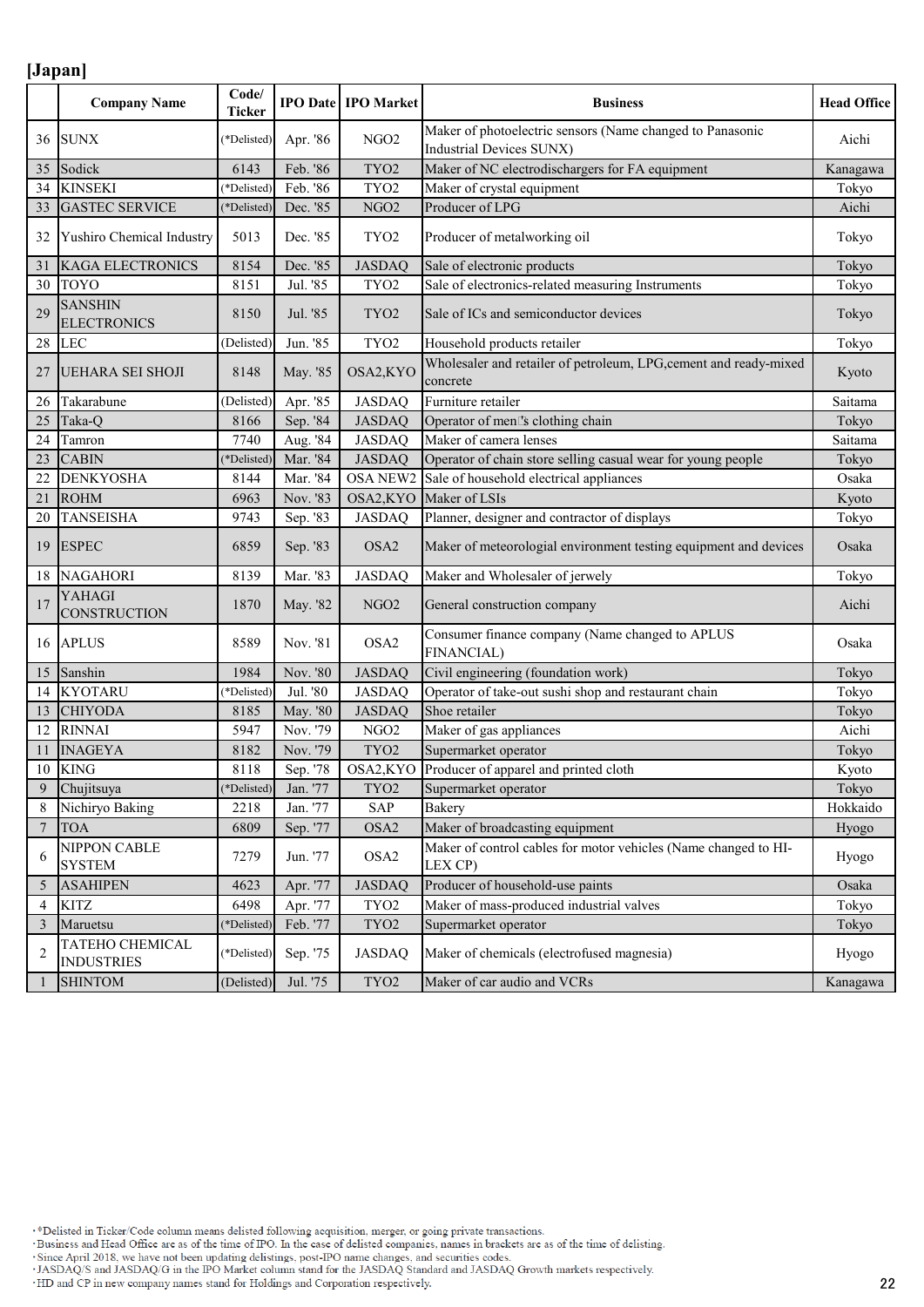## [Japan]

| | Company Name | Code/ Ticker | IPO Date | IPO Market | Business | Head Office |
|---|---|---|---|---|---|---|
| 36 | SUNX | (*Delisted) | Apr. '86 | NGO2 | Maker of photoelectric sensors (Name changed to Panasonic Industrial Devices SUNX) | Aichi |
| 35 | Sodick | 6143 | Feb. '86 | TYO2 | Maker of NC electrodischargers for FA equipment | Kanagawa |
| 34 | KINSEKI | (*Delisted) | Feb. '86 | TYO2 | Maker of crystal equipment | Tokyo |
| 33 | GASTEC SERVICE | (*Delisted) | Dec. '85 | NGO2 | Producer of LPG | Aichi |
| 32 | Yushiro Chemical Industry | 5013 | Dec. '85 | TYO2 | Producer of metalworking oil | Tokyo |
| 31 | KAGA ELECTRONICS | 8154 | Dec. '85 | JASDAQ | Sale of electronic products | Tokyo |
| 30 | TOYO | 8151 | Jul. '85 | TYO2 | Sale of electronics-related measuring Instruments | Tokyo |
| 29 | SANSHIN ELECTRONICS | 8150 | Jul. '85 | TYO2 | Sale of ICs and semiconductor devices | Tokyo |
| 28 | LEC | (Delisted) | Jun. '85 | TYO2 | Household products retailer | Tokyo |
| 27 | UEHARA SEI SHOJI | 8148 | May. '85 | OSA2,KYO | Wholesaler and retailer of petroleum, LPG,cement and ready-mixed concrete | Kyoto |
| 26 | Takarabune | (Delisted) | Apr. '85 | JASDAQ | Furniture retailer | Saitama |
| 25 | Taka-Q | 8166 | Sep. '84 | JASDAQ | Operator of men's clothing chain | Tokyo |
| 24 | Tamron | 7740 | Aug. '84 | JASDAQ | Maker of camera lenses | Saitama |
| 23 | CABIN | (*Delisted) | Mar. '84 | JASDAQ | Operator of chain store selling casual wear for young people | Tokyo |
| 22 | DENKYOSHA | 8144 | Mar. '84 | OSA NEW2 | Sale of household electrical appliances | Osaka |
| 21 | ROHM | 6963 | Nov. '83 | OSA2,KYO | Maker of LSIs | Kyoto |
| 20 | TANSEISHA | 9743 | Sep. '83 | JASDAQ | Planner, designer and contractor of displays | Tokyo |
| 19 | ESPEC | 6859 | Sep. '83 | OSA2 | Maker of meteorologial environment testing equipment and devices | Osaka |
| 18 | NAGAHORI | 8139 | Mar. '83 | JASDAQ | Maker and Wholesaler of jerwely | Tokyo |
| 17 | YAHAGI CONSTRUCTION | 1870 | May. '82 | NGO2 | General construction company | Aichi |
| 16 | APLUS | 8589 | Nov. '81 | OSA2 | Consumer finance company (Name changed to APLUS FINANCIAL) | Osaka |
| 15 | Sanshin | 1984 | Nov. '80 | JASDAQ | Civil engineering (foundation work) | Tokyo |
| 14 | KYOTARU | (*Delisted) | Jul. '80 | JASDAQ | Operator of take-out sushi shop and restaurant chain | Tokyo |
| 13 | CHIYODA | 8185 | May. '80 | JASDAQ | Shoe retailer | Tokyo |
| 12 | RINNAI | 5947 | Nov. '79 | NGO2 | Maker of gas appliances | Aichi |
| 11 | INAGEYA | 8182 | Nov. '79 | TYO2 | Supermarket operator | Tokyo |
| 10 | KING | 8118 | Sep. '78 | OSA2,KYO | Producer of apparel and printed cloth | Kyoto |
| 9 | Chujitsuya | (*Delisted) | Jan. '77 | TYO2 | Supermarket operator | Tokyo |
| 8 | Nichiryo Baking | 2218 | Jan. '77 | SAP | Bakery | Hokkaido |
| 7 | TOA | 6809 | Sep. '77 | OSA2 | Maker of broadcasting equipment | Hyogo |
| 6 | NIPPON CABLE SYSTEM | 7279 | Jun. '77 | OSA2 | Maker of control cables for motor vehicles (Name changed to HI-LEX CP) | Hyogo |
| 5 | ASAHIPEN | 4623 | Apr. '77 | JASDAQ | Producer of household-use paints | Osaka |
| 4 | KITZ | 6498 | Apr. '77 | TYO2 | Maker of mass-produced industrial valves | Tokyo |
| 3 | Maruetsu | (*Delisted) | Feb. '77 | TYO2 | Supermarket operator | Tokyo |
| 2 | TATEHO CHEMICAL INDUSTRIES | (*Delisted) | Sep. '75 | JASDAQ | Maker of chemicals (electrofused magnesia) | Hyogo |
| 1 | SHINTOM | (Delisted) | Jul. '75 | TYO2 | Maker of car audio and VCRs | Kanagawa |

- *Delisted in Ticker/Code column means delisted following acquisition, merger, or going private transactions.
- Business and Head Office are as of the time of IPO. In the case of delisted companies, names in brackets are as of the time of delisting.
- Since April 2018, we have not been updating delistings, post-IPO name changes, and securities codes.
- JASDAQ/S and JASDAQ/G in the IPO Market column stand for the JASDAQ Standard and JASDAQ Growth markets respectively.
- HD and CP in new company names stand for Holdings and Corporation respectively.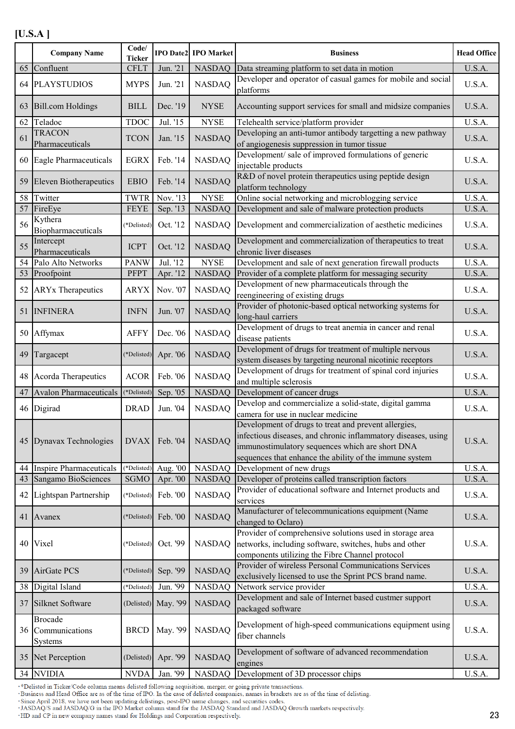## [U.S.A ]

| | Company Name | Code/ Ticker | IPO Date2 | IPO Market | Business | Head Office |
|---|---|---|---|---|---|---|
| 65 | Confluent | CFLT | Jun. '21 | NASDAQ | Data streaming platform to set data in motion | U.S.A. |
| 64 | PLAYSTUDIOS | MYPS | Jun. '21 | NASDAQ | Developer and operator of casual games for mobile and social platforms | U.S.A. |
| 63 | Bill.com Holdings | BILL | Dec. '19 | NYSE | Accounting support services for small and midsize companies | U.S.A. |
| 62 | Teladoc | TDOC | Jul. '15 | NYSE | Telehealth service/platform provider | U.S.A. |
| 61 | TRACON Pharmaceuticals | TCON | Jan. '15 | NASDAQ | Developing an anti-tumor antibody targetting a new pathway of angiogenesis suppression in tumor tissue | U.S.A. |
| 60 | Eagle Pharmaceuticals | EGRX | Feb. '14 | NASDAQ | Development/ sale of improved formulations of generic injectable products | U.S.A. |
| 59 | Eleven Biotherapeutics | EBIO | Feb. '14 | NASDAQ | R&D of novel protein therapeutics using peptide design platform technology | U.S.A. |
| 58 | Twitter | TWTR | Nov. '13 | NYSE | Online social networking and microblogging service | U.S.A. |
| 57 | FireEye | FEYE | Sep. '13 | NASDAQ | Development and sale of malware protection products | U.S.A. |
| 56 | Kythera Biopharmaceuticals | (*Delisted) | Oct. '12 | NASDAQ | Development and commercialization of aesthetic medicines | U.S.A. |
| 55 | Intercept Pharmaceuticals | ICPT | Oct. '12 | NASDAQ | Development and commercialization of therapeutics to treat chronic liver diseases | U.S.A. |
| 54 | Palo Alto Networks | PANW | Jul. '12 | NYSE | Development and sale of next generation firewall products | U.S.A. |
| 53 | Proofpoint | PFPT | Apr. '12 | NASDAQ | Provider of a complete platform for messaging security | U.S.A. |
| 52 | ARYx Therapeutics | ARYX | Nov. '07 | NASDAQ | Development of new pharmaceuticals through the reengineering of existing drugs | U.S.A. |
| 51 | INFINERA | INFN | Jun. '07 | NASDAQ | Provider of photonic-based optical networking systems for long-haul carriers | U.S.A. |
| 50 | Affymax | AFFY | Dec. '06 | NASDAQ | Development of drugs to treat anemia in cancer and renal disease patients | U.S.A. |
| 49 | Targacept | (*Delisted) | Apr. '06 | NASDAQ | Development of drugs for treatment of multiple nervous system diseases by targeting neuronal nicotinic receptors | U.S.A. |
| 48 | Acorda Therapeutics | ACOR | Feb. '06 | NASDAQ | Development of drugs for treatment of spinal cord injuries and multiple sclerosis | U.S.A. |
| 47 | Avalon Pharmaceuticals | (*Delisted) | Sep. '05 | NASDAQ | Development of cancer drugs | U.S.A. |
| 46 | Digirad | DRAD | Jun. '04 | NASDAQ | Develop and commercialize a solid-state, digital gamma camera for use in nuclear medicine | U.S.A. |
| 45 | Dynavax Technologies | DVAX | Feb. '04 | NASDAQ | Development of drugs to treat and prevent allergies, infectious diseases, and chronic inflammatory diseases, using immunostimulatory sequences which are short DNA sequences that enhance the ability of the immune system | U.S.A. |
| 44 | Inspire Pharmaceuticals | (*Delisted) | Aug. '00 | NASDAQ | Development of new drugs | U.S.A. |
| 43 | Sangamo BioSciences | SGMO | Apr. '00 | NASDAQ | Developer of proteins called transcription factors | U.S.A. |
| 42 | Lightspan Partnership | (*Delisted) | Feb. '00 | NASDAQ | Provider of educational software and Internet products and services | U.S.A. |
| 41 | Avanex | (*Delisted) | Feb. '00 | NASDAQ | Manufacturer of telecommunications equipment (Name changed to Oclaro) | U.S.A. |
| 40 | Vixel | (*Delisted) | Oct. '99 | NASDAQ | Provider of comprehensive solutions used in storage area networks, including software, switches, hubs and other components utilizing the Fibre Channel protocol | U.S.A. |
| 39 | AirGate PCS | (*Delisted) | Sep. '99 | NASDAQ | Provider of wireless Personal Communications Services exclusively licensed to use the Sprint PCS brand name. | U.S.A. |
| 38 | Digital Island | (*Delisted) | Jun. '99 | NASDAQ | Network service provider | U.S.A. |
| 37 | Silknet Software | (Delisted) | May. '99 | NASDAQ | Development and sale of Internet based custmer support packaged software | U.S.A. |
| 36 | Brocade Communications Systems | BRCD | May. '99 | NASDAQ | Development of high-speed communications equipment using fiber channels | U.S.A. |
| 35 | Net Perception | (Delisted) | Apr. '99 | NASDAQ | Development of software of advanced recommendation engines | U.S.A. |
| 34 | NVIDIA | NVDA | Jan. '99 | NASDAQ | Development of 3D processor chips | U.S.A. |

・*Delisted in Ticker/Code column means delisted following acquisition, merger, or going private transactions.
・Business and Head Office are as of the time of IPO. In the case of delisted companies, names in brackets are as of the time of delisting.
・Since April 2018, we have not been updating delistings, post-IPO name changes, and securities codes.
・JASDAQ/S and JASDAQ/G in the IPO Market column stand for the JASDAQ Standard and JASDAQ Growth markets respectively.
・HD and CP in new company names stand for Holdings and Corporation respectively.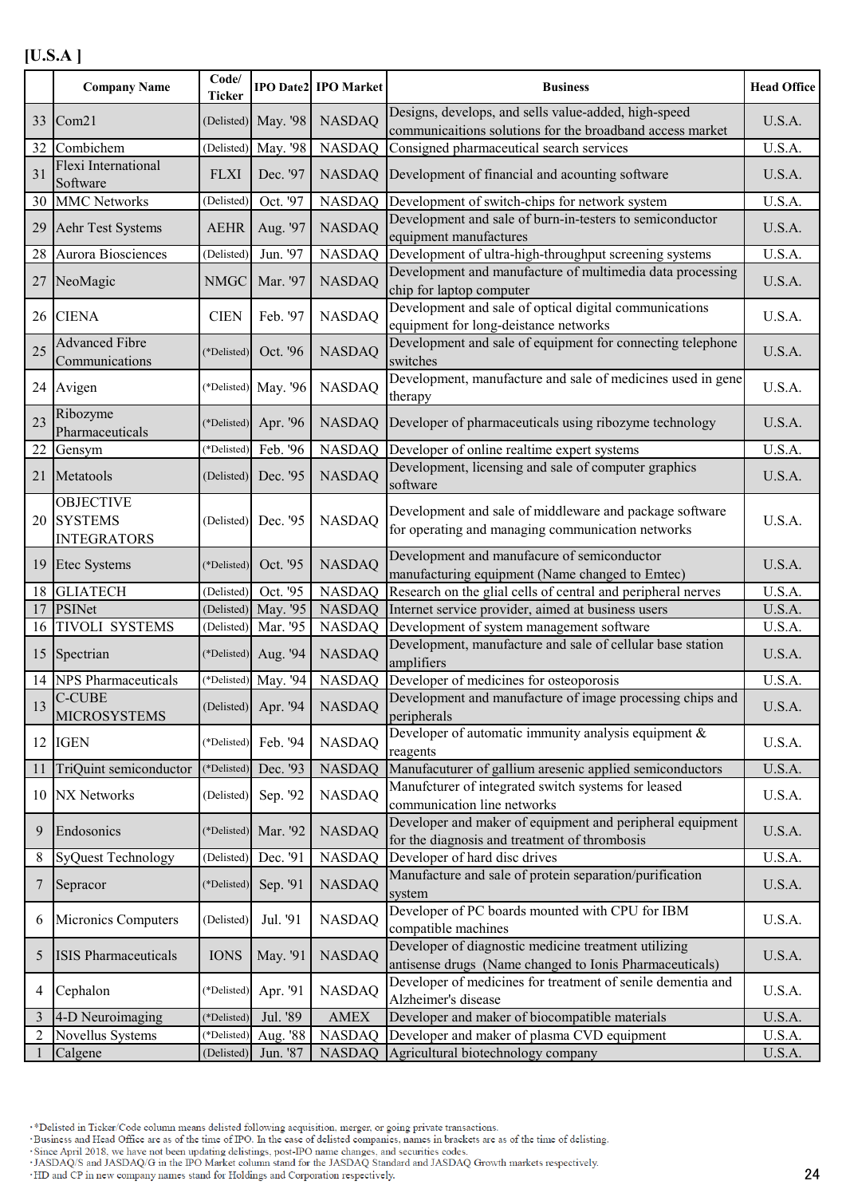**[U.S.A ]**

| | Company Name | Code/ Ticker | IPO Date2 | IPO Market | Business | Head Office |
|---|---|---|---|---|---|---|
| 33 | Com21 | (Delisted) | May. '98 | NASDAQ | Designs, develops, and sells value-added, high-speed communicaitions solutions for the broadband access market | U.S.A. |
| 32 | Combichem | (Delisted) | May. '98 | NASDAQ | Consigned pharmaceutical search services | U.S.A. |
| 31 | Flexi International Software | FLXI | Dec. '97 | NASDAQ | Development of financial and acounting software | U.S.A. |
| 30 | MMC Networks | (Delisted) | Oct. '97 | NASDAQ | Development of switch-chips for network system | U.S.A. |
| 29 | Aehr Test Systems | AEHR | Aug. '97 | NASDAQ | Development and sale of burn-in-testers to semiconductor equipment manufactures | U.S.A. |
| 28 | Aurora Biosciences | (Delisted) | Jun. '97 | NASDAQ | Development of ultra-high-throughput screening systems | U.S.A. |
| 27 | NeoMagic | NMGC | Mar. '97 | NASDAQ | Development and manufacture of multimedia data processing chip for laptop computer | U.S.A. |
| 26 | CIENA | CIEN | Feb. '97 | NASDAQ | Development and sale of optical digital communications equipment for long-deistance networks | U.S.A. |
| 25 | Advanced Fibre Communications | (*Delisted) | Oct. '96 | NASDAQ | Development and sale of equipment for connecting telephone switches | U.S.A. |
| 24 | Avigen | (*Delisted) | May. '96 | NASDAQ | Development, manufacture and sale of medicines used in gene therapy | U.S.A. |
| 23 | Ribozyme Pharmaceuticals | (*Delisted) | Apr. '96 | NASDAQ | Developer of pharmaceuticals using ribozyme technology | U.S.A. |
| 22 | Gensym | (*Delisted) | Feb. '96 | NASDAQ | Developer of online realtime expert systems | U.S.A. |
| 21 | Metatools | (Delisted) | Dec. '95 | NASDAQ | Development, licensing and sale of computer graphics software | U.S.A. |
| 20 | OBJECTIVE SYSTEMS INTEGRATORS | (Delisted) | Dec. '95 | NASDAQ | Development and sale of middleware and package software for operating and managing communication networks | U.S.A. |
| 19 | Etec Systems | (*Delisted) | Oct. '95 | NASDAQ | Development and manufacure of semiconductor manufacturing equipment (Name changed to Emtec) | U.S.A. |
| 18 | GLIATECH | (Delisted) | Oct. '95 | NASDAQ | Research on the glial cells of central and peripheral nerves | U.S.A. |
| 17 | PSINet | (Delisted) | May. '95 | NASDAQ | Internet service provider, aimed at business users | U.S.A. |
| 16 | TIVOLI SYSTEMS | (Delisted) | Mar. '95 | NASDAQ | Development of system management software | U.S.A. |
| 15 | Spectrian | (*Delisted) | Aug. '94 | NASDAQ | Development, manufacture and sale of cellular base station amplifiers | U.S.A. |
| 14 | NPS Pharmaceuticals | (*Delisted) | May. '94 | NASDAQ | Developer of medicines for osteoporosis | U.S.A. |
| 13 | C-CUBE MICROSYSTEMS | (Delisted) | Apr. '94 | NASDAQ | Development and manufacture of image processing chips and peripherals | U.S.A. |
| 12 | IGEN | (*Delisted) | Feb. '94 | NASDAQ | Developer of automatic immunity analysis equipment & reagents | U.S.A. |
| 11 | TriQuint semiconductor | (*Delisted) | Dec. '93 | NASDAQ | Manufacuturer of gallium aresenic applied semiconductors | U.S.A. |
| 10 | NX Networks | (Delisted) | Sep. '92 | NASDAQ | Manufcturer of integrated switch systems for leased communication line networks | U.S.A. |
| 9 | Endosonics | (*Delisted) | Mar. '92 | NASDAQ | Developer and maker of equipment and peripheral equipment for the diagnosis and treatment of thrombosis | U.S.A. |
| 8 | SyQuest Technology | (Delisted) | Dec. '91 | NASDAQ | Developer of hard disc drives | U.S.A. |
| 7 | Sepracor | (*Delisted) | Sep. '91 | NASDAQ | Manufacture and sale of protein separation/purification system | U.S.A. |
| 6 | Micronics Computers | (Delisted) | Jul. '91 | NASDAQ | Developer of PC boards mounted with CPU for IBM compatible machines | U.S.A. |
| 5 | ISIS Pharmaceuticals | IONS | May. '91 | NASDAQ | Developer of diagnostic medicine treatment utilizing antisense drugs (Name changed to Ionis Pharmaceuticals) | U.S.A. |
| 4 | Cephalon | (*Delisted) | Apr. '91 | NASDAQ | Developer of medicines for treatment of senile dementia and Alzheimer's disease | U.S.A. |
| 3 | 4-D Neuroimaging | (*Delisted) | Jul. '89 | AMEX | Developer and maker of biocompatible materials | U.S.A. |
| 2 | Novellus Systems | (*Delisted) | Aug. '88 | NASDAQ | Developer and maker of plasma CVD equipment | U.S.A. |
| 1 | Calgene | (Delisted) | Jun. '87 | NASDAQ | Agricultural biotechnology company | U.S.A. |

- *Delisted in Ticker/Code column means delisted following acquisition, merger, or going private transactions.
- Business and Head Office are as of the time of IPO. In the case of delisted companies, names in brackets are as of the time of delisting.
- Since April 2018, we have not been updating delistings, post-IPO name changes, and securities codes.
- JASDAQ/S and JASDAQ/G in the IPO Market column stand for the JASDAQ Standard and JASDAQ Growth markets respectively.
- HD and CP in new company names stand for Holdings and Corporation respectively.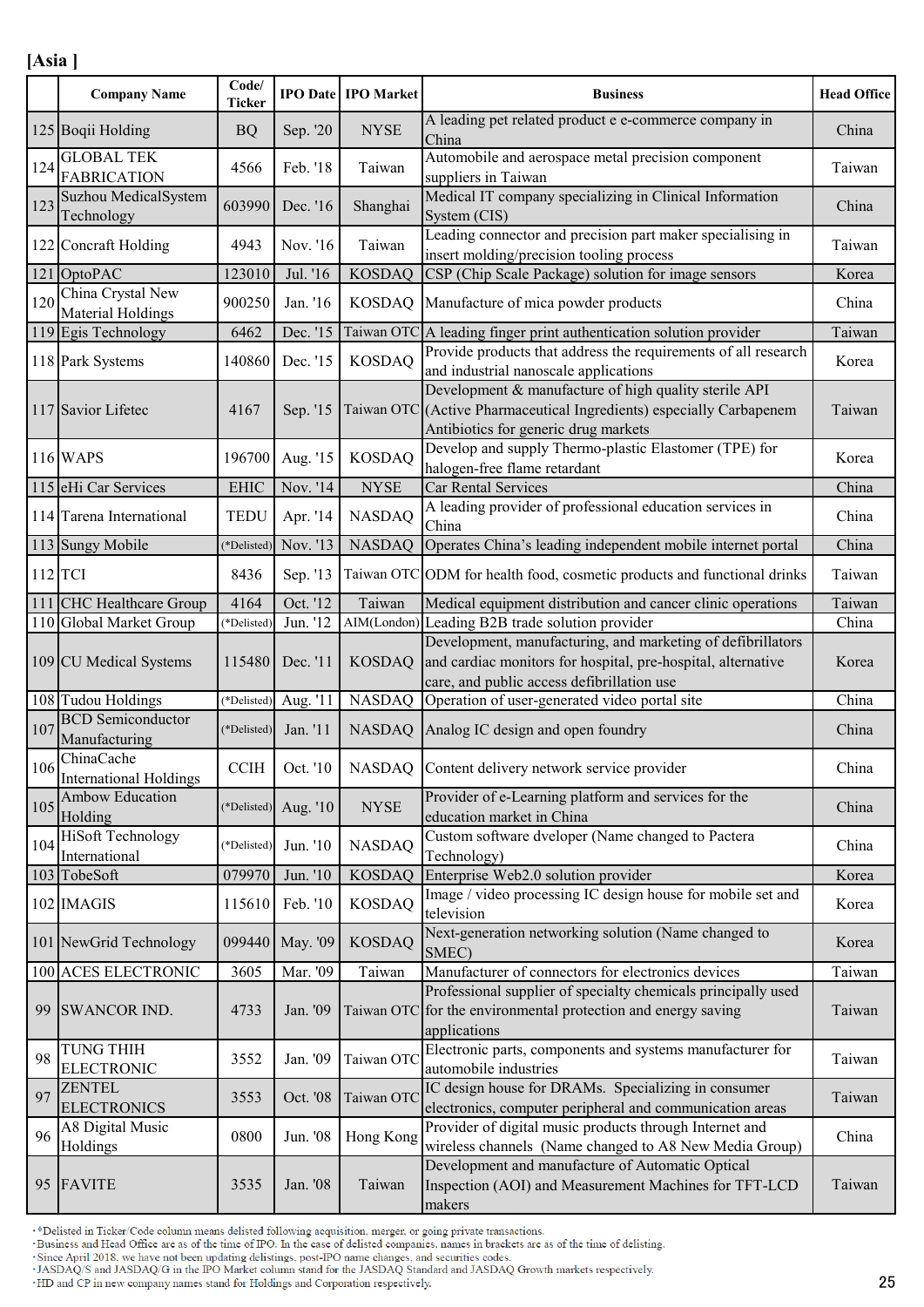**[Asia ]**

| | Company Name | Code/ Ticker | IPO Date | IPO Market | Business | Head Office |
|---|---|---|---|---|---|---|
| 125 | Boqii Holding | BQ | Sep. '20 | NYSE | A leading pet related product e e-commerce company in China | China |
| 124 | GLOBAL TEK FABRICATION | 4566 | Feb. '18 | Taiwan | Automobile and aerospace metal precision component suppliers in Taiwan | Taiwan |
| 123 | Suzhou MedicalSystem Technology | 603990 | Dec. '16 | Shanghai | Medical IT company specializing in Clinical Information System (CIS) | China |
| 122 | Concraft Holding | 4943 | Nov. '16 | Taiwan | Leading connector and precision part maker specialising in insert molding/precision tooling process | Taiwan |
| 121 | OptoPAC | 123010 | Jul. '16 | KOSDAQ | CSP (Chip Scale Package) solution for image sensors | Korea |
| 120 | China Crystal New Material Holdings | 900250 | Jan. '16 | KOSDAQ | Manufacture of mica powder products | China |
| 119 | Egis Technology | 6462 | Dec. '15 | Taiwan OTC | A leading finger print authentication solution provider | Taiwan |
| 118 | Park Systems | 140860 | Dec. '15 | KOSDAQ | Provide products that address the requirements of all research and industrial nanoscale applications | Korea |
| 117 | Savior Lifetec | 4167 | Sep. '15 | Taiwan OTC | Development & manufacture of high quality sterile API (Active Pharmaceutical Ingredients) especially Carbapenem Antibiotics for generic drug markets | Taiwan |
| 116 | WAPS | 196700 | Aug. '15 | KOSDAQ | Develop and supply Thermo-plastic Elastomer (TPE) for halogen-free flame retardant | Korea |
| 115 | eHi Car Services | EHIC | Nov. '14 | NYSE | Car Rental Services | China |
| 114 | Tarena International | TEDU | Apr. '14 | NASDAQ | A leading provider of professional education services in China | China |
| 113 | Sungy Mobile | (*Delisted) | Nov. '13 | NASDAQ | Operates China's leading independent mobile internet portal | China |
| 112 | TCI | 8436 | Sep. '13 | Taiwan OTC | ODM for health food, cosmetic products and functional drinks | Taiwan |
| 111 | CHC Healthcare Group | 4164 | Oct. '12 | Taiwan | Medical equipment distribution and cancer clinic operations | Taiwan |
| 110 | Global Market Group | (*Delisted) | Jun. '12 | AIM(London) | Leading B2B trade solution provider | China |
| 109 | CU Medical Systems | 115480 | Dec. '11 | KOSDAQ | Development, manufacturing, and marketing of defibrillators and cardiac monitors for hospital, pre-hospital, alternative care, and public access defibrillation use | Korea |
| 108 | Tudou Holdings | (*Delisted) | Aug. '11 | NASDAQ | Operation of user-generated video portal site | China |
| 107 | BCD Semiconductor Manufacturing | (*Delisted) | Jan. '11 | NASDAQ | Analog IC design and open foundry | China |
| 106 | ChinaCache International Holdings | CCIH | Oct. '10 | NASDAQ | Content delivery network service provider | China |
| 105 | Ambow Education Holding | (*Delisted) | Aug. '10 | NYSE | Provider of e-Learning platform and services for the education market in China | China |
| 104 | HiSoft Technology International | (*Delisted) | Jun. '10 | NASDAQ | Custom software dveloper (Name changed to Pactera Technology) | China |
| 103 | TobeSoft | 079970 | Jun. '10 | KOSDAQ | Enterprise Web2.0 solution provider | Korea |
| 102 | IMAGIS | 115610 | Feb. '10 | KOSDAQ | Image / video processing IC design house for mobile set and television | Korea |
| 101 | NewGrid Technology | 099440 | May. '09 | KOSDAQ | Next-generation networking solution (Name changed to SMEC) | Korea |
| 100 | ACES ELECTRONIC | 3605 | Mar. '09 | Taiwan | Manufacturer of connectors for electronics devices | Taiwan |
| 99 | SWANCOR IND. | 4733 | Jan. '09 | Taiwan OTC | Professional supplier of specialty chemicals principally used for the environmental protection and energy saving applications | Taiwan |
| 98 | TUNG THIH ELECTRONIC | 3552 | Jan. '09 | Taiwan OTC | Electronic parts, components and systems manufacturer for automobile industries | Taiwan |
| 97 | ZENTEL ELECTRONICS | 3553 | Oct. '08 | Taiwan OTC | IC design house for DRAMs. Specializing in consumer electronics, computer peripheral and communication areas | Taiwan |
| 96 | A8 Digital Music Holdings | 0800 | Jun. '08 | Hong Kong | Provider of digital music products through Internet and wireless channels (Name changed to A8 New Media Group) | China |
| 95 | FAVITE | 3535 | Jan. '08 | Taiwan | Development and manufacture of Automatic Optical Inspection (AOI) and Measurement Machines for TFT-LCD makers | Taiwan |

・*Delisted in Ticker/Code column means delisted following acquisition, merger, or going private transactions.
・Business and Head Office are as of the time of IPO. In the case of delisted companies, names in brackets are as of the time of delisting.
・Since April 2018, we have not been updating delistings, post-IPO name changes, and securities codes.
・JASDAQ/S and JASDAQ/G in the IPO Market column stand for the JASDAQ Standard and JASDAQ Growth markets respectively.
・HD and CP in new company names stand for Holdings and Corporation respectively.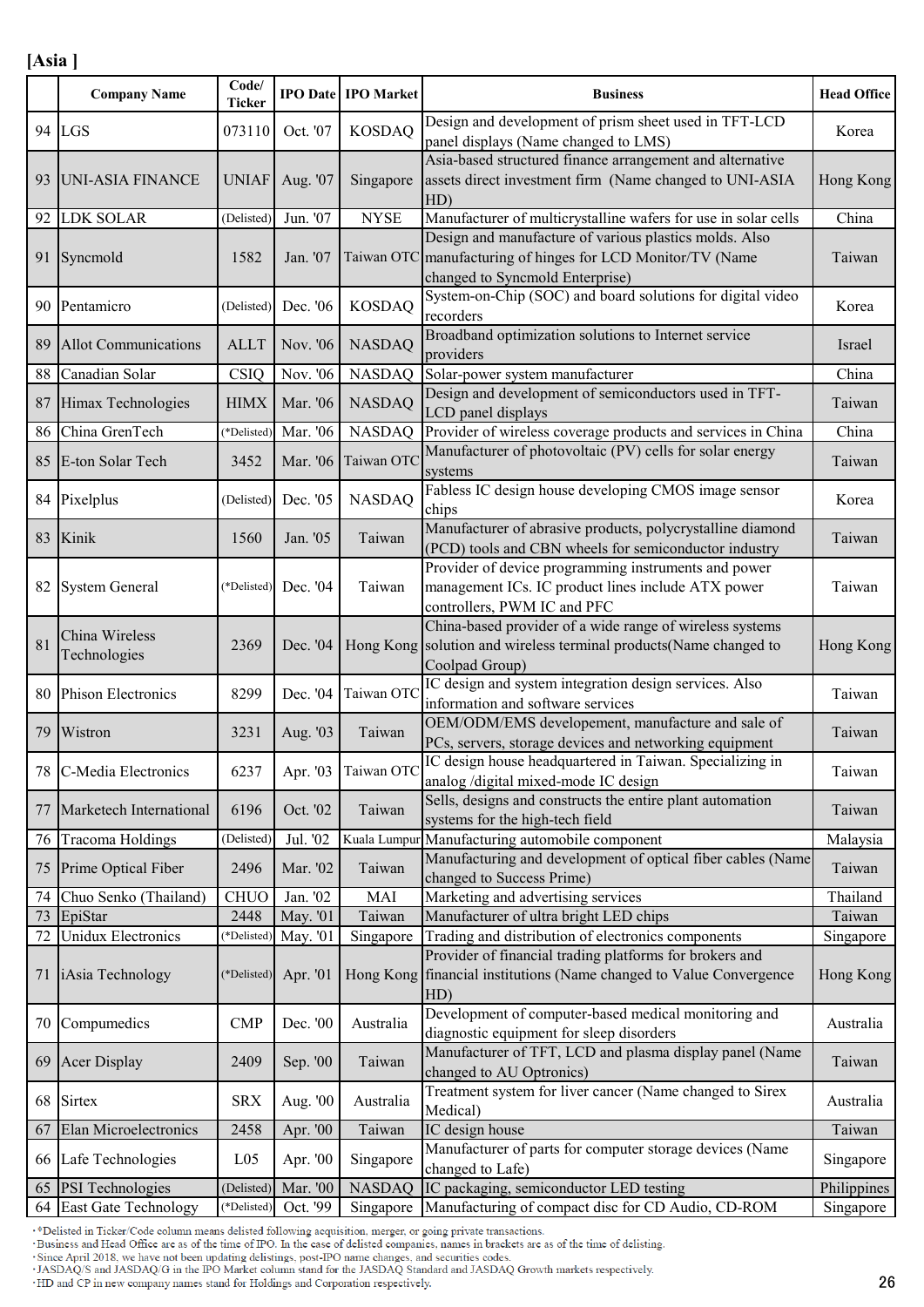**[Asia ]**

| | Company Name | Code/ Ticker | IPO Date | IPO Market | Business | Head Office |
|---|---|---|---|---|---|---|
| 94 | LGS | 073110 | Oct. '07 | KOSDAQ | Design and development of prism sheet used in TFT-LCD panel displays (Name changed to LMS) | Korea |
| 93 | UNI-ASIA FINANCE | UNIAF | Aug. '07 | Singapore | Asia-based structured finance arrangement and alternative assets direct investment firm (Name changed to UNI-ASIA HD) | Hong Kong |
| 92 | LDK SOLAR | (Delisted) | Jun. '07 | NYSE | Manufacturer of multicrystalline wafers for use in solar cells | China |
| 91 | Syncmold | 1582 | Jan. '07 | Taiwan OTC | Design and manufacture of various plastics molds. Also manufacturing of hinges for LCD Monitor/TV (Name changed to Syncmold Enterprise) | Taiwan |
| 90 | Pentamicro | (Delisted) | Dec. '06 | KOSDAQ | System-on-Chip (SOC) and board solutions for digital video recorders | Korea |
| 89 | Allot Communications | ALLT | Nov. '06 | NASDAQ | Broadband optimization solutions to Internet service providers | Israel |
| 88 | Canadian Solar | CSIQ | Nov. '06 | NASDAQ | Solar-power system manufacturer | China |
| 87 | Himax Technologies | HIMX | Mar. '06 | NASDAQ | Design and development of semiconductors used in TFT-LCD panel displays | Taiwan |
| 86 | China GrenTech | (*Delisted) | Mar. '06 | NASDAQ | Provider of wireless coverage products and services in China | China |
| 85 | E-ton Solar Tech | 3452 | Mar. '06 | Taiwan OTC | Manufacturer of photovoltaic (PV) cells for solar energy systems | Taiwan |
| 84 | Pixelplus | (Delisted) | Dec. '05 | NASDAQ | Fabless IC design house developing CMOS image sensor chips | Korea |
| 83 | Kinik | 1560 | Jan. '05 | Taiwan | Manufacturer of abrasive products, polycrystalline diamond (PCD) tools and CBN wheels for semiconductor industry | Taiwan |
| 82 | System General | (*Delisted) | Dec. '04 | Taiwan | Provider of device programming instruments and power management ICs. IC product lines include ATX power controllers, PWM IC and PFC | Taiwan |
| 81 | China Wireless Technologies | 2369 | Dec. '04 | Hong Kong | China-based provider of a wide range of wireless systems solution and wireless terminal products(Name changed to Coolpad Group) | Hong Kong |
| 80 | Phison Electronics | 8299 | Dec. '04 | Taiwan OTC | IC design and system integration design services. Also information and software services | Taiwan |
| 79 | Wistron | 3231 | Aug. '03 | Taiwan | OEM/ODM/EMS developement, manufacture and sale of PCs, servers, storage devices and networking equipment | Taiwan |
| 78 | C-Media Electronics | 6237 | Apr. '03 | Taiwan OTC | IC design house headquartered in Taiwan. Specializing in analog /digital mixed-mode IC design | Taiwan |
| 77 | Marketech International | 6196 | Oct. '02 | Taiwan | Sells, designs and constructs the entire plant automation systems for the high-tech field | Taiwan |
| 76 | Tracoma Holdings | (Delisted) | Jul. '02 | Kuala Lumpur | Manufacturing automobile component | Malaysia |
| 75 | Prime Optical Fiber | 2496 | Mar. '02 | Taiwan | Manufacturing and development of optical fiber cables (Name changed to Success Prime) | Taiwan |
| 74 | Chuo Senko (Thailand) | CHUO | Jan. '02 | MAI | Marketing and advertising services | Thailand |
| 73 | EpiStar | 2448 | May. '01 | Taiwan | Manufacturer of ultra bright LED chips | Taiwan |
| 72 | Unidux Electronics | (*Delisted) | May. '01 | Singapore | Trading and distribution of electronics components | Singapore |
| 71 | iAsia Technology | (*Delisted) | Apr. '01 | Hong Kong | Provider of financial trading platforms for brokers and financial institutions (Name changed to Value Convergence HD) | Hong Kong |
| 70 | Compumedics | CMP | Dec. '00 | Australia | Development of computer-based medical monitoring and diagnostic equipment for sleep disorders | Australia |
| 69 | Acer Display | 2409 | Sep. '00 | Taiwan | Manufacturer of TFT, LCD and plasma display panel (Name changed to AU Optronics) | Taiwan |
| 68 | Sirtex | SRX | Aug. '00 | Australia | Treatment system for liver cancer (Name changed to Sirex Medical) | Australia |
| 67 | Elan Microelectronics | 2458 | Apr. '00 | Taiwan | IC design house | Taiwan |
| 66 | Lafe Technologies | L05 | Apr. '00 | Singapore | Manufacturer of parts for computer storage devices (Name changed to Lafe) | Singapore |
| 65 | PSI Technologies | (Delisted) | Mar. '00 | NASDAQ | IC packaging, semiconductor LED testing | Philippines |
| 64 | East Gate Technology | (*Delisted) | Oct. '99 | Singapore | Manufacturing of compact disc for CD Audio, CD-ROM | Singapore |

・*Delisted in Ticker/Code column means delisted following acquisition, merger, or going private transactions.
・Business and Head Office are as of the time of IPO. In the case of delisted companies, names in brackets are as of the time of delisting.
・Since April 2018, we have not been updating delistings, post-IPO name changes, and securities codes.
・JASDAQ/S and JASDAQ/G in the IPO Market column stand for the JASDAQ Standard and JASDAQ Growth markets respectively.
・HD and CP in new company names stand for Holdings and Corporation respectively.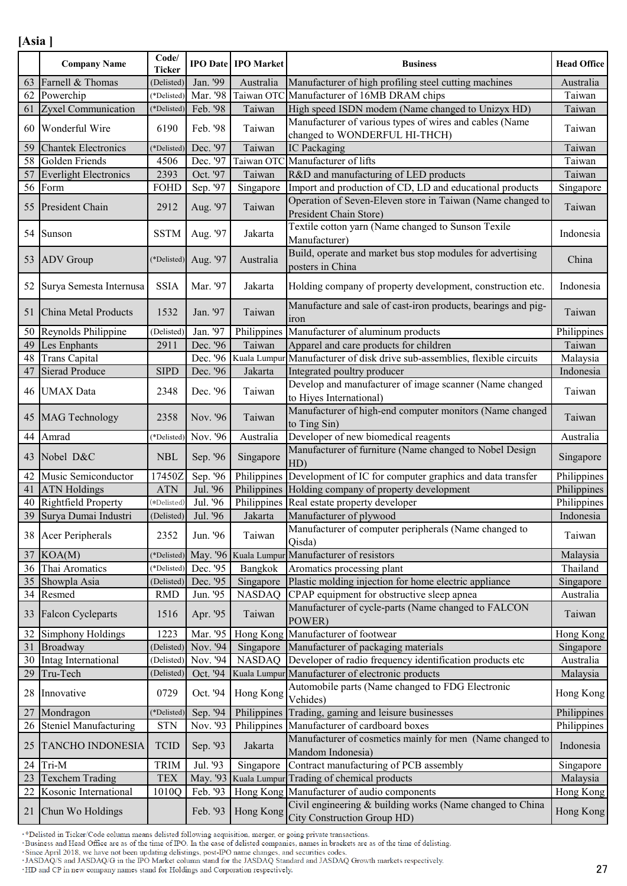**[Asia ]**

| | Company Name | Code/ Ticker | IPO Date | IPO Market | Business | Head Office |
|---|---|---|---|---|---|---|
| 63 | Farnell & Thomas | (Delisted) | Jan. '99 | Australia | Manufacturer of high profiling steel cutting machines | Australia |
| 62 | Powerchip | (*Delisted) | Mar. '98 | Taiwan OTC | Manufacturer of 16MB DRAM chips | Taiwan |
| 61 | Zyxel Communication | (*Delisted) | Feb. '98 | Taiwan | High speed ISDN modem (Name changed to Unizyx HD) | Taiwan |
| 60 | Wonderful Wire | 6190 | Feb. '98 | Taiwan | Manufacturer of various types of wires and cables (Name changed to WONDERFUL HI-THCH) | Taiwan |
| 59 | Chantek Electronics | (*Delisted) | Dec. '97 | Taiwan | IC Packaging | Taiwan |
| 58 | Golden Friends | 4506 | Dec. '97 | Taiwan OTC | Manufacturer of lifts | Taiwan |
| 57 | Everlight Electronics | 2393 | Oct. '97 | Taiwan | R&D and manufacturing of LED products | Taiwan |
| 56 | Form | FOHD | Sep. '97 | Singapore | Import and production of CD, LD and educational products | Singapore |
| 55 | President Chain | 2912 | Aug. '97 | Taiwan | Operation of Seven-Eleven store in Taiwan (Name changed to President Chain Store) | Taiwan |
| 54 | Sunson | SSTM | Aug. '97 | Jakarta | Textile cotton yarn (Name changed to Sunson Texile Manufacturer) | Indonesia |
| 53 | ADV Group | (*Delisted) | Aug. '97 | Australia | Build, operate and market bus stop modules for advertising posters in China | China |
| 52 | Surya Semesta Internusa | SSIA | Mar. '97 | Jakarta | Holding company of property development, construction etc. | Indonesia |
| 51 | China Metal Products | 1532 | Jan. '97 | Taiwan | Manufacture and sale of cast-iron products, bearings and pig-iron | Taiwan |
| 50 | Reynolds Philippine | (Delisted) | Jan. '97 | Philippines | Manufacturer of aluminum products | Philippines |
| 49 | Les Enphants | 2911 | Dec. '96 | Taiwan | Apparel and care products for children | Taiwan |
| 48 | Trans Capital | | Dec. '96 | Kuala Lumpur | Manufacturer of disk drive sub-assemblies, flexible circuits | Malaysia |
| 47 | Sierad Produce | SIPD | Dec. '96 | Jakarta | Integrated poultry producer | Indonesia |
| 46 | UMAX Data | 2348 | Dec. '96 | Taiwan | Develop and manufacturer of image scanner (Name changed to Hiyes International) | Taiwan |
| 45 | MAG Technology | 2358 | Nov. '96 | Taiwan | Manufacturer of high-end computer monitors (Name changed to Ting Sin) | Taiwan |
| 44 | Amrad | (*Delisted) | Nov. '96 | Australia | Developer of new biomedical reagents | Australia |
| 43 | Nobel D&C | NBL | Sep. '96 | Singapore | Manufacturer of furniture (Name changed to Nobel Design HD) | Singapore |
| 42 | Music Semiconductor | 17450Z | Sep. '96 | Philippines | Development of IC for computer graphics and data transfer | Philippines |
| 41 | ATN Holdings | ATN | Jul. '96 | Philippines | Holding company of property development | Philippines |
| 40 | Rightfield Property | (*Delisted) | Jul. '96 | Philippines | Real estate property developer | Philippines |
| 39 | Surya Dumai Industri | (Delisted) | Jul. '96 | Jakarta | Manufacturer of plywood | Indonesia |
| 38 | Acer Peripherals | 2352 | Jun. '96 | Taiwan | Manufacturer of computer peripherals (Name changed to Qisda) | Taiwan |
| 37 | KOA(M) | (*Delisted) | May. '96 | Kuala Lumpur | Manufacturer of resistors | Malaysia |
| 36 | Thai Aromatics | (*Delisted) | Dec. '95 | Bangkok | Aromatics processing plant | Thailand |
| 35 | Showpla Asia | (Delisted) | Dec. '95 | Singapore | Plastic molding injection for home electric appliance | Singapore |
| 34 | Resmed | RMD | Jun. '95 | NASDAQ | CPAP equipment for obstructive sleep apnea | Australia |
| 33 | Falcon Cycleparts | 1516 | Apr. '95 | Taiwan | Manufacturer of cycle-parts (Name changed to FALCON POWER) | Taiwan |
| 32 | Simphony Holdings | 1223 | Mar. '95 | Hong Kong | Manufacturer of footwear | Hong Kong |
| 31 | Broadway | (Delisted) | Nov. '94 | Singapore | Manufacturer of packaging materials | Singapore |
| 30 | Intag International | (Delisted) | Nov. '94 | NASDAQ | Developer of radio frequency identification products etc | Australia |
| 29 | Tru-Tech | (Delisted) | Oct. '94 | Kuala Lumpur | Manufacturer of electronic products | Malaysia |
| 28 | Innovative | 0729 | Oct. '94 | Hong Kong | Automobile parts (Name changed to FDG Electronic Vehides) | Hong Kong |
| 27 | Mondragon | (*Delisted) | Sep. '94 | Philippines | Trading, gaming and leisure businesses | Philippines |
| 26 | Steniel Manufacturing | STN | Nov. '93 | Philippines | Manufacturer of cardboard boxes | Philippines |
| 25 | TANCHO INDONESIA | TCID | Sep. '93 | Jakarta | Manufacturer of cosmetics mainly for men (Name changed to Mandom Indonesia) | Indonesia |
| 24 | Tri-M | TRIM | Jul. '93 | Singapore | Contract manufacturing of PCB assembly | Singapore |
| 23 | Texchem Trading | TEX | May. '93 | Kuala Lumpur | Trading of chemical products | Malaysia |
| 22 | Kosonic International | 1010Q | Feb. '93 | Hong Kong | Manufacturer of audio components | Hong Kong |
| 21 | Chun Wo Holdings | | Feb. '93 | Hong Kong | Civil engineering & building works (Name changed to China City Construction Group HD) | Hong Kong |

・*Delisted in Ticker/Code column means delisted following acquisition, merger, or going private transactions.
・Business and Head Office are as of the time of IPO. In the case of delisted companies, names in brackets are as of the time of delisting.
・Since April 2018, we have not been updating delistings, post-IPO name changes, and securities codes.
・JASDAQ/S and JASDAQ/G in the IPO Market column stand for the JASDAQ Standard and JASDAQ Growth markets respectively.
・HD and CP in new company names stand for Holdings and Corporation respectively.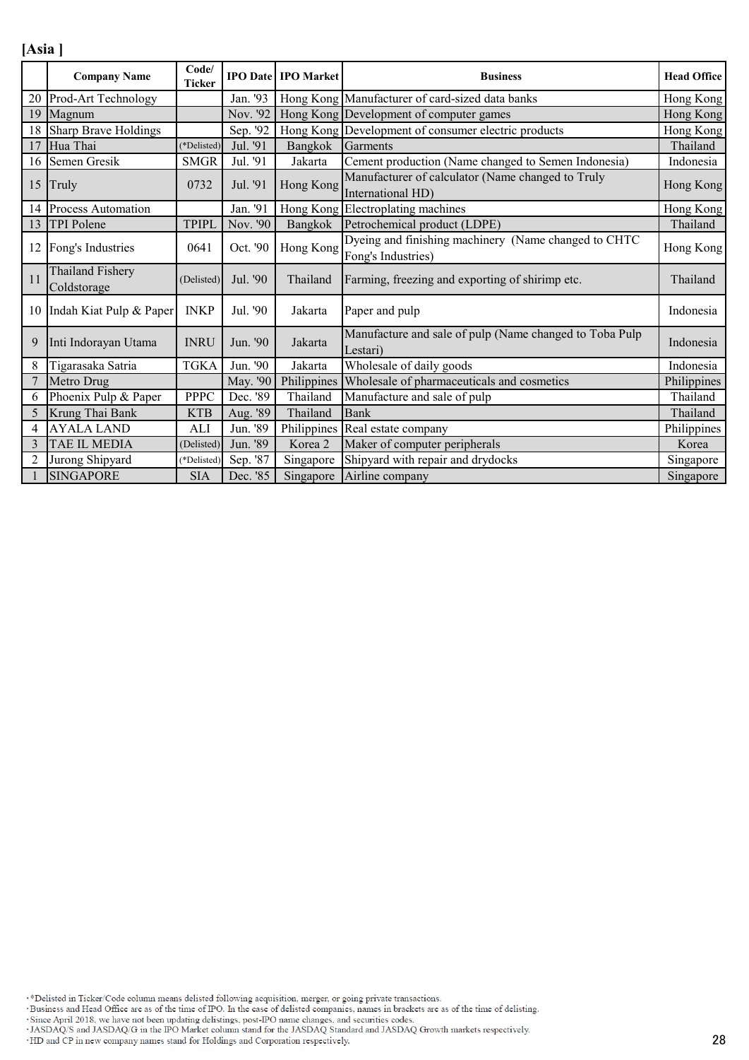**[Asia ]**

| | Company Name | Code/ Ticker | IPO Date | IPO Market | Business | Head Office |
|---|---|---|---|---|---|---|
| 20 | Prod-Art Technology | | Jan. '93 | Hong Kong | Manufacturer of card-sized data banks | Hong Kong |
| 19 | Magnum | | Nov. '92 | Hong Kong | Development of computer games | Hong Kong |
| 18 | Sharp Brave Holdings | | Sep. '92 | Hong Kong | Development of consumer electric products | Hong Kong |
| 17 | Hua Thai | (*Delisted) | Jul. '91 | Bangkok | Garments | Thailand |
| 16 | Semen Gresik | SMGR | Jul. '91 | Jakarta | Cement production (Name changed to Semen Indonesia) | Indonesia |
| 15 | Truly | 0732 | Jul. '91 | Hong Kong | Manufacturer of calculator (Name changed to Truly International HD) | Hong Kong |
| 14 | Process Automation | | Jan. '91 | Hong Kong | Electroplating machines | Hong Kong |
| 13 | TPI Polene | TPIPL | Nov. '90 | Bangkok | Petrochemical product (LDPE) | Thailand |
| 12 | Fong's Industries | 0641 | Oct. '90 | Hong Kong | Dyeing and finishing machinery (Name changed to CHTC Fong's Industries) | Hong Kong |
| 11 | Thailand Fishery Coldstorage | (Delisted) | Jul. '90 | Thailand | Farming, freezing and exporting of shirimp etc. | Thailand |
| 10 | Indah Kiat Pulp & Paper | INKP | Jul. '90 | Jakarta | Paper and pulp | Indonesia |
| 9 | Inti Indorayan Utama | INRU | Jun. '90 | Jakarta | Manufacture and sale of pulp (Name changed to Toba Pulp Lestari) | Indonesia |
| 8 | Tigarasaka Satria | TGKA | Jun. '90 | Jakarta | Wholesale of daily goods | Indonesia |
| 7 | Metro Drug | | May. '90 | Philippines | Wholesale of pharmaceuticals and cosmetics | Philippines |
| 6 | Phoenix Pulp & Paper | PPPC | Dec. '89 | Thailand | Manufacture and sale of pulp | Thailand |
| 5 | Krung Thai Bank | KTB | Aug. '89 | Thailand | Bank | Thailand |
| 4 | AYALA LAND | ALI | Jun. '89 | Philippines | Real estate company | Philippines |
| 3 | TAE IL MEDIA | (Delisted) | Jun. '89 | Korea 2 | Maker of computer peripherals | Korea |
| 2 | Jurong Shipyard | (*Delisted) | Sep. '87 | Singapore | Shipyard with repair and drydocks | Singapore |
| 1 | SINGAPORE | SIA | Dec. '85 | Singapore | Airline company | Singapore |

- *Delisted in Ticker/Code column means delisted following acquisition, merger, or going private transactions.
- Business and Head Office are as of the time of IPO. In the case of delisted companies, names in brackets are as of the time of delisting.
- Since April 2018, we have not been updating delistings, post-IPO name changes, and securities codes.
- JASDAQ/S and JASDAQ/G in the IPO Market column stand for the JASDAQ Standard and JASDAQ Growth markets respectively.
- HD and CP in new company names stand for Holdings and Corporation respectively.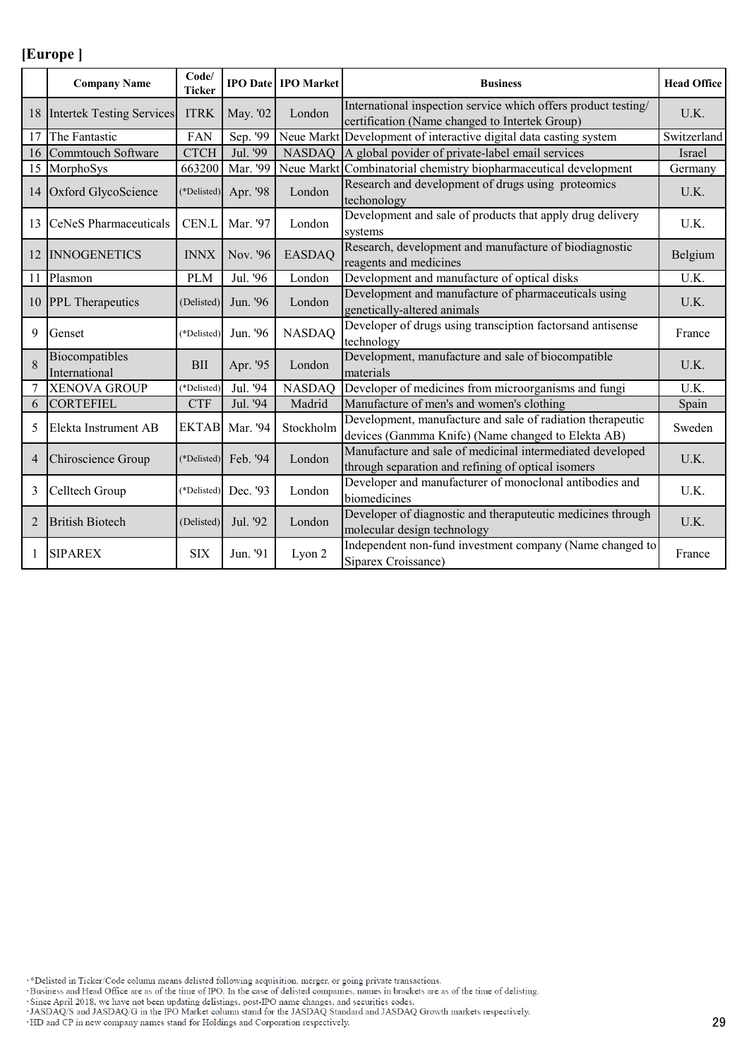## [Europe ]

| | Company Name | Code/ Ticker | IPO Date | IPO Market | Business | Head Office |
|---|---|---|---|---|---|---|
| 18 | Intertek Testing Services | ITRK | May. '02 | London | International inspection service which offers product testing/ certification (Name changed to Intertek Group) | U.K. |
| 17 | The Fantastic | FAN | Sep. '99 | Neue Markt | Development of interactive digital data casting system | Switzerland |
| 16 | Commtouch Software | CTCH | Jul. '99 | NASDAQ | A global povider of private-label email services | Israel |
| 15 | MorphoSys | 663200 | Mar. '99 | Neue Markt | Combinatorial chemistry biopharmaceutical development | Germany |
| 14 | Oxford GlycoScience | (*Delisted) | Apr. '98 | London | Research and development of drugs using proteomics techonology | U.K. |
| 13 | CeNeS Pharmaceuticals | CEN.L | Mar. '97 | London | Development and sale of products that apply drug delivery systems | U.K. |
| 12 | INNOGENETICS | INNX | Nov. '96 | EASDAQ | Research, development and manufacture of biodiagnostic reagents and medicines | Belgium |
| 11 | Plasmon | PLM | Jul. '96 | London | Development and manufacture of optical disks | U.K. |
| 10 | PPL Therapeutics | (Delisted) | Jun. '96 | London | Development and manufacture of pharmaceuticals using genetically-altered animals | U.K. |
| 9 | Genset | (*Delisted) | Jun. '96 | NASDAQ | Developer of drugs using transciption factorsand antisense technology | France |
| 8 | Biocompatibles International | BII | Apr. '95 | London | Development, manufacture and sale of biocompatible materials | U.K. |
| 7 | XENOVA GROUP | (*Delisted) | Jul. '94 | NASDAQ | Developer of medicines from microorganisms and fungi | U.K. |
| 6 | CORTEFIEL | CTF | Jul. '94 | Madrid | Manufacture of men's and women's clothing | Spain |
| 5 | Elekta Instrument AB | EKTAB | Mar. '94 | Stockholm | Development, manufacture and sale of radiation therapeutic devices (Ganmma Knife) (Name changed to Elekta AB) | Sweden |
| 4 | Chiroscience Group | (*Delisted) | Feb. '94 | London | Manufacture and sale of medicinal intermediated developed through separation and refining of optical isomers | U.K. |
| 3 | Celltech Group | (*Delisted) | Dec. '93 | London | Developer and manufacturer of monoclonal antibodies and biomedicines | U.K. |
| 2 | British Biotech | (Delisted) | Jul. '92 | London | Developer of diagnostic and theraputeutic medicines through molecular design technology | U.K. |
| 1 | SIPAREX | SIX | Jun. '91 | Lyon 2 | Independent non-fund investment company (Name changed to Siparex Croissance) | France |

・*Delisted in Ticker/Code column means delisted following acquisition, merger, or going private transactions.
・Business and Head Office are as of the time of IPO. In the case of delisted companies, names in brackets are as of the time of delisting.
・Since April 2018, we have not been updating delistings, post-IPO name changes, and securities codes.
・JASDAQ/S and JASDAQ/G in the IPO Market column stand for the JASDAQ Standard and JASDAQ Growth markets respectively.
・HD and CP in new company names stand for Holdings and Corporation respectively.